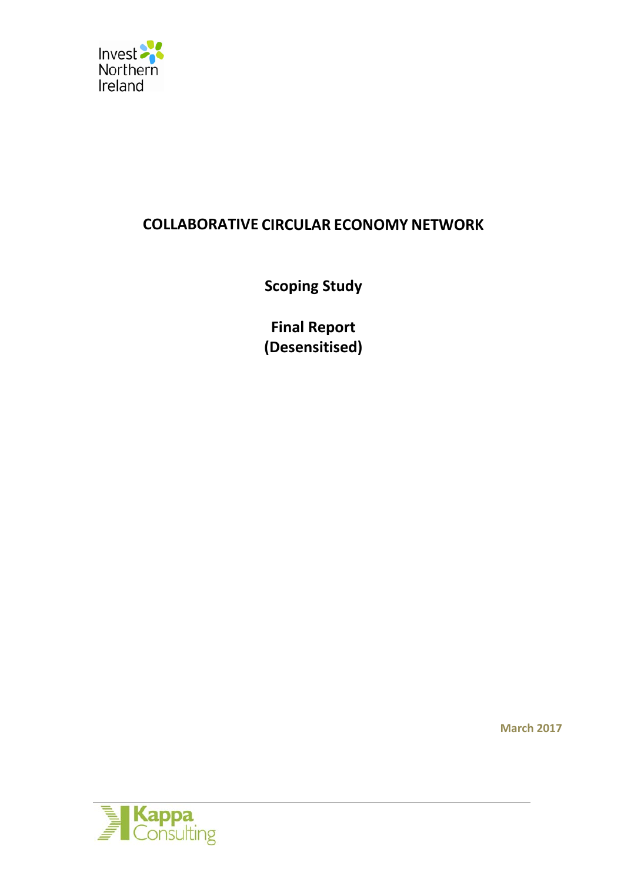Invest Northern Ireland

# COLLABORATIVE CIRCULAR ECONOMY NETWORK

**Scoping Study**

**Final Report**
**(Desensitised)**

**March 2017**

Kappa Consulting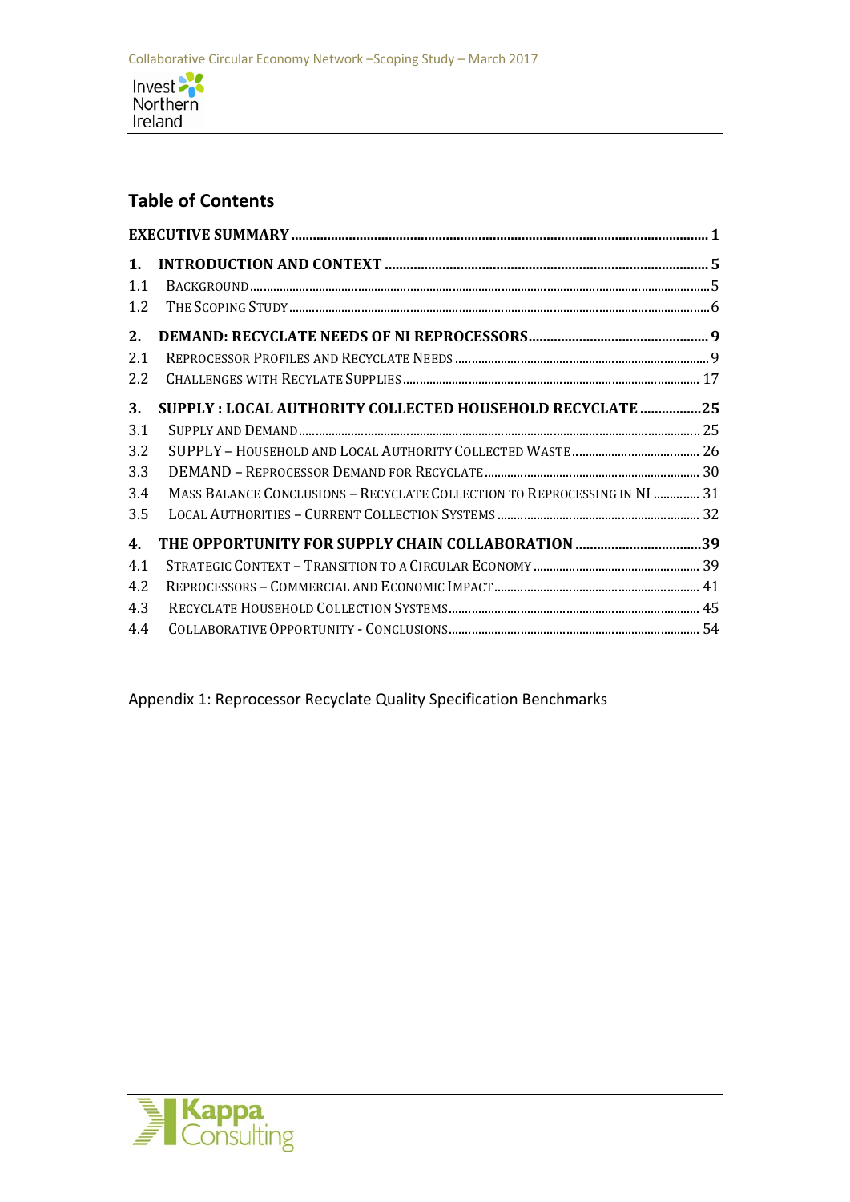## Table of Contents

| | | |
|---|---|---|
| **EXECUTIVE SUMMARY** | | **1** |
| **1.** | **INTRODUCTION AND CONTEXT** | **5** |
| 1.1 | BACKGROUND | 5 |
| 1.2 | THE SCOPING STUDY | 6 |
| **2.** | **DEMAND: RECYCLATE NEEDS OF NI REPROCESSORS** | **9** |
| 2.1 | REPROCESSOR PROFILES AND RECYCLATE NEEDS | 9 |
| 2.2 | CHALLENGES WITH RECYLATE SUPPLIES | 17 |
| **3.** | **SUPPLY : LOCAL AUTHORITY COLLECTED HOUSEHOLD RECYCLATE** | **25** |
| 3.1 | SUPPLY AND DEMAND | 25 |
| 3.2 | SUPPLY – HOUSEHOLD AND LOCAL AUTHORITY COLLECTED WASTE | 26 |
| 3.3 | DEMAND – REPROCESSOR DEMAND FOR RECYCLATE | 30 |
| 3.4 | MASS BALANCE CONCLUSIONS – RECYCLATE COLLECTION TO REPROCESSING IN NI | 31 |
| 3.5 | LOCAL AUTHORITIES – CURRENT COLLECTION SYSTEMS | 32 |
| **4.** | **THE OPPORTUNITY FOR SUPPLY CHAIN COLLABORATION** | **39** |
| 4.1 | STRATEGIC CONTEXT – TRANSITION TO A CIRCULAR ECONOMY | 39 |
| 4.2 | REPROCESSORS – COMMERCIAL AND ECONOMIC IMPACT | 41 |
| 4.3 | RECYCLATE HOUSEHOLD COLLECTION SYSTEMS | 45 |
| 4.4 | COLLABORATIVE OPPORTUNITY - CONCLUSIONS | 54 |

Appendix 1: Reprocessor Recyclate Quality Specification Benchmarks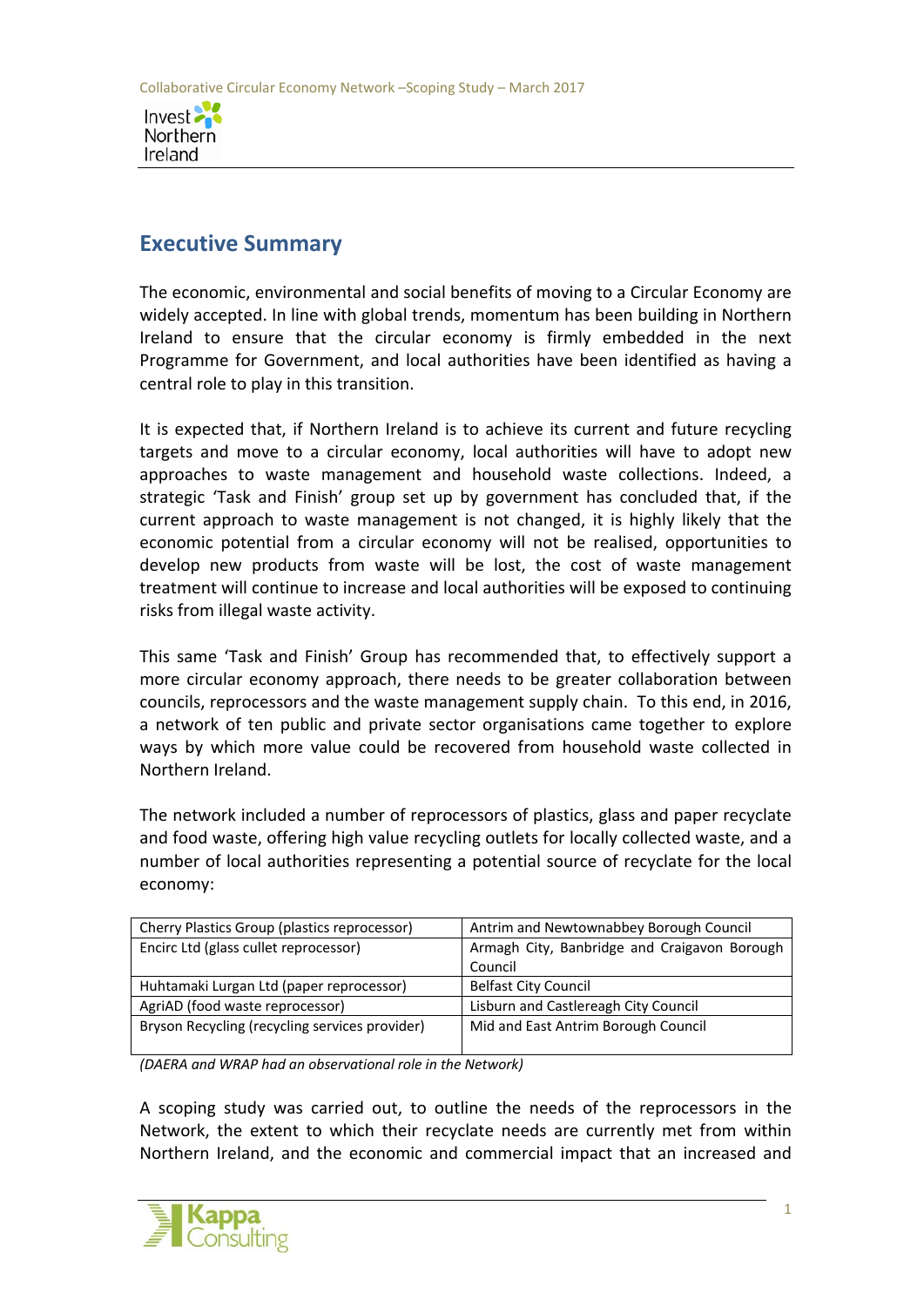## Executive Summary

The economic, environmental and social benefits of moving to a Circular Economy are widely accepted. In line with global trends, momentum has been building in Northern Ireland to ensure that the circular economy is firmly embedded in the next Programme for Government, and local authorities have been identified as having a central role to play in this transition.

It is expected that, if Northern Ireland is to achieve its current and future recycling targets and move to a circular economy, local authorities will have to adopt new approaches to waste management and household waste collections. Indeed, a strategic 'Task and Finish' group set up by government has concluded that, if the current approach to waste management is not changed, it is highly likely that the economic potential from a circular economy will not be realised, opportunities to develop new products from waste will be lost, the cost of waste management treatment will continue to increase and local authorities will be exposed to continuing risks from illegal waste activity.

This same 'Task and Finish' Group has recommended that, to effectively support a more circular economy approach, there needs to be greater collaboration between councils, reprocessors and the waste management supply chain. To this end, in 2016, a network of ten public and private sector organisations came together to explore ways by which more value could be recovered from household waste collected in Northern Ireland.

The network included a number of reprocessors of plastics, glass and paper recyclate and food waste, offering high value recycling outlets for locally collected waste, and a number of local authorities representing a potential source of recyclate for the local economy:

| | |
|---|---|
| Cherry Plastics Group (plastics reprocessor) | Antrim and Newtownabbey Borough Council |
| Encirc Ltd (glass cullet reprocessor) | Armagh City, Banbridge and Craigavon Borough Council |
| Huhtamaki Lurgan Ltd (paper reprocessor) | Belfast City Council |
| AgriAD (food waste reprocessor) | Lisburn and Castlereagh City Council |
| Bryson Recycling (recycling services provider) | Mid and East Antrim Borough Council |

*(DAERA and WRAP had an observational role in the Network)*

A scoping study was carried out, to outline the needs of the reprocessors in the Network, the extent to which their recyclate needs are currently met from within Northern Ireland, and the economic and commercial impact that an increased and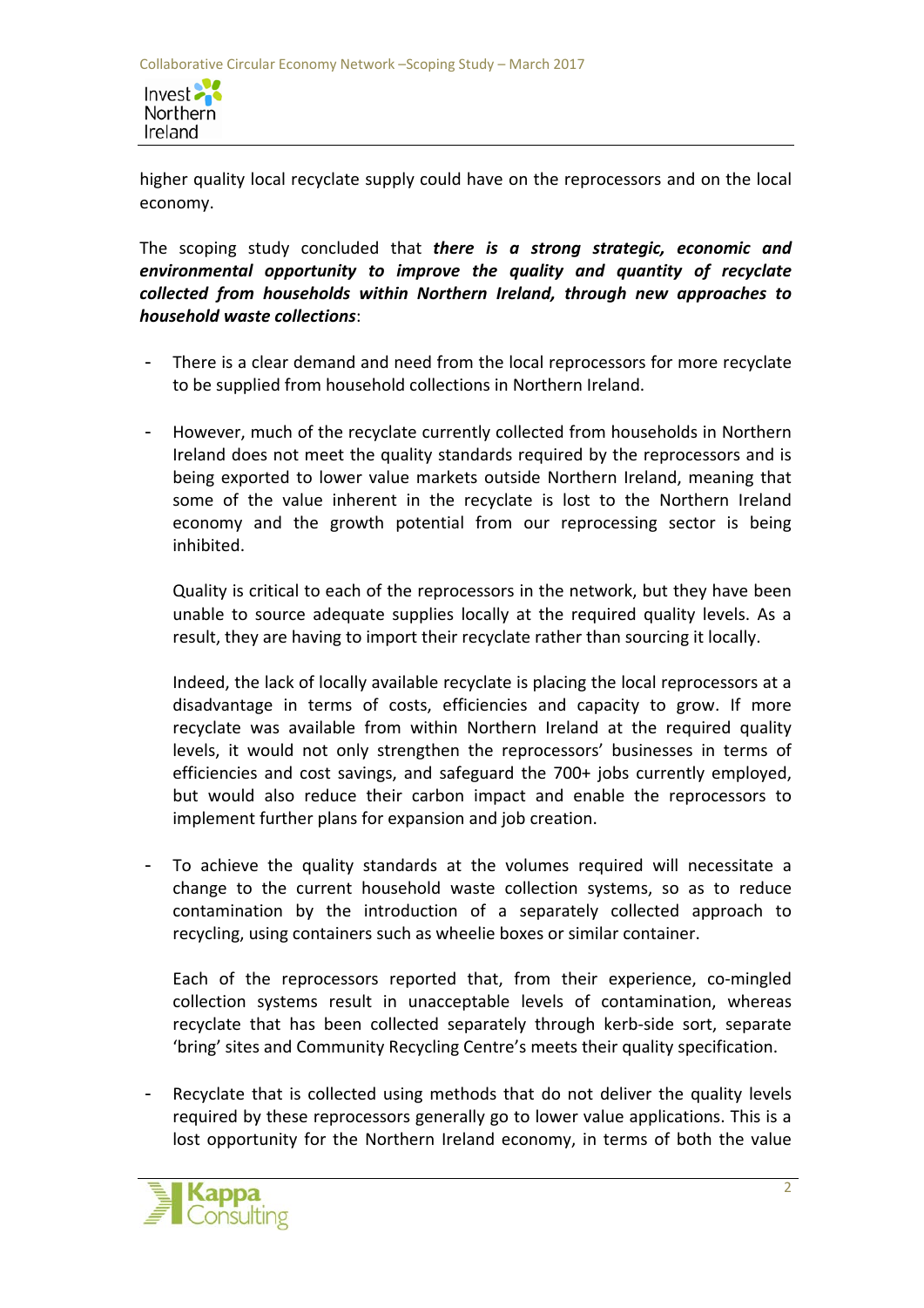higher quality local recyclate supply could have on the reprocessors and on the local economy.

The scoping study concluded that ***there is a strong strategic, economic and environmental opportunity to improve the quality and quantity of recyclate collected from households within Northern Ireland, through new approaches to household waste collections***:

- There is a clear demand and need from the local reprocessors for more recyclate to be supplied from household collections in Northern Ireland.

- However, much of the recyclate currently collected from households in Northern Ireland does not meet the quality standards required by the reprocessors and is being exported to lower value markets outside Northern Ireland, meaning that some of the value inherent in the recyclate is lost to the Northern Ireland economy and the growth potential from our reprocessing sector is being inhibited.

  Quality is critical to each of the reprocessors in the network, but they have been unable to source adequate supplies locally at the required quality levels. As a result, they are having to import their recyclate rather than sourcing it locally.

  Indeed, the lack of locally available recyclate is placing the local reprocessors at a disadvantage in terms of costs, efficiencies and capacity to grow. If more recyclate was available from within Northern Ireland at the required quality levels, it would not only strengthen the reprocessors' businesses in terms of efficiencies and cost savings, and safeguard the 700+ jobs currently employed, but would also reduce their carbon impact and enable the reprocessors to implement further plans for expansion and job creation.

- To achieve the quality standards at the volumes required will necessitate a change to the current household waste collection systems, so as to reduce contamination by the introduction of a separately collected approach to recycling, using containers such as wheelie boxes or similar container.

  Each of the reprocessors reported that, from their experience, co-mingled collection systems result in unacceptable levels of contamination, whereas recyclate that has been collected separately through kerb-side sort, separate 'bring' sites and Community Recycling Centre's meets their quality specification.

- Recyclate that is collected using methods that do not deliver the quality levels required by these reprocessors generally go to lower value applications. This is a lost opportunity for the Northern Ireland economy, in terms of both the value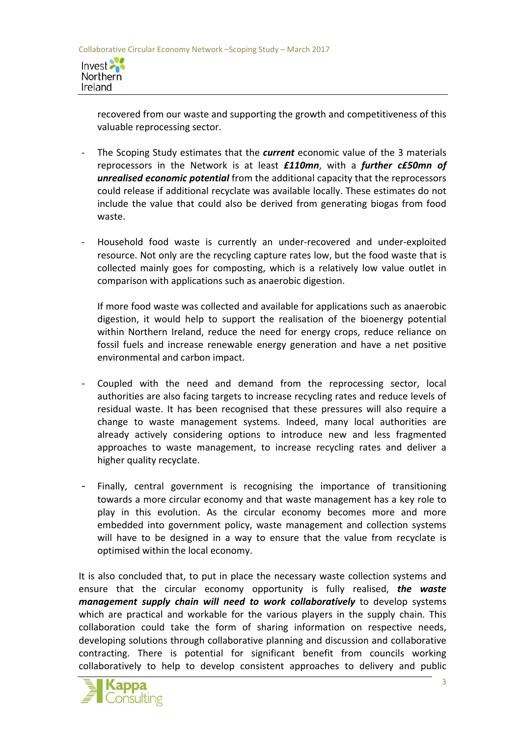recovered from our waste and supporting the growth and competitiveness of this valuable reprocessing sector.

- The Scoping Study estimates that the ***current*** economic value of the 3 materials reprocessors in the Network is at least ***£110mn***, with a ***further c£50mn of unrealised economic potential*** from the additional capacity that the reprocessors could release if additional recyclate was available locally. These estimates do not include the value that could also be derived from generating biogas from food waste.

- Household food waste is currently an under-recovered and under-exploited resource. Not only are the recycling capture rates low, but the food waste that is collected mainly goes for composting, which is a relatively low value outlet in comparison with applications such as anaerobic digestion.

  If more food waste was collected and available for applications such as anaerobic digestion, it would help to support the realisation of the bioenergy potential within Northern Ireland, reduce the need for energy crops, reduce reliance on fossil fuels and increase renewable energy generation and have a net positive environmental and carbon impact.

- Coupled with the need and demand from the reprocessing sector, local authorities are also facing targets to increase recycling rates and reduce levels of residual waste. It has been recognised that these pressures will also require a change to waste management systems. Indeed, many local authorities are already actively considering options to introduce new and less fragmented approaches to waste management, to increase recycling rates and deliver a higher quality recyclate.

- Finally, central government is recognising the importance of transitioning towards a more circular economy and that waste management has a key role to play in this evolution. As the circular economy becomes more and more embedded into government policy, waste management and collection systems will have to be designed in a way to ensure that the value from recyclate is optimised within the local economy.

It is also concluded that, to put in place the necessary waste collection systems and ensure that the circular economy opportunity is fully realised, ***the waste management supply chain will need to work collaboratively*** to develop systems which are practical and workable for the various players in the supply chain. This collaboration could take the form of sharing information on respective needs, developing solutions through collaborative planning and discussion and collaborative contracting. There is potential for significant benefit from councils working collaboratively to help to develop consistent approaches to delivery and public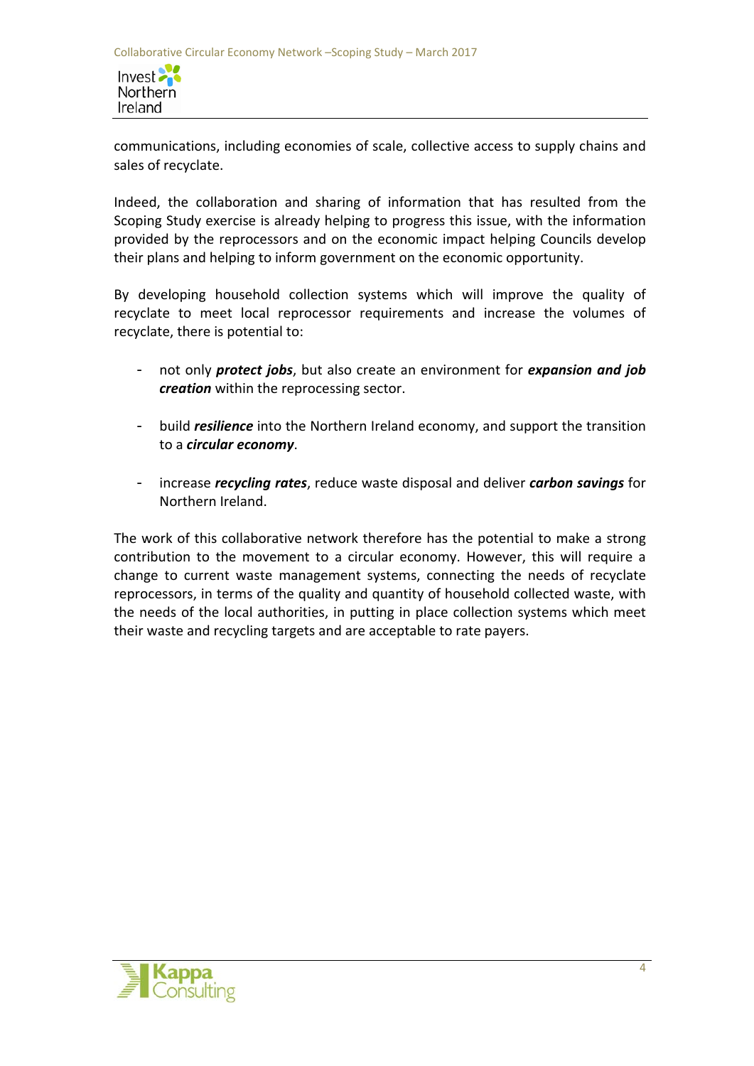communications, including economies of scale, collective access to supply chains and sales of recyclate.

Indeed, the collaboration and sharing of information that has resulted from the Scoping Study exercise is already helping to progress this issue, with the information provided by the reprocessors and on the economic impact helping Councils develop their plans and helping to inform government on the economic opportunity.

By developing household collection systems which will improve the quality of recyclate to meet local reprocessor requirements and increase the volumes of recyclate, there is potential to:

- not only ***protect jobs***, but also create an environment for ***expansion and job creation*** within the reprocessing sector.

- build ***resilience*** into the Northern Ireland economy, and support the transition to a ***circular economy***.

- increase ***recycling rates***, reduce waste disposal and deliver ***carbon savings*** for Northern Ireland.

The work of this collaborative network therefore has the potential to make a strong contribution to the movement to a circular economy. However, this will require a change to current waste management systems, connecting the needs of recyclate reprocessors, in terms of the quality and quantity of household collected waste, with the needs of the local authorities, in putting in place collection systems which meet their waste and recycling targets and are acceptable to rate payers.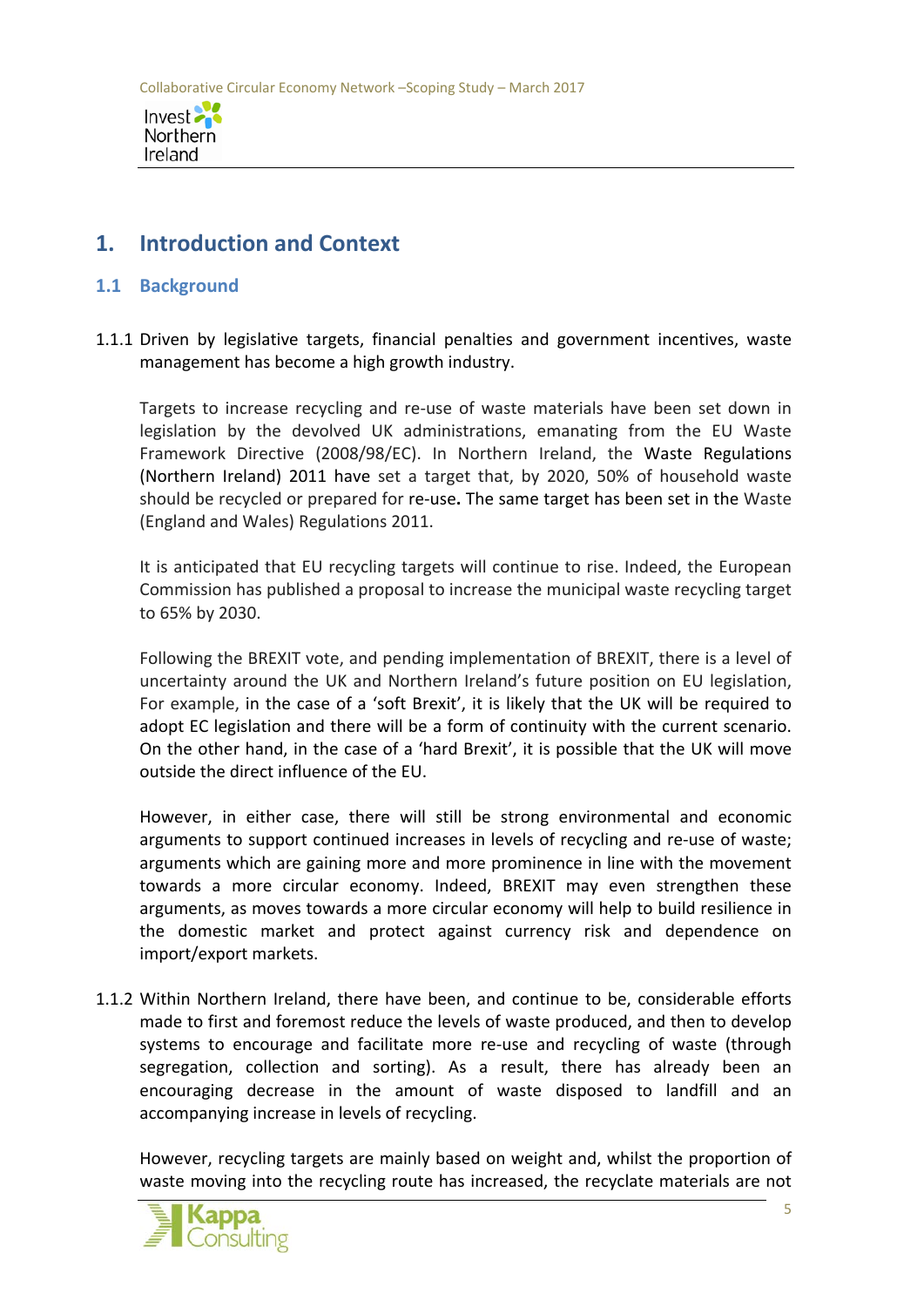# 1. Introduction and Context

## 1.1 Background

1.1.1 Driven by legislative targets, financial penalties and government incentives, waste management has become a high growth industry.

Targets to increase recycling and re-use of waste materials have been set down in legislation by the devolved UK administrations, emanating from the EU Waste Framework Directive (2008/98/EC). In Northern Ireland, the Waste Regulations (Northern Ireland) 2011 have set a target that, by 2020, 50% of household waste should be recycled or prepared for re-use**.** The same target has been set in the Waste (England and Wales) Regulations 2011.

It is anticipated that EU recycling targets will continue to rise. Indeed, the European Commission has published a proposal to increase the municipal waste recycling target to 65% by 2030.

Following the BREXIT vote, and pending implementation of BREXIT, there is a level of uncertainty around the UK and Northern Ireland's future position on EU legislation, For example, in the case of a 'soft Brexit', it is likely that the UK will be required to adopt EC legislation and there will be a form of continuity with the current scenario. On the other hand, in the case of a 'hard Brexit', it is possible that the UK will move outside the direct influence of the EU.

However, in either case, there will still be strong environmental and economic arguments to support continued increases in levels of recycling and re-use of waste; arguments which are gaining more and more prominence in line with the movement towards a more circular economy. Indeed, BREXIT may even strengthen these arguments, as moves towards a more circular economy will help to build resilience in the domestic market and protect against currency risk and dependence on import/export markets.

1.1.2 Within Northern Ireland, there have been, and continue to be, considerable efforts made to first and foremost reduce the levels of waste produced, and then to develop systems to encourage and facilitate more re-use and recycling of waste (through segregation, collection and sorting). As a result, there has already been an encouraging decrease in the amount of waste disposed to landfill and an accompanying increase in levels of recycling.

However, recycling targets are mainly based on weight and, whilst the proportion of waste moving into the recycling route has increased, the recyclate materials are not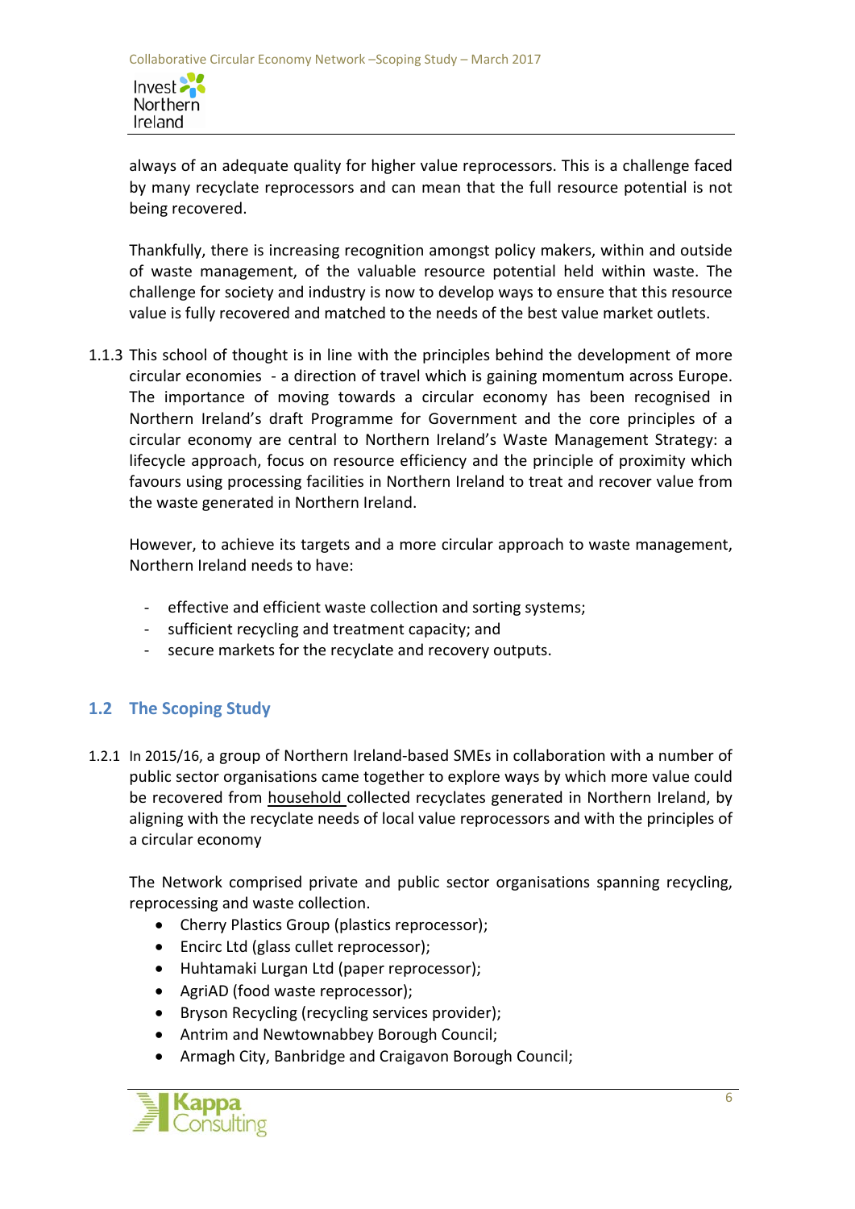always of an adequate quality for higher value reprocessors. This is a challenge faced by many recyclate reprocessors and can mean that the full resource potential is not being recovered.

Thankfully, there is increasing recognition amongst policy makers, within and outside of waste management, of the valuable resource potential held within waste. The challenge for society and industry is now to develop ways to ensure that this resource value is fully recovered and matched to the needs of the best value market outlets.

1.1.3 This school of thought is in line with the principles behind the development of more circular economies - a direction of travel which is gaining momentum across Europe. The importance of moving towards a circular economy has been recognised in Northern Ireland's draft Programme for Government and the core principles of a circular economy are central to Northern Ireland's Waste Management Strategy: a lifecycle approach, focus on resource efficiency and the principle of proximity which favours using processing facilities in Northern Ireland to treat and recover value from the waste generated in Northern Ireland.

However, to achieve its targets and a more circular approach to waste management, Northern Ireland needs to have:

- effective and efficient waste collection and sorting systems;
- sufficient recycling and treatment capacity; and
- secure markets for the recyclate and recovery outputs.

## 1.2 The Scoping Study

1.2.1 In 2015/16, a group of Northern Ireland-based SMEs in collaboration with a number of public sector organisations came together to explore ways by which more value could be recovered from household collected recyclates generated in Northern Ireland, by aligning with the recyclate needs of local value reprocessors and with the principles of a circular economy

The Network comprised private and public sector organisations spanning recycling, reprocessing and waste collection.

- Cherry Plastics Group (plastics reprocessor);
- Encirc Ltd (glass cullet reprocessor);
- Huhtamaki Lurgan Ltd (paper reprocessor);
- AgriAD (food waste reprocessor);
- Bryson Recycling (recycling services provider);
- Antrim and Newtownabbey Borough Council;
- Armagh City, Banbridge and Craigavon Borough Council;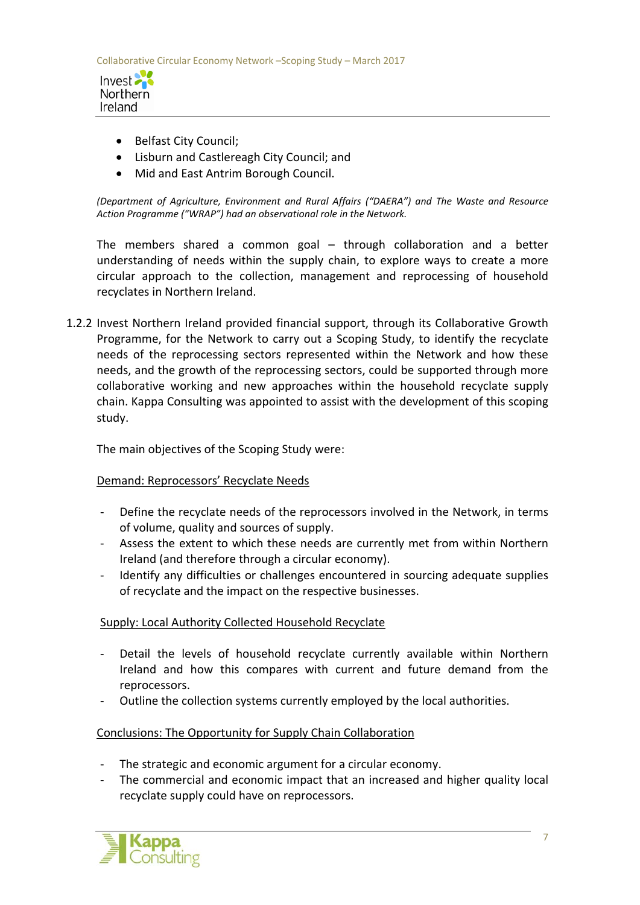- Belfast City Council;
- Lisburn and Castlereagh City Council; and
- Mid and East Antrim Borough Council.

*(Department of Agriculture, Environment and Rural Affairs ("DAERA") and The Waste and Resource Action Programme ("WRAP") had an observational role in the Network.*

The members shared a common goal – through collaboration and a better understanding of needs within the supply chain, to explore ways to create a more circular approach to the collection, management and reprocessing of household recyclates in Northern Ireland.

1.2.2 Invest Northern Ireland provided financial support, through its Collaborative Growth Programme, for the Network to carry out a Scoping Study, to identify the recyclate needs of the reprocessing sectors represented within the Network and how these needs, and the growth of the reprocessing sectors, could be supported through more collaborative working and new approaches within the household recyclate supply chain. Kappa Consulting was appointed to assist with the development of this scoping study.

The main objectives of the Scoping Study were:

<u>Demand: Reprocessors' Recyclate Needs</u>

- Define the recyclate needs of the reprocessors involved in the Network, in terms of volume, quality and sources of supply.
- Assess the extent to which these needs are currently met from within Northern Ireland (and therefore through a circular economy).
- Identify any difficulties or challenges encountered in sourcing adequate supplies of recyclate and the impact on the respective businesses.

<u>Supply: Local Authority Collected Household Recyclate</u>

- Detail the levels of household recyclate currently available within Northern Ireland and how this compares with current and future demand from the reprocessors.
- Outline the collection systems currently employed by the local authorities.

<u>Conclusions: The Opportunity for Supply Chain Collaboration</u>

- The strategic and economic argument for a circular economy.
- The commercial and economic impact that an increased and higher quality local recyclate supply could have on reprocessors.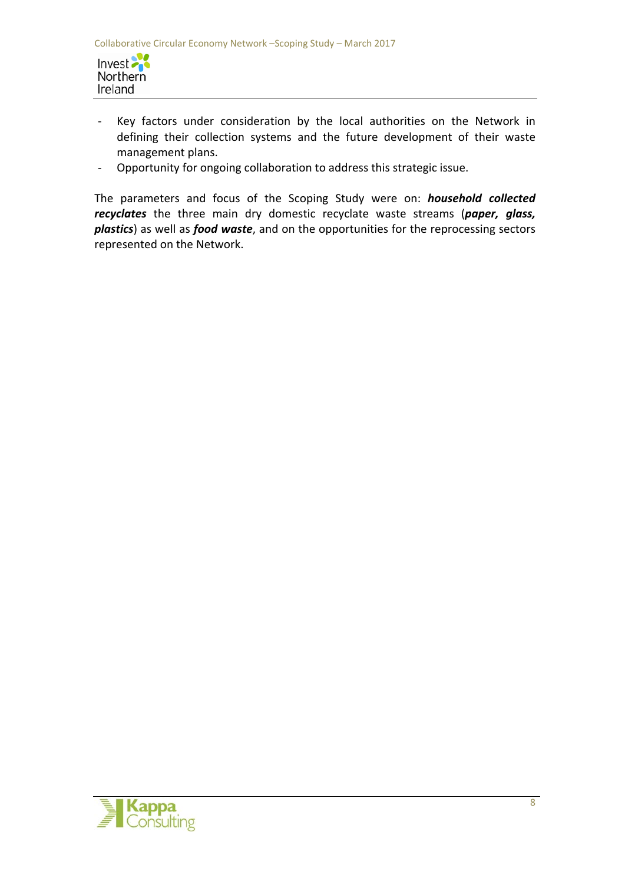- Key factors under consideration by the local authorities on the Network in defining their collection systems and the future development of their waste management plans.
- Opportunity for ongoing collaboration to address this strategic issue.

The parameters and focus of the Scoping Study were on: ***household collected recyclates*** the three main dry domestic recyclate waste streams (***paper, glass, plastics***) as well as ***food waste***, and on the opportunities for the reprocessing sectors represented on the Network.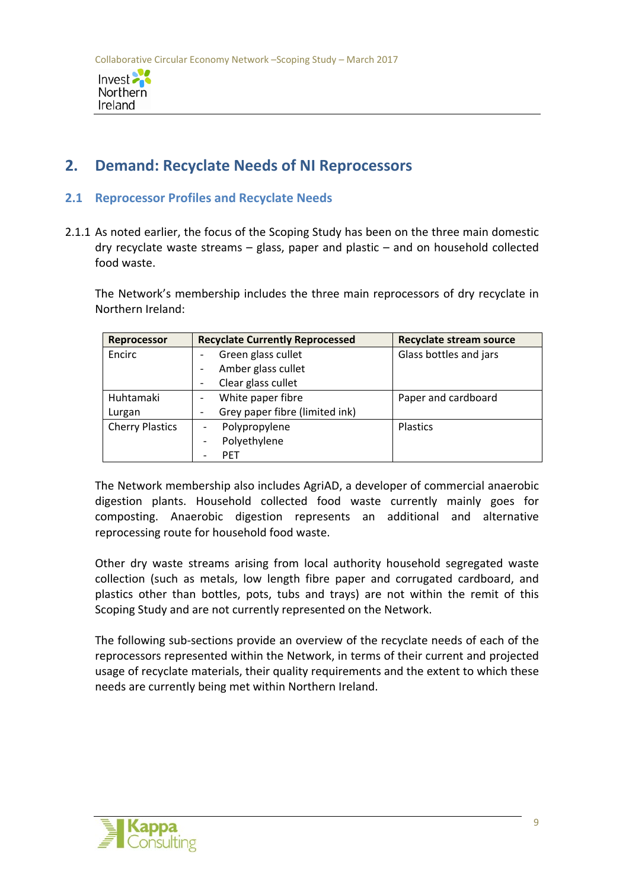## 2. Demand: Recyclate Needs of NI Reprocessors

### 2.1 Reprocessor Profiles and Recyclate Needs

2.1.1 As noted earlier, the focus of the Scoping Study has been on the three main domestic dry recyclate waste streams – glass, paper and plastic – and on household collected food waste.

The Network's membership includes the three main reprocessors of dry recyclate in Northern Ireland:

| Reprocessor | Recyclate Currently Reprocessed | Recyclate stream source |
|---|---|---|
| Encirc | - Green glass cullet<br>- Amber glass cullet<br>- Clear glass cullet | Glass bottles and jars |
| Huhtamaki Lurgan | - White paper fibre<br>- Grey paper fibre (limited ink) | Paper and cardboard |
| Cherry Plastics | - Polypropylene<br>- Polyethylene<br>- PET | Plastics |

The Network membership also includes AgriAD, a developer of commercial anaerobic digestion plants. Household collected food waste currently mainly goes for composting. Anaerobic digestion represents an additional and alternative reprocessing route for household food waste.

Other dry waste streams arising from local authority household segregated waste collection (such as metals, low length fibre paper and corrugated cardboard, and plastics other than bottles, pots, tubs and trays) are not within the remit of this Scoping Study and are not currently represented on the Network.

The following sub-sections provide an overview of the recyclate needs of each of the reprocessors represented within the Network, in terms of their current and projected usage of recyclate materials, their quality requirements and the extent to which these needs are currently being met within Northern Ireland.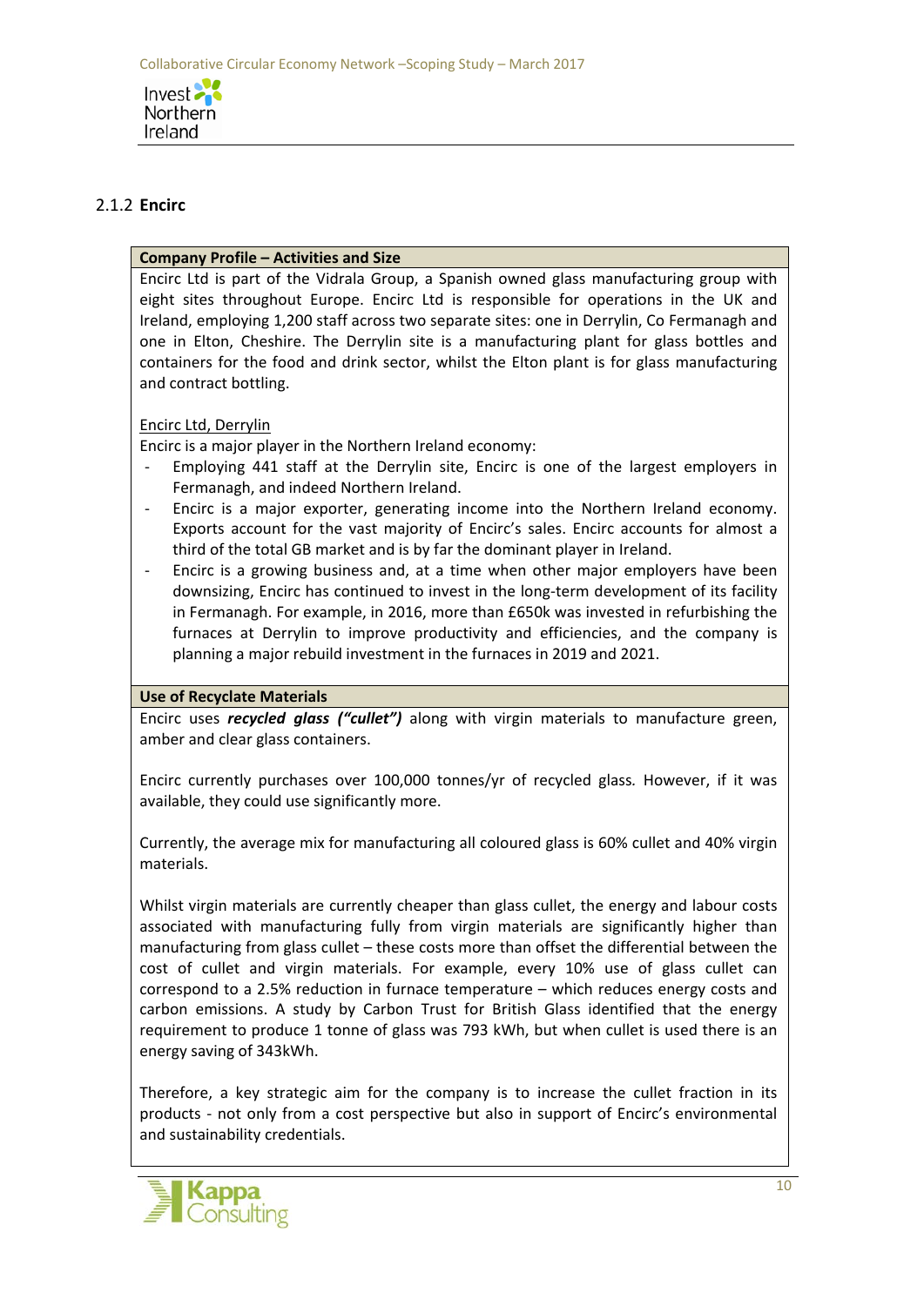### 2.1.2 Encirc

**Company Profile – Activities and Size**

Encirc Ltd is part of the Vidrala Group, a Spanish owned glass manufacturing group with eight sites throughout Europe. Encirc Ltd is responsible for operations in the UK and Ireland, employing 1,200 staff across two separate sites: one in Derrylin, Co Fermanagh and one in Elton, Cheshire. The Derrylin site is a manufacturing plant for glass bottles and containers for the food and drink sector, whilst the Elton plant is for glass manufacturing and contract bottling.

Encirc Ltd, Derrylin

Encirc is a major player in the Northern Ireland economy:

- Employing 441 staff at the Derrylin site, Encirc is one of the largest employers in Fermanagh, and indeed Northern Ireland.
- Encirc is a major exporter, generating income into the Northern Ireland economy. Exports account for the vast majority of Encirc's sales. Encirc accounts for almost a third of the total GB market and is by far the dominant player in Ireland.
- Encirc is a growing business and, at a time when other major employers have been downsizing, Encirc has continued to invest in the long-term development of its facility in Fermanagh. For example, in 2016, more than £650k was invested in refurbishing the furnaces at Derrylin to improve productivity and efficiencies, and the company is planning a major rebuild investment in the furnaces in 2019 and 2021.

**Use of Recyclate Materials**

Encirc uses ***recycled glass ("cullet")*** along with virgin materials to manufacture green, amber and clear glass containers.

Encirc currently purchases over 100,000 tonnes/yr of recycled glass. However, if it was available, they could use significantly more.

Currently, the average mix for manufacturing all coloured glass is 60% cullet and 40% virgin materials.

Whilst virgin materials are currently cheaper than glass cullet, the energy and labour costs associated with manufacturing fully from virgin materials are significantly higher than manufacturing from glass cullet – these costs more than offset the differential between the cost of cullet and virgin materials. For example, every 10% use of glass cullet can correspond to a 2.5% reduction in furnace temperature – which reduces energy costs and carbon emissions. A study by Carbon Trust for British Glass identified that the energy requirement to produce 1 tonne of glass was 793 kWh, but when cullet is used there is an energy saving of 343kWh.

Therefore, a key strategic aim for the company is to increase the cullet fraction in its products - not only from a cost perspective but also in support of Encirc's environmental and sustainability credentials.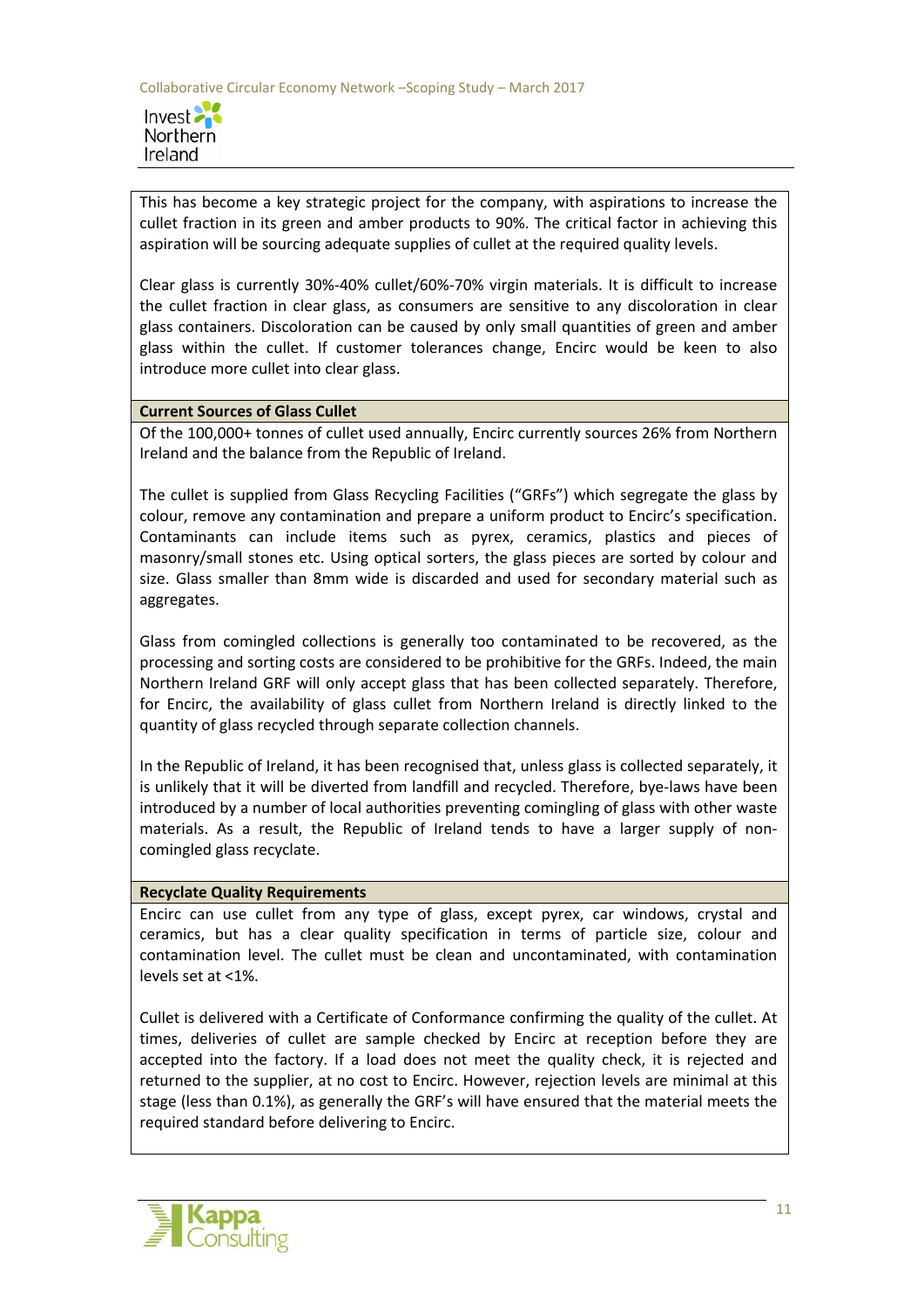This has become a key strategic project for the company, with aspirations to increase the cullet fraction in its green and amber products to 90%. The critical factor in achieving this aspiration will be sourcing adequate supplies of cullet at the required quality levels.

Clear glass is currently 30%-40% cullet/60%-70% virgin materials. It is difficult to increase the cullet fraction in clear glass, as consumers are sensitive to any discoloration in clear glass containers. Discoloration can be caused by only small quantities of green and amber glass within the cullet. If customer tolerances change, Encirc would be keen to also introduce more cullet into clear glass.

**Current Sources of Glass Cullet**

Of the 100,000+ tonnes of cullet used annually, Encirc currently sources 26% from Northern Ireland and the balance from the Republic of Ireland.

The cullet is supplied from Glass Recycling Facilities ("GRFs") which segregate the glass by colour, remove any contamination and prepare a uniform product to Encirc's specification. Contaminants can include items such as pyrex, ceramics, plastics and pieces of masonry/small stones etc. Using optical sorters, the glass pieces are sorted by colour and size. Glass smaller than 8mm wide is discarded and used for secondary material such as aggregates.

Glass from comingled collections is generally too contaminated to be recovered, as the processing and sorting costs are considered to be prohibitive for the GRFs. Indeed, the main Northern Ireland GRF will only accept glass that has been collected separately. Therefore, for Encirc, the availability of glass cullet from Northern Ireland is directly linked to the quantity of glass recycled through separate collection channels.

In the Republic of Ireland, it has been recognised that, unless glass is collected separately, it is unlikely that it will be diverted from landfill and recycled. Therefore, bye-laws have been introduced by a number of local authorities preventing comingling of glass with other waste materials. As a result, the Republic of Ireland tends to have a larger supply of non-comingled glass recyclate.

**Recyclate Quality Requirements**

Encirc can use cullet from any type of glass, except pyrex, car windows, crystal and ceramics, but has a clear quality specification in terms of particle size, colour and contamination level. The cullet must be clean and uncontaminated, with contamination levels set at <1%.

Cullet is delivered with a Certificate of Conformance confirming the quality of the cullet. At times, deliveries of cullet are sample checked by Encirc at reception before they are accepted into the factory. If a load does not meet the quality check, it is rejected and returned to the supplier, at no cost to Encirc. However, rejection levels are minimal at this stage (less than 0.1%), as generally the GRF's will have ensured that the material meets the required standard before delivering to Encirc.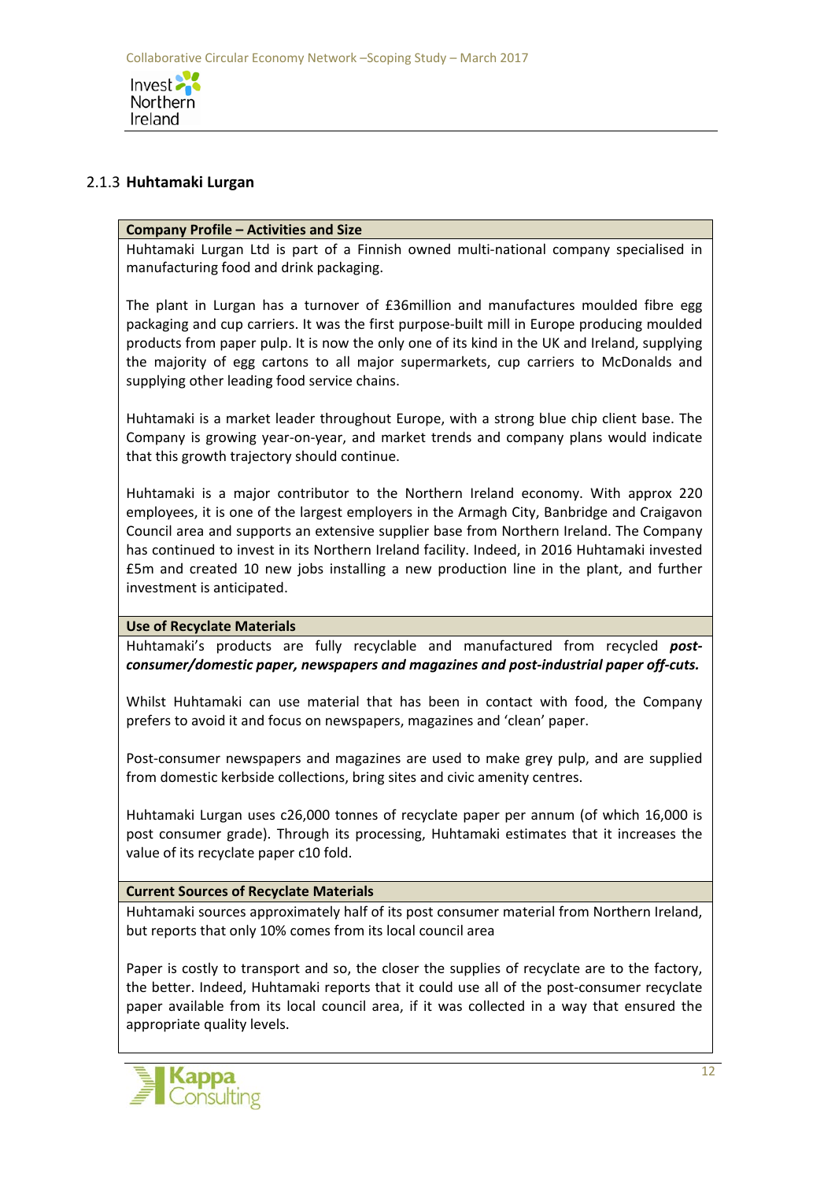### 2.1.3 **Huhtamaki Lurgan**

**Company Profile – Activities and Size**

Huhtamaki Lurgan Ltd is part of a Finnish owned multi-national company specialised in manufacturing food and drink packaging.

The plant in Lurgan has a turnover of £36million and manufactures moulded fibre egg packaging and cup carriers. It was the first purpose-built mill in Europe producing moulded products from paper pulp. It is now the only one of its kind in the UK and Ireland, supplying the majority of egg cartons to all major supermarkets, cup carriers to McDonalds and supplying other leading food service chains.

Huhtamaki is a market leader throughout Europe, with a strong blue chip client base. The Company is growing year-on-year, and market trends and company plans would indicate that this growth trajectory should continue.

Huhtamaki is a major contributor to the Northern Ireland economy. With approx 220 employees, it is one of the largest employers in the Armagh City, Banbridge and Craigavon Council area and supports an extensive supplier base from Northern Ireland. The Company has continued to invest in its Northern Ireland facility. Indeed, in 2016 Huhtamaki invested £5m and created 10 new jobs installing a new production line in the plant, and further investment is anticipated.

**Use of Recyclate Materials**

Huhtamaki's products are fully recyclable and manufactured from recycled ***post-consumer/domestic paper, newspapers and magazines and post-industrial paper off-cuts.***

Whilst Huhtamaki can use material that has been in contact with food, the Company prefers to avoid it and focus on newspapers, magazines and 'clean' paper.

Post-consumer newspapers and magazines are used to make grey pulp, and are supplied from domestic kerbside collections, bring sites and civic amenity centres.

Huhtamaki Lurgan uses c26,000 tonnes of recyclate paper per annum (of which 16,000 is post consumer grade). Through its processing, Huhtamaki estimates that it increases the value of its recyclate paper c10 fold.

**Current Sources of Recyclate Materials**

Huhtamaki sources approximately half of its post consumer material from Northern Ireland, but reports that only 10% comes from its local council area

Paper is costly to transport and so, the closer the supplies of recyclate are to the factory, the better. Indeed, Huhtamaki reports that it could use all of the post-consumer recyclate paper available from its local council area, if it was collected in a way that ensured the appropriate quality levels.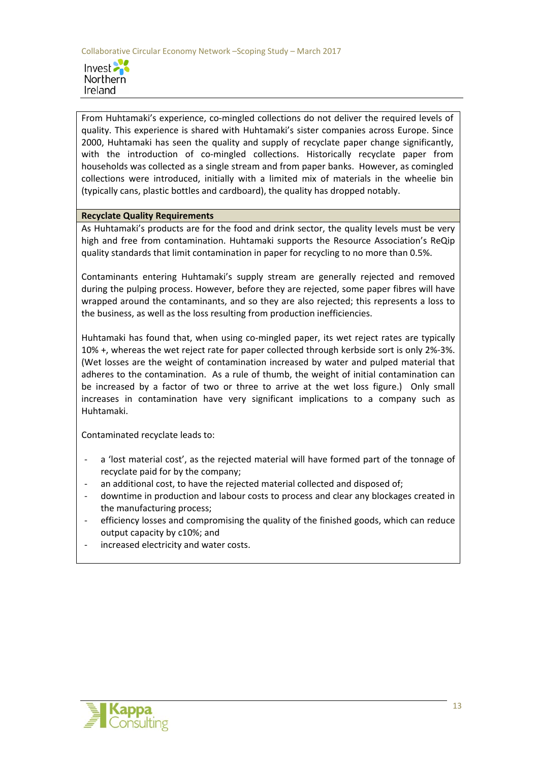From Huhtamaki's experience, co-mingled collections do not deliver the required levels of quality. This experience is shared with Huhtamaki's sister companies across Europe. Since 2000, Huhtamaki has seen the quality and supply of recyclate paper change significantly, with the introduction of co-mingled collections. Historically recyclate paper from households was collected as a single stream and from paper banks. However, as comingled collections were introduced, initially with a limited mix of materials in the wheelie bin (typically cans, plastic bottles and cardboard), the quality has dropped notably.

**Recyclate Quality Requirements**

As Huhtamaki's products are for the food and drink sector, the quality levels must be very high and free from contamination. Huhtamaki supports the Resource Association's ReQip quality standards that limit contamination in paper for recycling to no more than 0.5%.

Contaminants entering Huhtamaki's supply stream are generally rejected and removed during the pulping process. However, before they are rejected, some paper fibres will have wrapped around the contaminants, and so they are also rejected; this represents a loss to the business, as well as the loss resulting from production inefficiencies.

Huhtamaki has found that, when using co-mingled paper, its wet reject rates are typically 10% +, whereas the wet reject rate for paper collected through kerbside sort is only 2%-3%. (Wet losses are the weight of contamination increased by water and pulped material that adheres to the contamination. As a rule of thumb, the weight of initial contamination can be increased by a factor of two or three to arrive at the wet loss figure.) Only small increases in contamination have very significant implications to a company such as Huhtamaki.

Contaminated recyclate leads to:

- a 'lost material cost', as the rejected material will have formed part of the tonnage of recyclate paid for by the company;
- an additional cost, to have the rejected material collected and disposed of;
- downtime in production and labour costs to process and clear any blockages created in the manufacturing process;
- efficiency losses and compromising the quality of the finished goods, which can reduce output capacity by c10%; and
- increased electricity and water costs.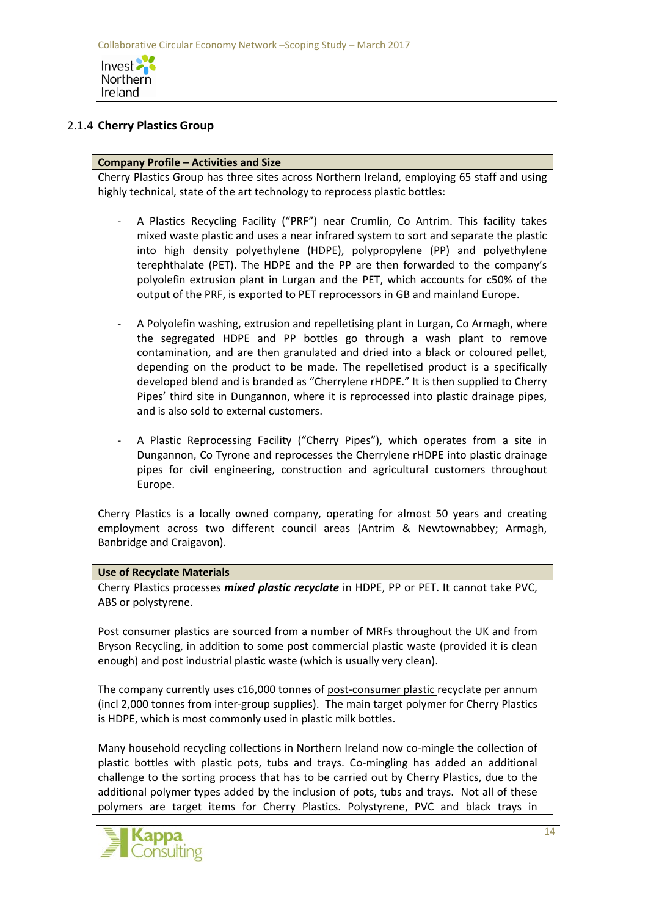### 2.1.4 Cherry Plastics Group

**Company Profile – Activities and Size**

Cherry Plastics Group has three sites across Northern Ireland, employing 65 staff and using highly technical, state of the art technology to reprocess plastic bottles:

- A Plastics Recycling Facility ("PRF") near Crumlin, Co Antrim. This facility takes mixed waste plastic and uses a near infrared system to sort and separate the plastic into high density polyethylene (HDPE), polypropylene (PP) and polyethylene terephthalate (PET). The HDPE and the PP are then forwarded to the company's polyolefin extrusion plant in Lurgan and the PET, which accounts for c50% of the output of the PRF, is exported to PET reprocessors in GB and mainland Europe.

- A Polyolefin washing, extrusion and repelletising plant in Lurgan, Co Armagh, where the segregated HDPE and PP bottles go through a wash plant to remove contamination, and are then granulated and dried into a black or coloured pellet, depending on the product to be made. The repelletised product is a specifically developed blend and is branded as "Cherrylene rHDPE." It is then supplied to Cherry Pipes' third site in Dungannon, where it is reprocessed into plastic drainage pipes, and is also sold to external customers.

- A Plastic Reprocessing Facility ("Cherry Pipes"), which operates from a site in Dungannon, Co Tyrone and reprocesses the Cherrylene rHDPE into plastic drainage pipes for civil engineering, construction and agricultural customers throughout Europe.

Cherry Plastics is a locally owned company, operating for almost 50 years and creating employment across two different council areas (Antrim & Newtownabbey; Armagh, Banbridge and Craigavon).

**Use of Recyclate Materials**

Cherry Plastics processes ***mixed plastic recyclate*** in HDPE, PP or PET. It cannot take PVC, ABS or polystyrene.

Post consumer plastics are sourced from a number of MRFs throughout the UK and from Bryson Recycling, in addition to some post commercial plastic waste (provided it is clean enough) and post industrial plastic waste (which is usually very clean).

The company currently uses c16,000 tonnes of post-consumer plastic recyclate per annum (incl 2,000 tonnes from inter-group supplies). The main target polymer for Cherry Plastics is HDPE, which is most commonly used in plastic milk bottles.

Many household recycling collections in Northern Ireland now co-mingle the collection of plastic bottles with plastic pots, tubs and trays. Co-mingling has added an additional challenge to the sorting process that has to be carried out by Cherry Plastics, due to the additional polymer types added by the inclusion of pots, tubs and trays. Not all of these polymers are target items for Cherry Plastics. Polystyrene, PVC and black trays in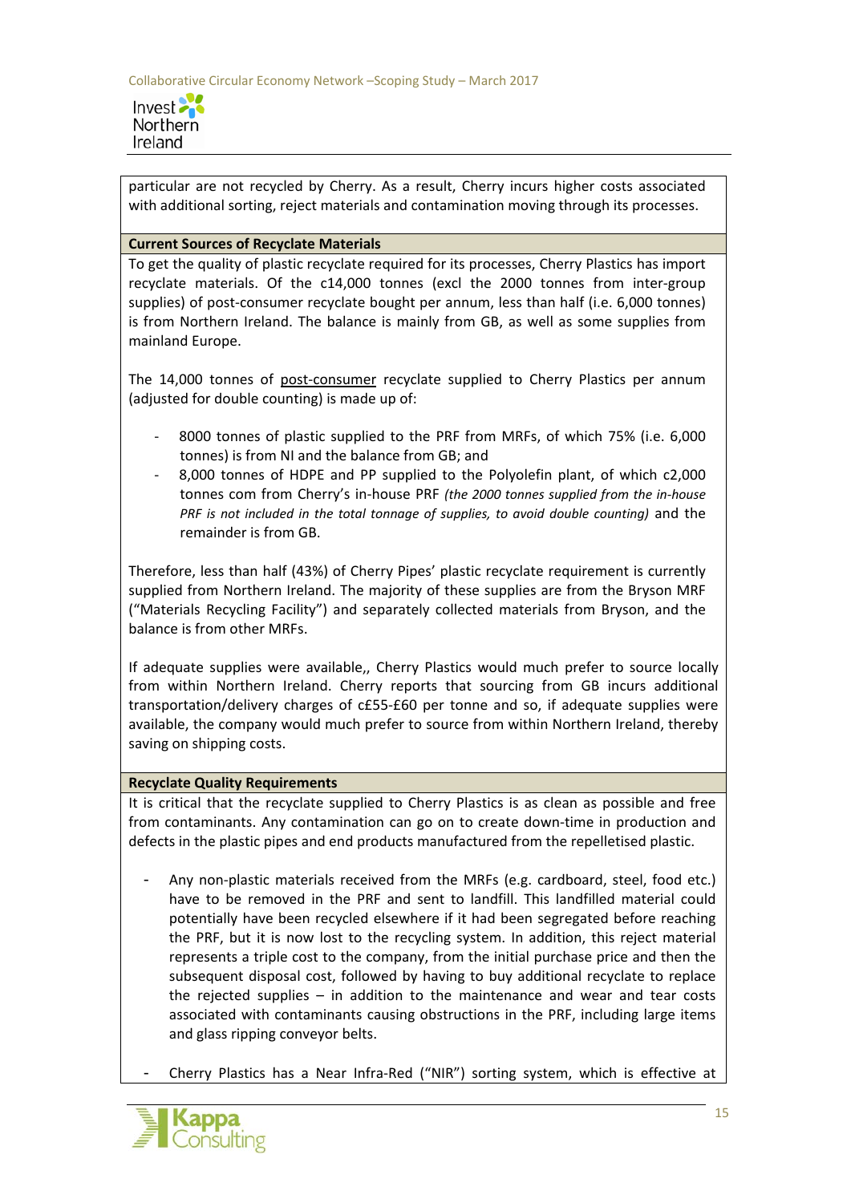particular are not recycled by Cherry. As a result, Cherry incurs higher costs associated with additional sorting, reject materials and contamination moving through its processes.

**Current Sources of Recyclate Materials**

To get the quality of plastic recyclate required for its processes, Cherry Plastics has import recyclate materials. Of the c14,000 tonnes (excl the 2000 tonnes from inter-group supplies) of post-consumer recyclate bought per annum, less than half (i.e. 6,000 tonnes) is from Northern Ireland. The balance is mainly from GB, as well as some supplies from mainland Europe.

The 14,000 tonnes of <u>post-consumer</u> recyclate supplied to Cherry Plastics per annum (adjusted for double counting) is made up of:

- 8000 tonnes of plastic supplied to the PRF from MRFs, of which 75% (i.e. 6,000 tonnes) is from NI and the balance from GB; and
- 8,000 tonnes of HDPE and PP supplied to the Polyolefin plant, of which c2,000 tonnes com from Cherry's in-house PRF *(the 2000 tonnes supplied from the in-house PRF is not included in the total tonnage of supplies, to avoid double counting)* and the remainder is from GB.

Therefore, less than half (43%) of Cherry Pipes' plastic recyclate requirement is currently supplied from Northern Ireland. The majority of these supplies are from the Bryson MRF ("Materials Recycling Facility") and separately collected materials from Bryson, and the balance is from other MRFs.

If adequate supplies were available,, Cherry Plastics would much prefer to source locally from within Northern Ireland. Cherry reports that sourcing from GB incurs additional transportation/delivery charges of c£55-£60 per tonne and so, if adequate supplies were available, the company would much prefer to source from within Northern Ireland, thereby saving on shipping costs.

**Recyclate Quality Requirements**

It is critical that the recyclate supplied to Cherry Plastics is as clean as possible and free from contaminants. Any contamination can go on to create down-time in production and defects in the plastic pipes and end products manufactured from the repelletised plastic.

- Any non-plastic materials received from the MRFs (e.g. cardboard, steel, food etc.) have to be removed in the PRF and sent to landfill. This landfilled material could potentially have been recycled elsewhere if it had been segregated before reaching the PRF, but it is now lost to the recycling system. In addition, this reject material represents a triple cost to the company, from the initial purchase price and then the subsequent disposal cost, followed by having to buy additional recyclate to replace the rejected supplies – in addition to the maintenance and wear and tear costs associated with contaminants causing obstructions in the PRF, including large items and glass ripping conveyor belts.
- Cherry Plastics has a Near Infra-Red ("NIR") sorting system, which is effective at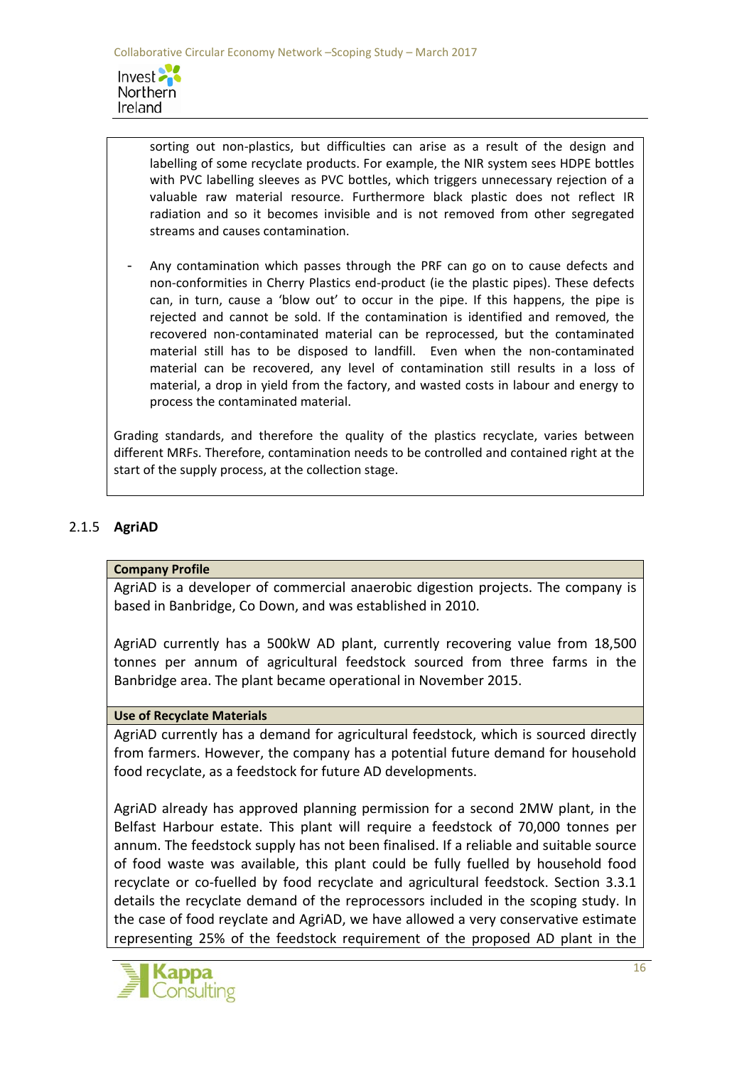sorting out non-plastics, but difficulties can arise as a result of the design and labelling of some recyclate products. For example, the NIR system sees HDPE bottles with PVC labelling sleeves as PVC bottles, which triggers unnecessary rejection of a valuable raw material resource. Furthermore black plastic does not reflect IR radiation and so it becomes invisible and is not removed from other segregated streams and causes contamination.

- Any contamination which passes through the PRF can go on to cause defects and non-conformities in Cherry Plastics end-product (ie the plastic pipes). These defects can, in turn, cause a 'blow out' to occur in the pipe. If this happens, the pipe is rejected and cannot be sold. If the contamination is identified and removed, the recovered non-contaminated material can be reprocessed, but the contaminated material still has to be disposed to landfill. Even when the non-contaminated material can be recovered, any level of contamination still results in a loss of material, a drop in yield from the factory, and wasted costs in labour and energy to process the contaminated material.

Grading standards, and therefore the quality of the plastics recyclate, varies between different MRFs. Therefore, contamination needs to be controlled and contained right at the start of the supply process, at the collection stage.

### 2.1.5 AgriAD

**Company Profile**

AgriAD is a developer of commercial anaerobic digestion projects. The company is based in Banbridge, Co Down, and was established in 2010.

AgriAD currently has a 500kW AD plant, currently recovering value from 18,500 tonnes per annum of agricultural feedstock sourced from three farms in the Banbridge area. The plant became operational in November 2015.

**Use of Recyclate Materials**

AgriAD currently has a demand for agricultural feedstock, which is sourced directly from farmers. However, the company has a potential future demand for household food recyclate, as a feedstock for future AD developments.

AgriAD already has approved planning permission for a second 2MW plant, in the Belfast Harbour estate. This plant will require a feedstock of 70,000 tonnes per annum. The feedstock supply has not been finalised. If a reliable and suitable source of food waste was available, this plant could be fully fuelled by household food recyclate or co-fuelled by food recyclate and agricultural feedstock. Section 3.3.1 details the recyclate demand of the reprocessors included in the scoping study. In the case of food reyclate and AgriAD, we have allowed a very conservative estimate representing 25% of the feedstock requirement of the proposed AD plant in the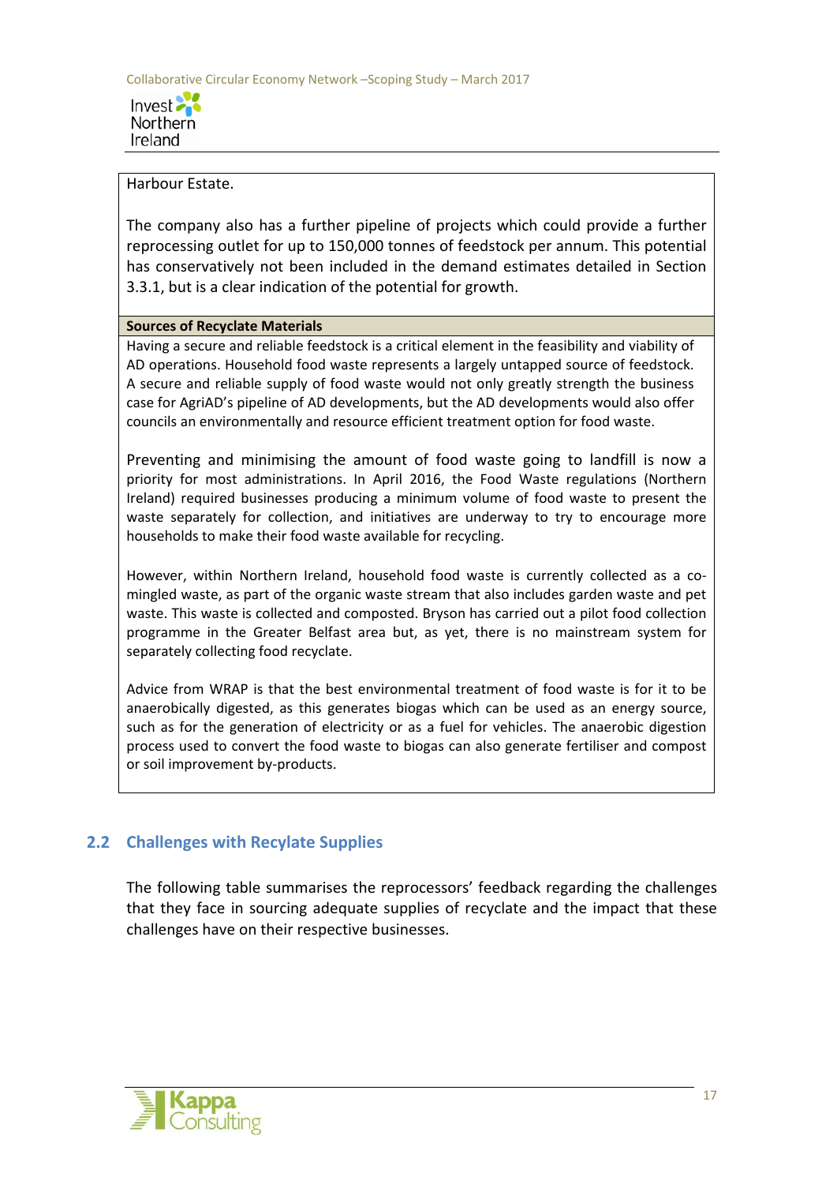Harbour Estate.

The company also has a further pipeline of projects which could provide a further reprocessing outlet for up to 150,000 tonnes of feedstock per annum. This potential has conservatively not been included in the demand estimates detailed in Section 3.3.1, but is a clear indication of the potential for growth.

**Sources of Recyclate Materials**

Having a secure and reliable feedstock is a critical element in the feasibility and viability of AD operations. Household food waste represents a largely untapped source of feedstock. A secure and reliable supply of food waste would not only greatly strength the business case for AgriAD's pipeline of AD developments, but the AD developments would also offer councils an environmentally and resource efficient treatment option for food waste.

Preventing and minimising the amount of food waste going to landfill is now a priority for most administrations. In April 2016, the Food Waste regulations (Northern Ireland) required businesses producing a minimum volume of food waste to present the waste separately for collection, and initiatives are underway to try to encourage more households to make their food waste available for recycling.

However, within Northern Ireland, household food waste is currently collected as a co-mingled waste, as part of the organic waste stream that also includes garden waste and pet waste. This waste is collected and composted. Bryson has carried out a pilot food collection programme in the Greater Belfast area but, as yet, there is no mainstream system for separately collecting food recyclate.

Advice from WRAP is that the best environmental treatment of food waste is for it to be anaerobically digested, as this generates biogas which can be used as an energy source, such as for the generation of electricity or as a fuel for vehicles. The anaerobic digestion process used to convert the food waste to biogas can also generate fertiliser and compost or soil improvement by-products.

## 2.2 Challenges with Recylate Supplies

The following table summarises the reprocessors' feedback regarding the challenges that they face in sourcing adequate supplies of recyclate and the impact that these challenges have on their respective businesses.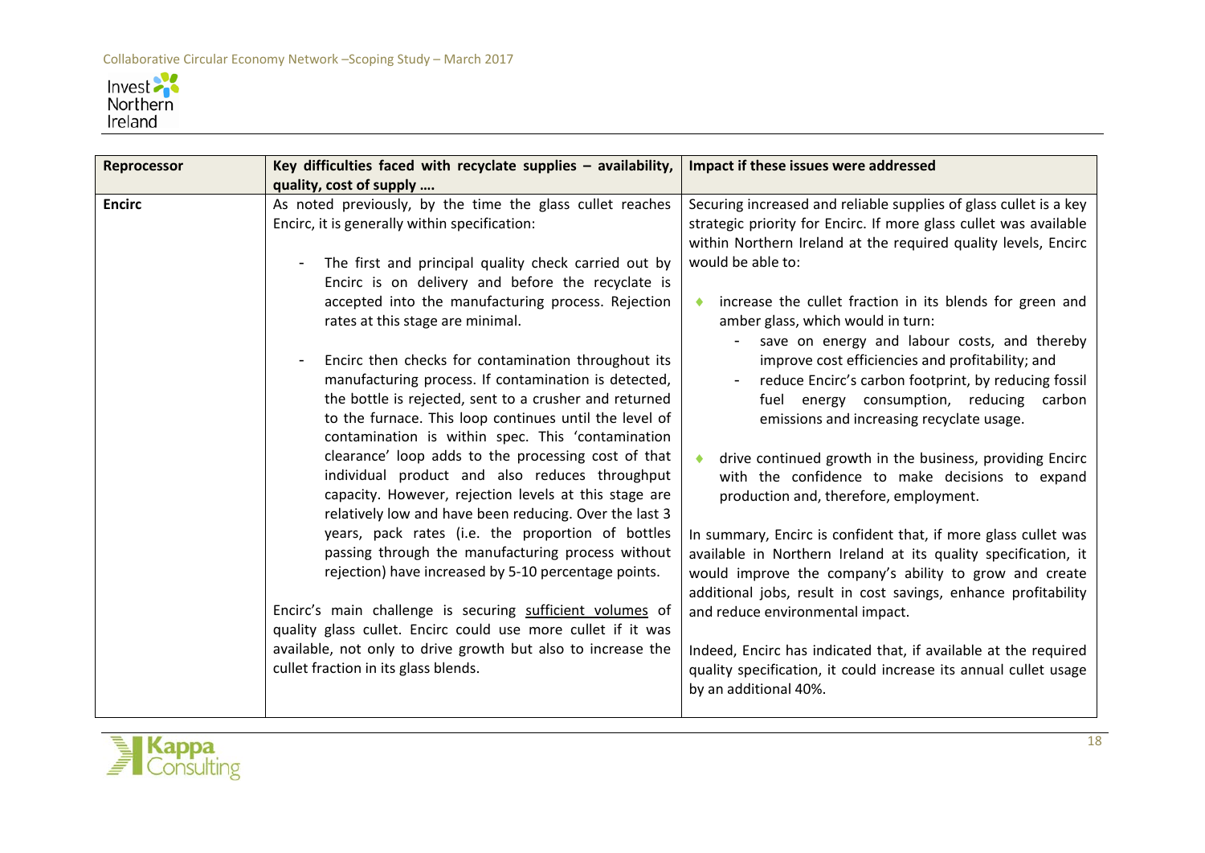| Reprocessor | Key difficulties faced with recyclate supplies – availability, quality, cost of supply …. | Impact if these issues were addressed |
|---|---|---|
| **Encirc** | As noted previously, by the time the glass cullet reaches Encirc, it is generally within specification:<br><br>- The first and principal quality check carried out by Encirc is on delivery and before the recyclate is accepted into the manufacturing process. Rejection rates at this stage are minimal.<br><br>- Encirc then checks for contamination throughout its manufacturing process. If contamination is detected, the bottle is rejected, sent to a crusher and returned to the furnace. This loop continues until the level of contamination is within spec. This 'contamination clearance' loop adds to the processing cost of that individual product and also reduces throughput capacity. However, rejection levels at this stage are relatively low and have been reducing. Over the last 3 years, pack rates (i.e. the proportion of bottles passing through the manufacturing process without rejection) have increased by 5-10 percentage points.<br><br>Encirc's main challenge is securing <u>sufficient volumes</u> of quality glass cullet. Encirc could use more cullet if it was available, not only to drive growth but also to increase the cullet fraction in its glass blends. | Securing increased and reliable supplies of glass cullet is a key strategic priority for Encirc. If more glass cullet was available within Northern Ireland at the required quality levels, Encirc would be able to:<br><br>- increase the cullet fraction in its blends for green and amber glass, which would in turn:<br>  - save on energy and labour costs, and thereby improve cost efficiencies and profitability; and<br>  - reduce Encirc's carbon footprint, by reducing fossil fuel energy consumption, reducing carbon emissions and increasing recyclate usage.<br><br>- drive continued growth in the business, providing Encirc with the confidence to make decisions to expand production and, therefore, employment.<br><br>In summary, Encirc is confident that, if more glass cullet was available in Northern Ireland at its quality specification, it would improve the company's ability to grow and create additional jobs, result in cost savings, enhance profitability and reduce environmental impact.<br><br>Indeed, Encirc has indicated that, if available at the required quality specification, it could increase its annual cullet usage by an additional 40%. |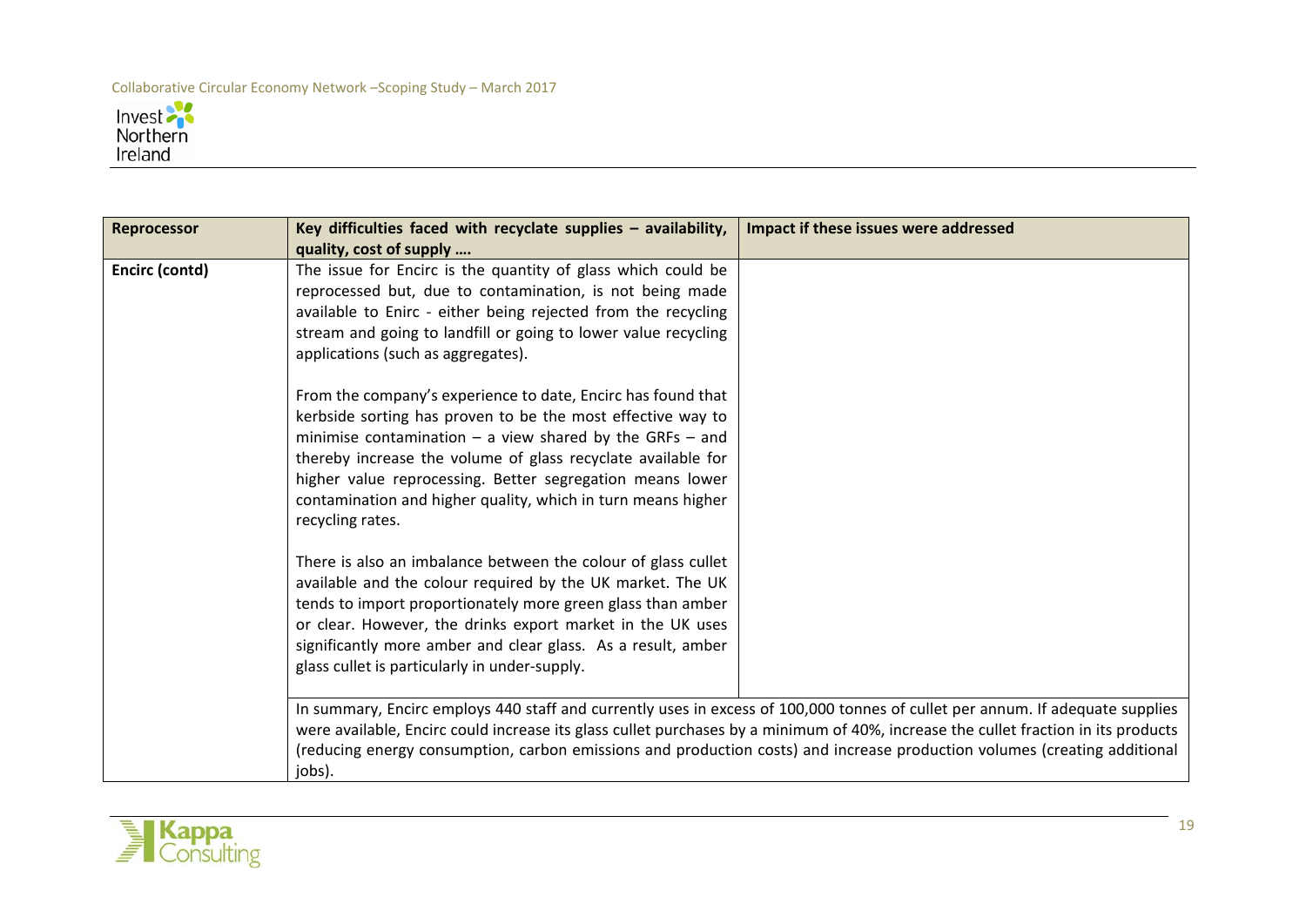| Reprocessor | Key difficulties faced with recyclate supplies – availability, quality, cost of supply …. | Impact if these issues were addressed |
|---|---|---|
| **Encirc (contd)** | The issue for Encirc is the quantity of glass which could be reprocessed but, due to contamination, is not being made available to Enirc - either being rejected from the recycling stream and going to landfill or going to lower value recycling applications (such as aggregates).<br><br>From the company's experience to date, Encirc has found that kerbside sorting has proven to be the most effective way to minimise contamination – a view shared by the GRFs – and thereby increase the volume of glass recyclate available for higher value reprocessing. Better segregation means lower contamination and higher quality, which in turn means higher recycling rates.<br><br>There is also an imbalance between the colour of glass cullet available and the colour required by the UK market. The UK tends to import proportionately more green glass than amber or clear. However, the drinks export market in the UK uses significantly more amber and clear glass. As a result, amber glass cullet is particularly in under-supply. | |
| | In summary, Encirc employs 440 staff and currently uses in excess of 100,000 tonnes of cullet per annum. If adequate supplies were available, Encirc could increase its glass cullet purchases by a minimum of 40%, increase the cullet fraction in its products (reducing energy consumption, carbon emissions and production costs) and increase production volumes (creating additional jobs). | |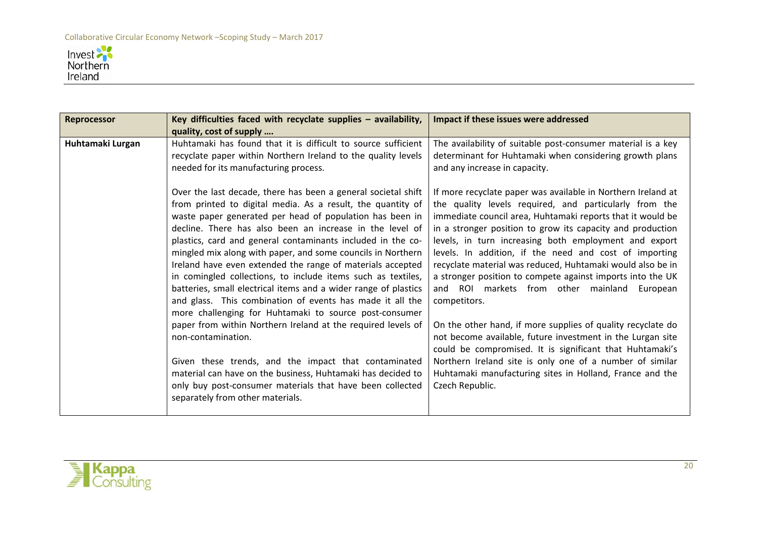| Reprocessor | Key difficulties faced with recyclate supplies – availability, quality, cost of supply …. | Impact if these issues were addressed |
|---|---|---|
| **Huhtamaki Lurgan** | Huhtamaki has found that it is difficult to source sufficient recyclate paper within Northern Ireland to the quality levels needed for its manufacturing process.<br><br>Over the last decade, there has been a general societal shift from printed to digital media. As a result, the quantity of waste paper generated per head of population has been in decline. There has also been an increase in the level of plastics, card and general contaminants included in the co-mingled mix along with paper, and some councils in Northern Ireland have even extended the range of materials accepted in comingled collections, to include items such as textiles, batteries, small electrical items and a wider range of plastics and glass. This combination of events has made it all the more challenging for Huhtamaki to source post-consumer paper from within Northern Ireland at the required levels of non-contamination.<br><br>Given these trends, and the impact that contaminated material can have on the business, Huhtamaki has decided to only buy post-consumer materials that have been collected separately from other materials. | The availability of suitable post-consumer material is a key determinant for Huhtamaki when considering growth plans and any increase in capacity.<br><br>If more recyclate paper was available in Northern Ireland at the quality levels required, and particularly from the immediate council area, Huhtamaki reports that it would be in a stronger position to grow its capacity and production levels, in turn increasing both employment and export levels. In addition, if the need and cost of importing recyclate material was reduced, Huhtamaki would also be in a stronger position to compete against imports into the UK and ROI markets from other mainland European competitors.<br><br>On the other hand, if more supplies of quality recyclate do not become available, future investment in the Lurgan site could be compromised. It is significant that Huhtamaki's Northern Ireland site is only one of a number of similar Huhtamaki manufacturing sites in Holland, France and the Czech Republic. |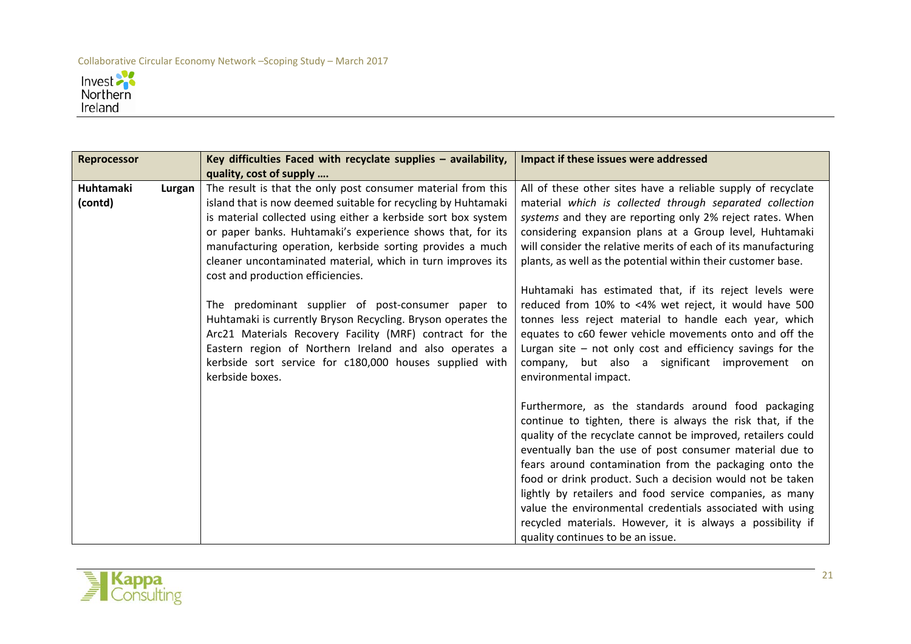| Reprocessor | Key difficulties Faced with recyclate supplies – availability, quality, cost of supply …. | Impact if these issues were addressed |
|---|---|---|
| **Huhtamaki Lurgan (contd)** | The result is that the only post consumer material from this island that is now deemed suitable for recycling by Huhtamaki is material collected using either a kerbside sort box system or paper banks. Huhtamaki's experience shows that, for its manufacturing operation, kerbside sorting provides a much cleaner uncontaminated material, which in turn improves its cost and production efficiencies.<br><br>The predominant supplier of post-consumer paper to Huhtamaki is currently Bryson Recycling. Bryson operates the Arc21 Materials Recovery Facility (MRF) contract for the Eastern region of Northern Ireland and also operates a kerbside sort service for c180,000 houses supplied with kerbside boxes. | All of these other sites have a reliable supply of recyclate material *which is collected through separated collection systems* and they are reporting only 2% reject rates. When considering expansion plans at a Group level, Huhtamaki will consider the relative merits of each of its manufacturing plants, as well as the potential within their customer base.<br><br>Huhtamaki has estimated that, if its reject levels were reduced from 10% to <4% wet reject, it would have 500 tonnes less reject material to handle each year, which equates to c60 fewer vehicle movements onto and off the Lurgan site – not only cost and efficiency savings for the company, but also a significant improvement on environmental impact.<br><br>Furthermore, as the standards around food packaging continue to tighten, there is always the risk that, if the quality of the recyclate cannot be improved, retailers could eventually ban the use of post consumer material due to fears around contamination from the packaging onto the food or drink product. Such a decision would not be taken lightly by retailers and food service companies, as many value the environmental credentials associated with using recycled materials. However, it is always a possibility if quality continues to be an issue. |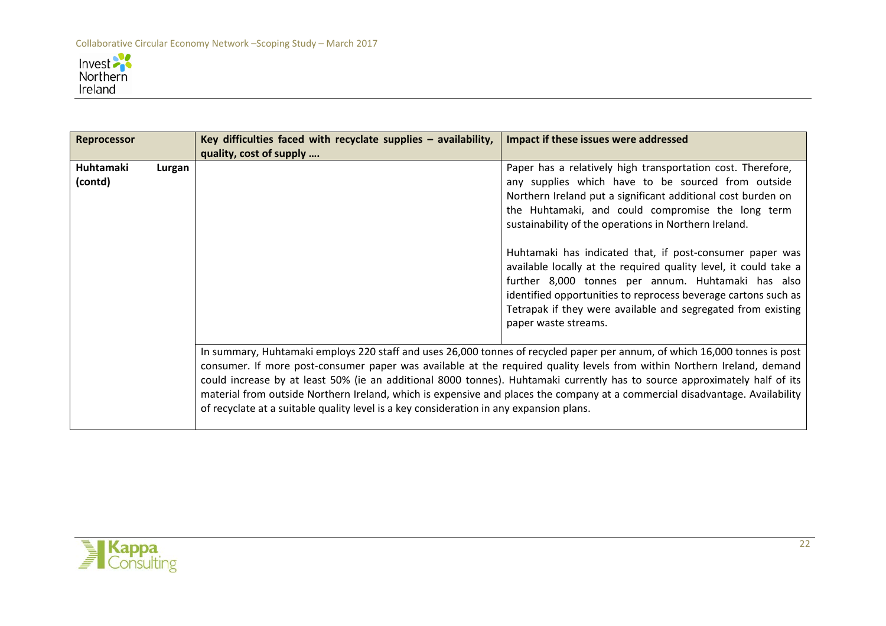| Reprocessor | Key difficulties faced with recyclate supplies – availability, quality, cost of supply …. | Impact if these issues were addressed |
|---|---|---|
| **Huhtamaki Lurgan (contd)** | | Paper has a relatively high transportation cost. Therefore, any supplies which have to be sourced from outside Northern Ireland put a significant additional cost burden on the Huhtamaki, and could compromise the long term sustainability of the operations in Northern Ireland.<br><br>Huhtamaki has indicated that, if post-consumer paper was available locally at the required quality level, it could take a further 8,000 tonnes per annum. Huhtamaki has also identified opportunities to reprocess beverage cartons such as Tetrapak if they were available and segregated from existing paper waste streams. |
| | In summary, Huhtamaki employs 220 staff and uses 26,000 tonnes of recycled paper per annum, of which 16,000 tonnes is post consumer. If more post-consumer paper was available at the required quality levels from within Northern Ireland, demand could increase by at least 50% (ie an additional 8000 tonnes). Huhtamaki currently has to source approximately half of its material from outside Northern Ireland, which is expensive and places the company at a commercial disadvantage. Availability of recyclate at a suitable quality level is a key consideration in any expansion plans. | |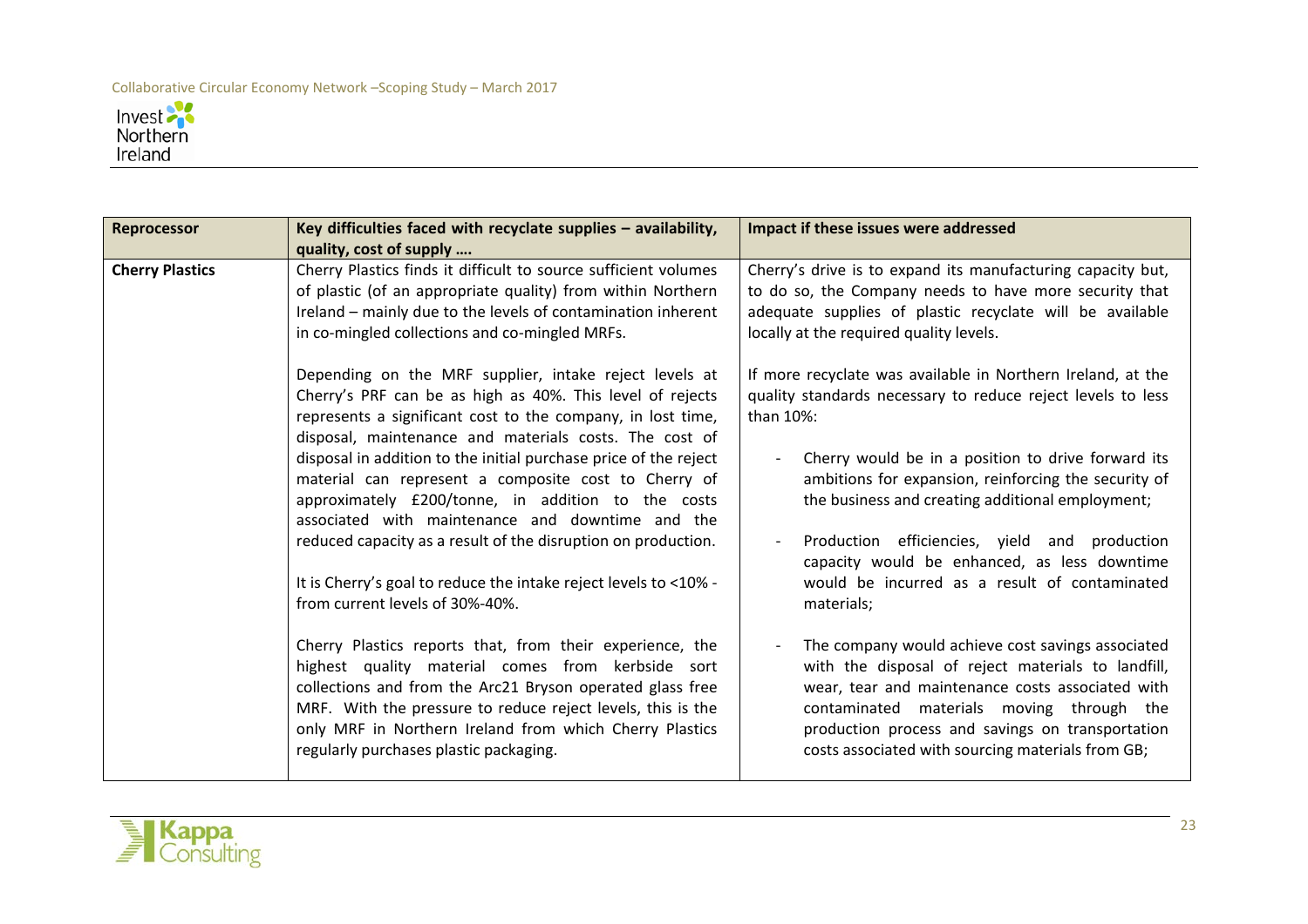| Reprocessor | Key difficulties faced with recyclate supplies – availability, quality, cost of supply …. | Impact if these issues were addressed |
|---|---|---|
| **Cherry Plastics** | Cherry Plastics finds it difficult to source sufficient volumes of plastic (of an appropriate quality) from within Northern Ireland – mainly due to the levels of contamination inherent in co-mingled collections and co-mingled MRFs.<br><br>Depending on the MRF supplier, intake reject levels at Cherry's PRF can be as high as 40%. This level of rejects represents a significant cost to the company, in lost time, disposal, maintenance and materials costs. The cost of disposal in addition to the initial purchase price of the reject material can represent a composite cost to Cherry of approximately £200/tonne, in addition to the costs associated with maintenance and downtime and the reduced capacity as a result of the disruption on production.<br><br>It is Cherry's goal to reduce the intake reject levels to <10% - from current levels of 30%-40%.<br><br>Cherry Plastics reports that, from their experience, the highest quality material comes from kerbside sort collections and from the Arc21 Bryson operated glass free MRF. With the pressure to reduce reject levels, this is the only MRF in Northern Ireland from which Cherry Plastics regularly purchases plastic packaging. | Cherry's drive is to expand its manufacturing capacity but, to do so, the Company needs to have more security that adequate supplies of plastic recyclate will be available locally at the required quality levels.<br><br>If more recyclate was available in Northern Ireland, at the quality standards necessary to reduce reject levels to less than 10%:<br><br>- Cherry would be in a position to drive forward its ambitions for expansion, reinforcing the security of the business and creating additional employment;<br><br>- Production efficiencies, yield and production capacity would be enhanced, as less downtime would be incurred as a result of contaminated materials;<br><br>- The company would achieve cost savings associated with the disposal of reject materials to landfill, wear, tear and maintenance costs associated with contaminated materials moving through the production process and savings on transportation costs associated with sourcing materials from GB; |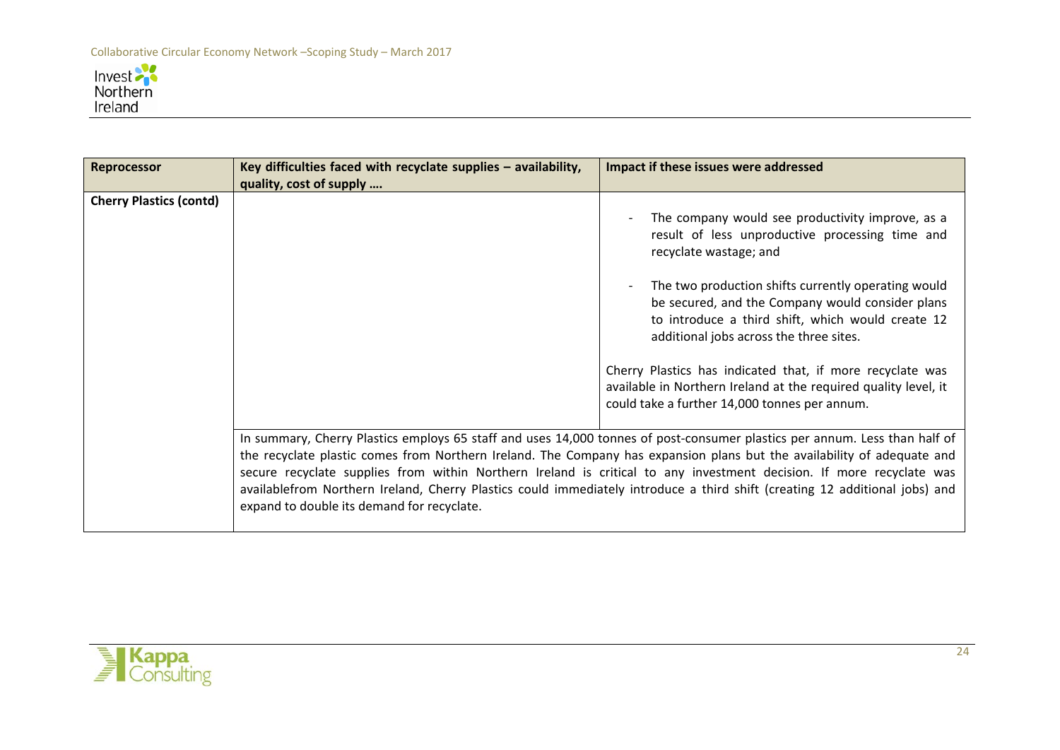| Reprocessor | Key difficulties faced with recyclate supplies – availability, quality, cost of supply …. | Impact if these issues were addressed |
|---|---|---|
| **Cherry Plastics (contd)** | | - The company would see productivity improve, as a result of less unproductive processing time and recyclate wastage; and<br><br>- The two production shifts currently operating would be secured, and the Company would consider plans to introduce a third shift, which would create 12 additional jobs across the three sites.<br><br>Cherry Plastics has indicated that, if more recyclate was available in Northern Ireland at the required quality level, it could take a further 14,000 tonnes per annum. |
| | In summary, Cherry Plastics employs 65 staff and uses 14,000 tonnes of post-consumer plastics per annum. Less than half of the recyclate plastic comes from Northern Ireland. The Company has expansion plans but the availability of adequate and secure recyclate supplies from within Northern Ireland is critical to any investment decision. If more recyclate was availablefrom Northern Ireland, Cherry Plastics could immediately introduce a third shift (creating 12 additional jobs) and expand to double its demand for recyclate. | |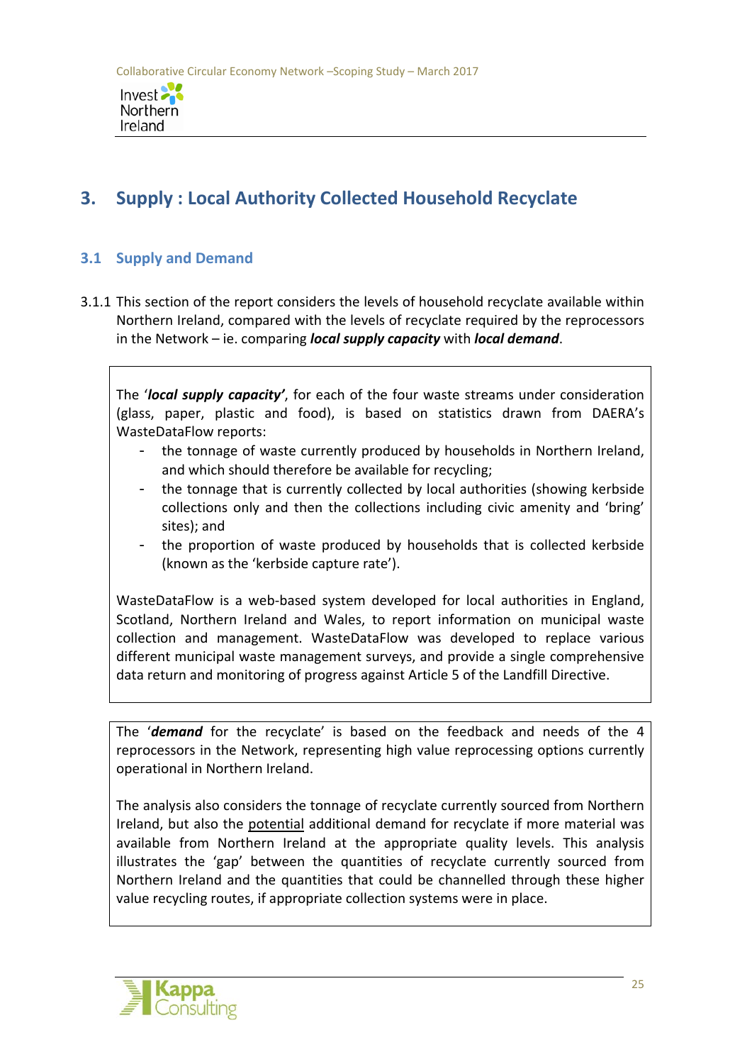# 3. Supply : Local Authority Collected Household Recyclate

## 3.1 Supply and Demand

3.1.1 This section of the report considers the levels of household recyclate available within Northern Ireland, compared with the levels of recyclate required by the reprocessors in the Network – ie. comparing ***local supply capacity*** with ***local demand***.

The '***local supply capacity'***, for each of the four waste streams under consideration (glass, paper, plastic and food), is based on statistics drawn from DAERA's WasteDataFlow reports:

- the tonnage of waste currently produced by households in Northern Ireland, and which should therefore be available for recycling;
- the tonnage that is currently collected by local authorities (showing kerbside collections only and then the collections including civic amenity and 'bring' sites); and
- the proportion of waste produced by households that is collected kerbside (known as the 'kerbside capture rate').

WasteDataFlow is a web-based system developed for local authorities in England, Scotland, Northern Ireland and Wales, to report information on municipal waste collection and management. WasteDataFlow was developed to replace various different municipal waste management surveys, and provide a single comprehensive data return and monitoring of progress against Article 5 of the Landfill Directive.

The '***demand*** for the recyclate' is based on the feedback and needs of the 4 reprocessors in the Network, representing high value reprocessing options currently operational in Northern Ireland.

The analysis also considers the tonnage of recyclate currently sourced from Northern Ireland, but also the potential additional demand for recyclate if more material was available from Northern Ireland at the appropriate quality levels. This analysis illustrates the 'gap' between the quantities of recyclate currently sourced from Northern Ireland and the quantities that could be channelled through these higher value recycling routes, if appropriate collection systems were in place.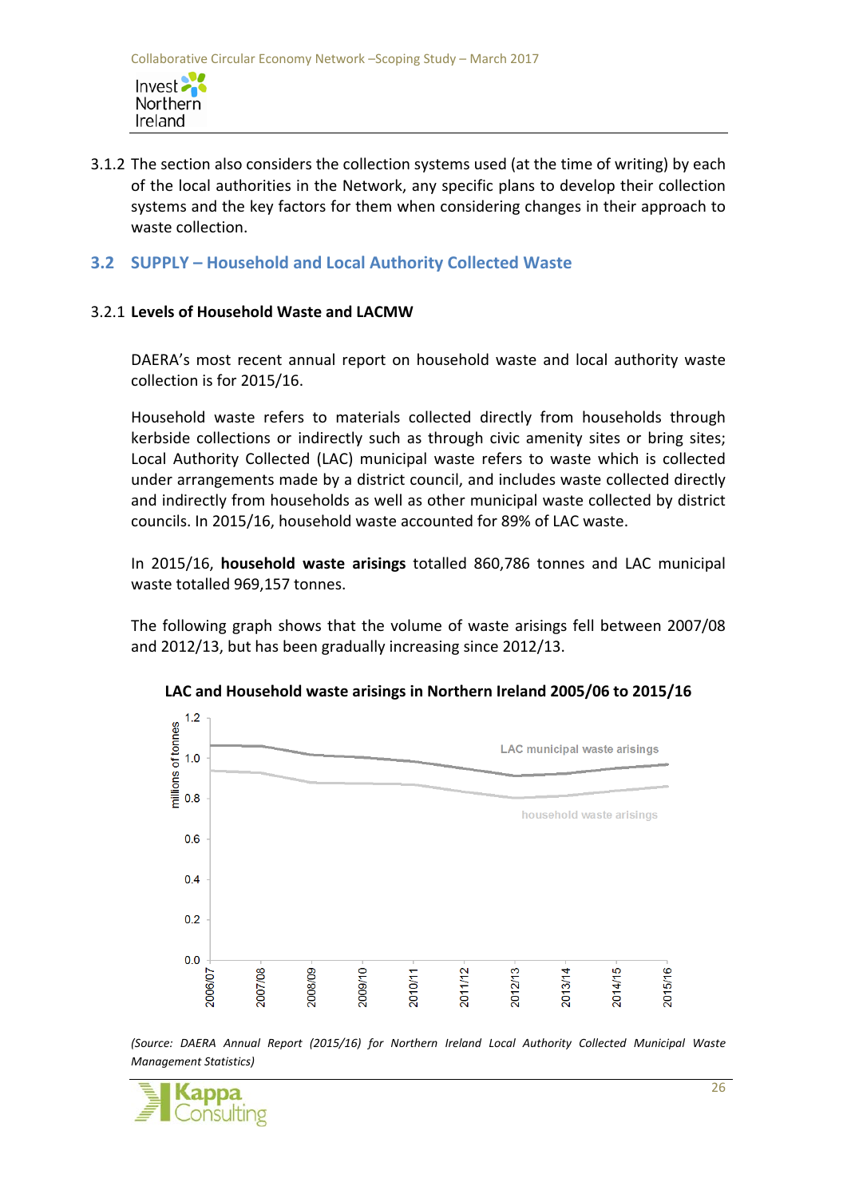3.1.2 The section also considers the collection systems used (at the time of writing) by each of the local authorities in the Network, any specific plans to develop their collection systems and the key factors for them when considering changes in their approach to waste collection.

## 3.2 SUPPLY – Household and Local Authority Collected Waste

### 3.2.1 Levels of Household Waste and LACMW

DAERA's most recent annual report on household waste and local authority waste collection is for 2015/16.

Household waste refers to materials collected directly from households through kerbside collections or indirectly such as through civic amenity sites or bring sites; Local Authority Collected (LAC) municipal waste refers to waste which is collected under arrangements made by a district council, and includes waste collected directly and indirectly from households as well as other municipal waste collected by district councils. In 2015/16, household waste accounted for 89% of LAC waste.

In 2015/16, **household waste arisings** totalled 860,786 tonnes and LAC municipal waste totalled 969,157 tonnes.

The following graph shows that the volume of waste arisings fell between 2007/08 and 2012/13, but has been gradually increasing since 2012/13.

**LAC and Household waste arisings in Northern Ireland 2005/06 to 2015/16**

*(Source: DAERA Annual Report (2015/16) for Northern Ireland Local Authority Collected Municipal Waste Management Statistics)*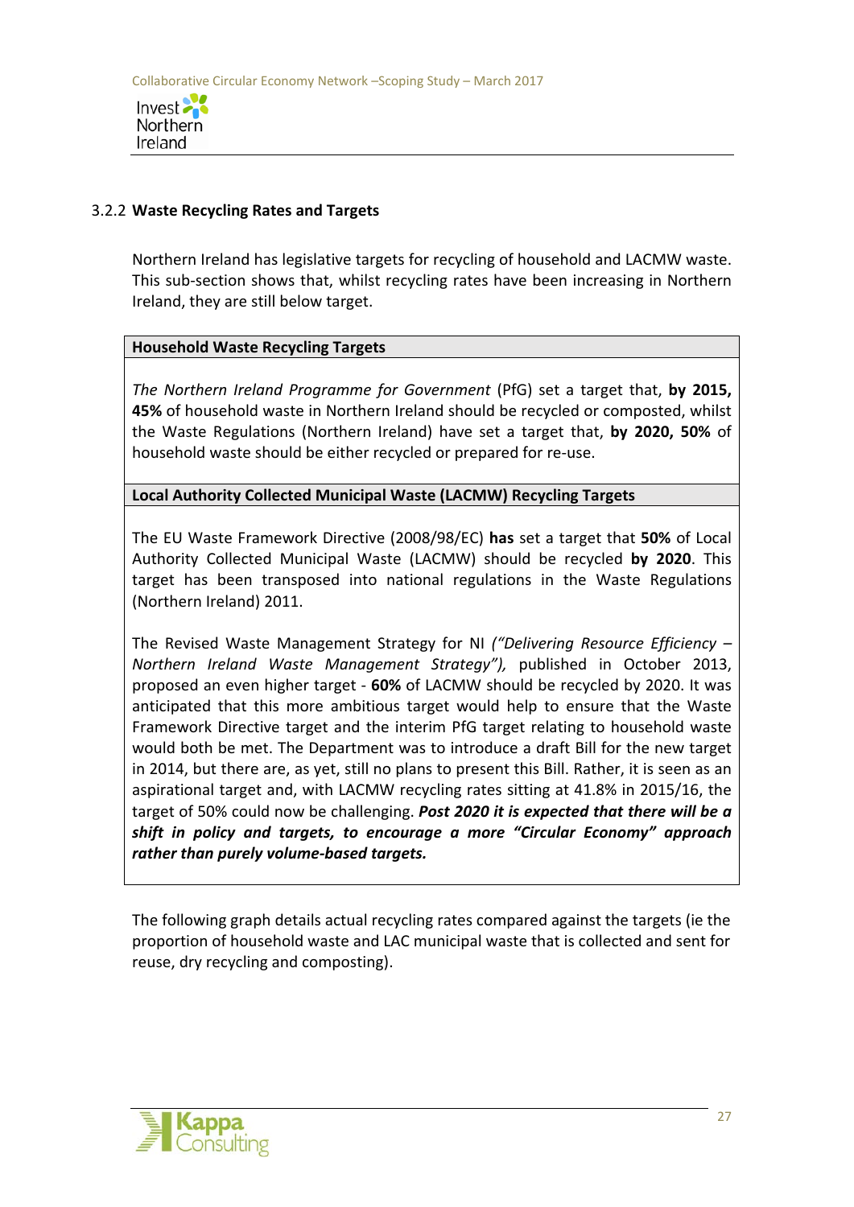### 3.2.2 Waste Recycling Rates and Targets

Northern Ireland has legislative targets for recycling of household and LACMW waste. This sub-section shows that, whilst recycling rates have been increasing in Northern Ireland, they are still below target.

**Household Waste Recycling Targets**

*The Northern Ireland Programme for Government* (PfG) set a target that, **by 2015, 45%** of household waste in Northern Ireland should be recycled or composted, whilst the Waste Regulations (Northern Ireland) have set a target that, **by 2020, 50%** of household waste should be either recycled or prepared for re-use.

**Local Authority Collected Municipal Waste (LACMW) Recycling Targets**

The EU Waste Framework Directive (2008/98/EC) **has** set a target that **50%** of Local Authority Collected Municipal Waste (LACMW) should be recycled **by 2020**. This target has been transposed into national regulations in the Waste Regulations (Northern Ireland) 2011.

The Revised Waste Management Strategy for NI *("Delivering Resource Efficiency – Northern Ireland Waste Management Strategy"),* published in October 2013, proposed an even higher target - **60%** of LACMW should be recycled by 2020. It was anticipated that this more ambitious target would help to ensure that the Waste Framework Directive target and the interim PfG target relating to household waste would both be met. The Department was to introduce a draft Bill for the new target in 2014, but there are, as yet, still no plans to present this Bill. Rather, it is seen as an aspirational target and, with LACMW recycling rates sitting at 41.8% in 2015/16, the target of 50% could now be challenging. ***Post 2020 it is expected that there will be a shift in policy and targets, to encourage a more "Circular Economy" approach rather than purely volume-based targets.***

The following graph details actual recycling rates compared against the targets (ie the proportion of household waste and LAC municipal waste that is collected and sent for reuse, dry recycling and composting).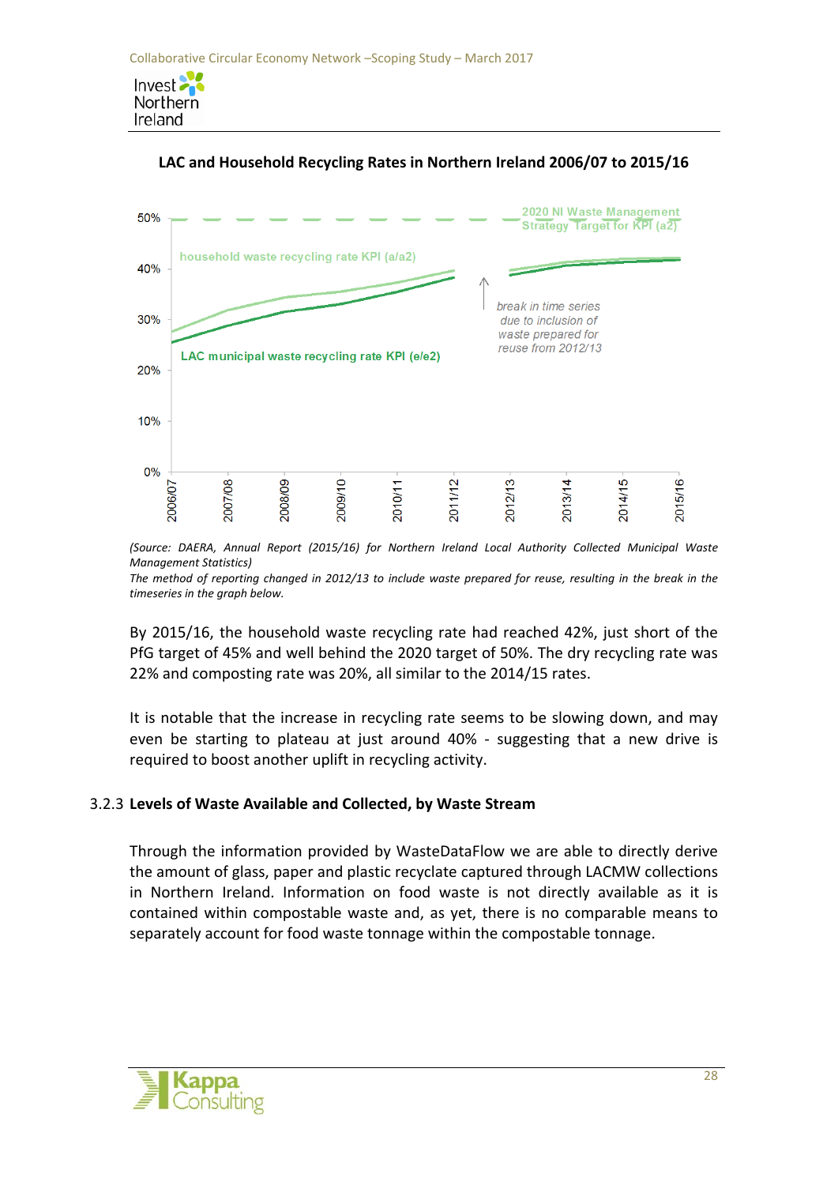**LAC and Household Recycling Rates in Northern Ireland 2006/07 to 2015/16**

*(Source: DAERA, Annual Report (2015/16) for Northern Ireland Local Authority Collected Municipal Waste Management Statistics)*
*The method of reporting changed in 2012/13 to include waste prepared for reuse, resulting in the break in the timeseries in the graph below.*

By 2015/16, the household waste recycling rate had reached 42%, just short of the PfG target of 45% and well behind the 2020 target of 50%. The dry recycling rate was 22% and composting rate was 20%, all similar to the 2014/15 rates.

It is notable that the increase in recycling rate seems to be slowing down, and may even be starting to plateau at just around 40% - suggesting that a new drive is required to boost another uplift in recycling activity.

### 3.2.3 Levels of Waste Available and Collected, by Waste Stream

Through the information provided by WasteDataFlow we are able to directly derive the amount of glass, paper and plastic recyclate captured through LACMW collections in Northern Ireland. Information on food waste is not directly available as it is contained within compostable waste and, as yet, there is no comparable means to separately account for food waste tonnage within the compostable tonnage.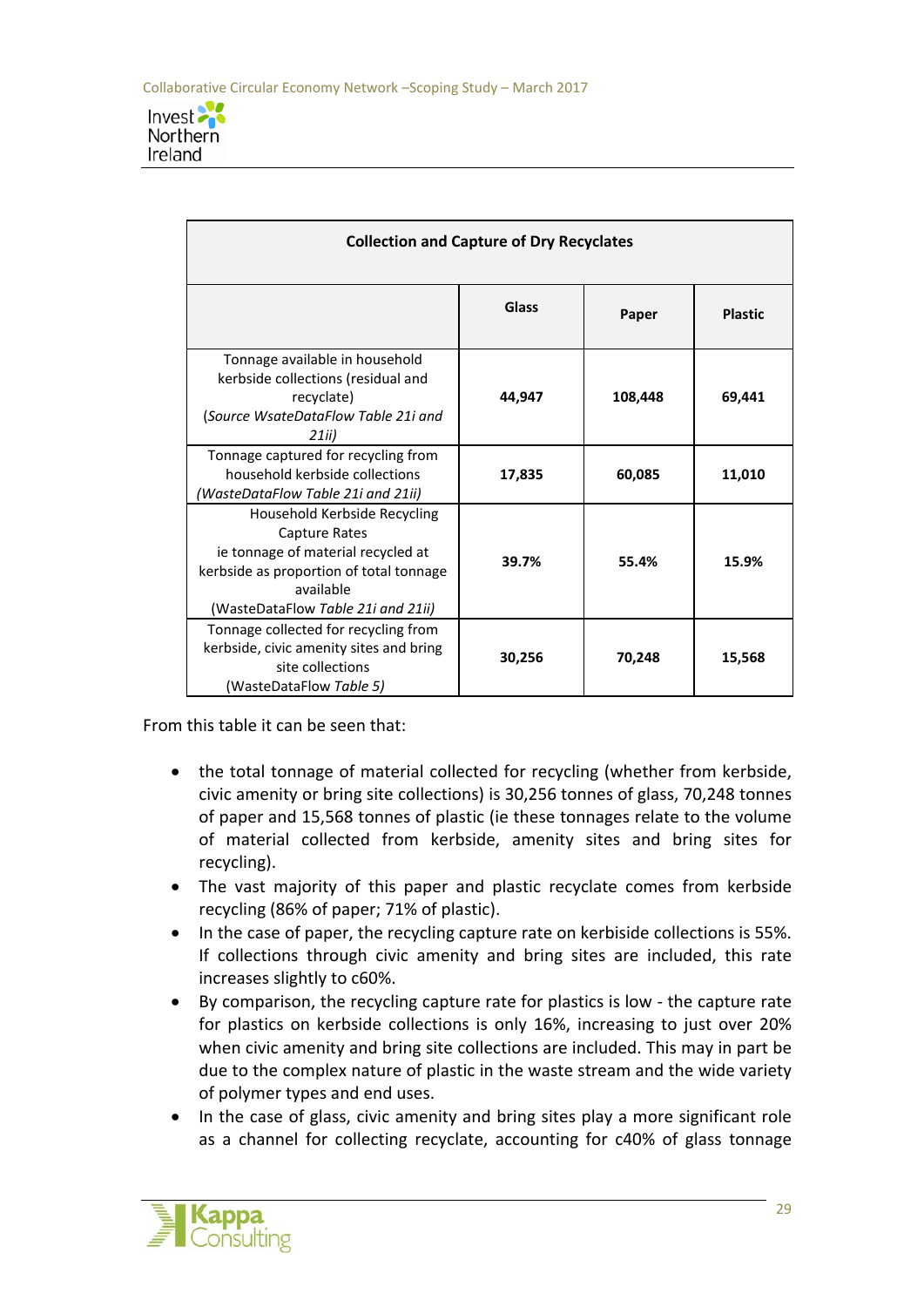| Collection and Capture of Dry Recyclates | | | |
|---|---|---|---|
| | **Glass** | **Paper** | **Plastic** |
| Tonnage available in household kerbside collections (residual and recyclate) (*Source WsateDataFlow Table 21i and 21ii)* | **44,947** | **108,448** | **69,441** |
| Tonnage captured for recycling from household kerbside collections *(WasteDataFlow Table 21i and 21ii)* | **17,835** | **60,085** | **11,010** |
| Household Kerbside Recycling Capture Rates ie tonnage of material recycled at kerbside as proportion of total tonnage available (WasteDataFlow *Table 21i and 21ii)* | **39.7%** | **55.4%** | **15.9%** |
| Tonnage collected for recycling from kerbside, civic amenity sites and bring site collections (WasteDataFlow *Table 5)* | **30,256** | **70,248** | **15,568** |

From this table it can be seen that:

- the total tonnage of material collected for recycling (whether from kerbside, civic amenity or bring site collections) is 30,256 tonnes of glass, 70,248 tonnes of paper and 15,568 tonnes of plastic (ie these tonnages relate to the volume of material collected from kerbside, amenity sites and bring sites for recycling).
- The vast majority of this paper and plastic recyclate comes from kerbside recycling (86% of paper; 71% of plastic).
- In the case of paper, the recycling capture rate on kerbiside collections is 55%. If collections through civic amenity and bring sites are included, this rate increases slightly to c60%.
- By comparison, the recycling capture rate for plastics is low - the capture rate for plastics on kerbside collections is only 16%, increasing to just over 20% when civic amenity and bring site collections are included. This may in part be due to the complex nature of plastic in the waste stream and the wide variety of polymer types and end uses.
- In the case of glass, civic amenity and bring sites play a more significant role as a channel for collecting recyclate, accounting for c40% of glass tonnage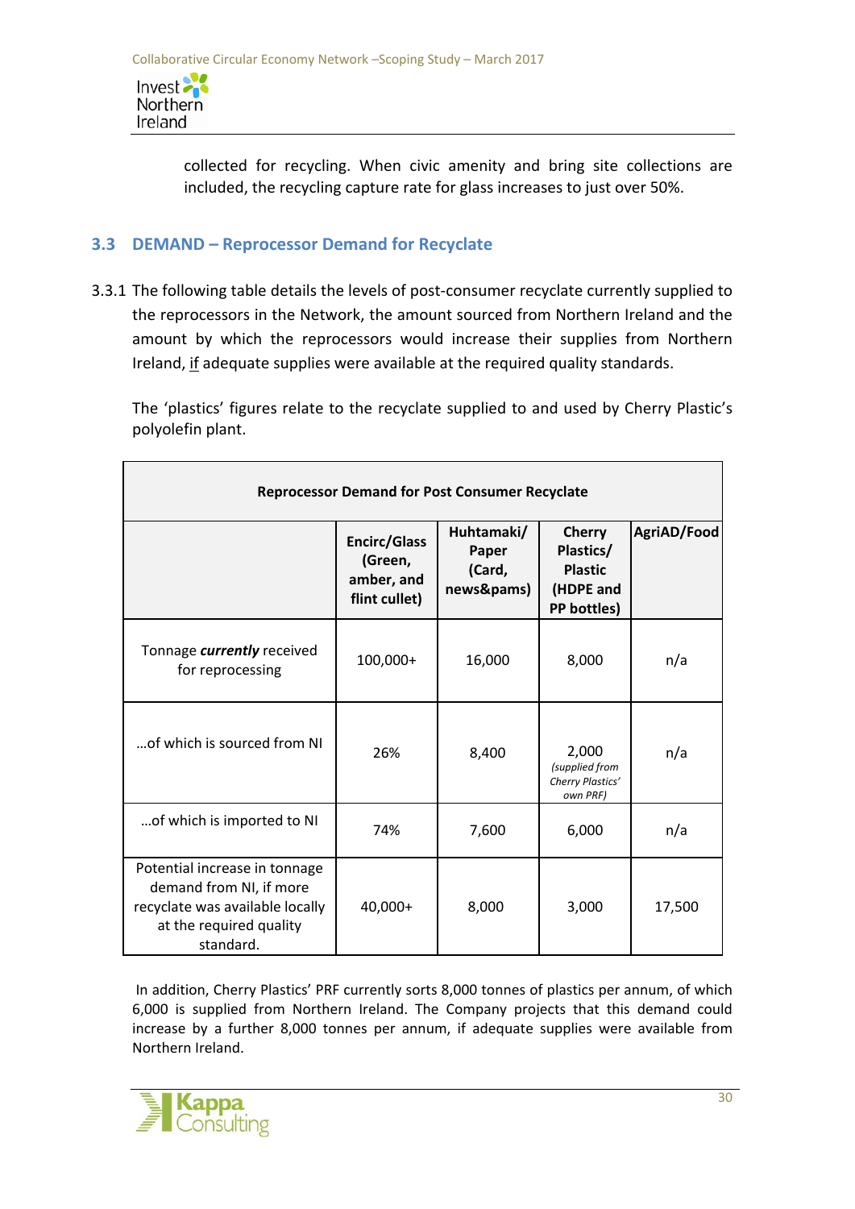collected for recycling. When civic amenity and bring site collections are included, the recycling capture rate for glass increases to just over 50%.

## 3.3 DEMAND – Reprocessor Demand for Recyclate

3.3.1 The following table details the levels of post-consumer recyclate currently supplied to the reprocessors in the Network, the amount sourced from Northern Ireland and the amount by which the reprocessors would increase their supplies from Northern Ireland, if adequate supplies were available at the required quality standards.

The 'plastics' figures relate to the recyclate supplied to and used by Cherry Plastic's polyolefin plant.

| Reprocessor Demand for Post Consumer Recyclate | | | | |
|---|---|---|---|---|
| | **Encirc/Glass (Green, amber, and flint cullet)** | **Huhtamaki/ Paper (Card, news&pams)** | **Cherry Plastics/ Plastic (HDPE and PP bottles)** | **AgriAD/Food** |
| Tonnage ***currently*** received for reprocessing | 100,000+ | 16,000 | 8,000 | n/a |
| …of which is sourced from NI | 26% | 8,400 | 2,000 *(supplied from Cherry Plastics' own PRF)* | n/a |
| …of which is imported to NI | 74% | 7,600 | 6,000 | n/a |
| Potential increase in tonnage demand from NI, if more recyclate was available locally at the required quality standard. | 40,000+ | 8,000 | 3,000 | 17,500 |

In addition, Cherry Plastics' PRF currently sorts 8,000 tonnes of plastics per annum, of which 6,000 is supplied from Northern Ireland. The Company projects that this demand could increase by a further 8,000 tonnes per annum, if adequate supplies were available from Northern Ireland.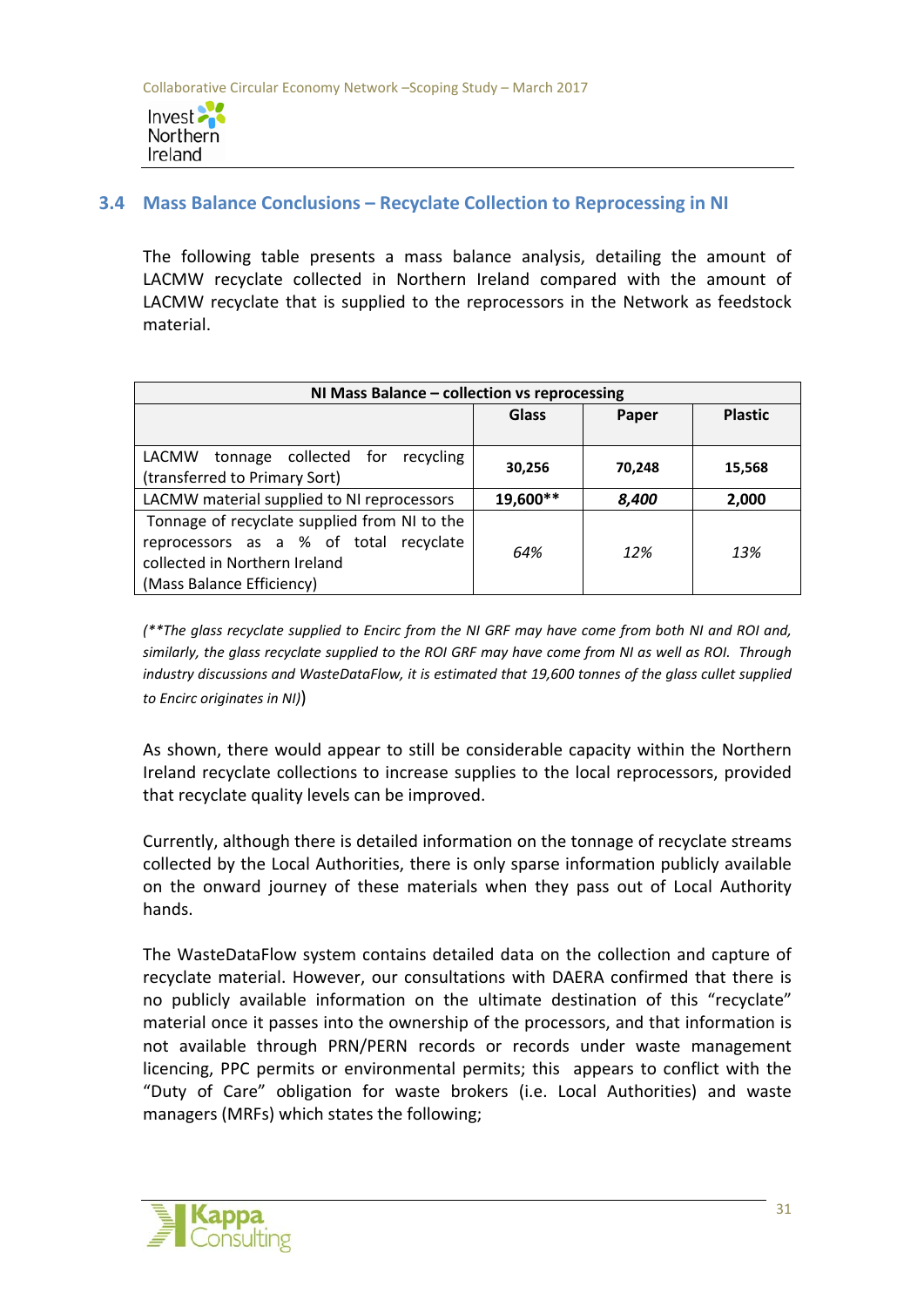## 3.4 Mass Balance Conclusions – Recyclate Collection to Reprocessing in NI

The following table presents a mass balance analysis, detailing the amount of LACMW recyclate collected in Northern Ireland compared with the amount of LACMW recyclate that is supplied to the reprocessors in the Network as feedstock material.

| NI Mass Balance – collection vs reprocessing | | | |
|---|---|---|---|
| | **Glass** | **Paper** | **Plastic** |
| LACMW tonnage collected for recycling (transferred to Primary Sort) | **30,256** | **70,248** | **15,568** |
| LACMW material supplied to NI reprocessors | **19,600**** | ***8,400*** | **2,000** |
| Tonnage of recyclate supplied from NI to the reprocessors as a % of total recyclate collected in Northern Ireland (Mass Balance Efficiency) | *64%* | *12%* | *13%* |

*(**The glass recyclate supplied to Encirc from the NI GRF may have come from both NI and ROI and, similarly, the glass recyclate supplied to the ROI GRF may have come from NI as well as ROI. Through industry discussions and WasteDataFlow, it is estimated that 19,600 tonnes of the glass cullet supplied to Encirc originates in NI)*)

As shown, there would appear to still be considerable capacity within the Northern Ireland recyclate collections to increase supplies to the local reprocessors, provided that recyclate quality levels can be improved.

Currently, although there is detailed information on the tonnage of recyclate streams collected by the Local Authorities, there is only sparse information publicly available on the onward journey of these materials when they pass out of Local Authority hands.

The WasteDataFlow system contains detailed data on the collection and capture of recyclate material. However, our consultations with DAERA confirmed that there is no publicly available information on the ultimate destination of this "recyclate" material once it passes into the ownership of the processors, and that information is not available through PRN/PERN records or records under waste management licencing, PPC permits or environmental permits; this appears to conflict with the "Duty of Care" obligation for waste brokers (i.e. Local Authorities) and waste managers (MRFs) which states the following;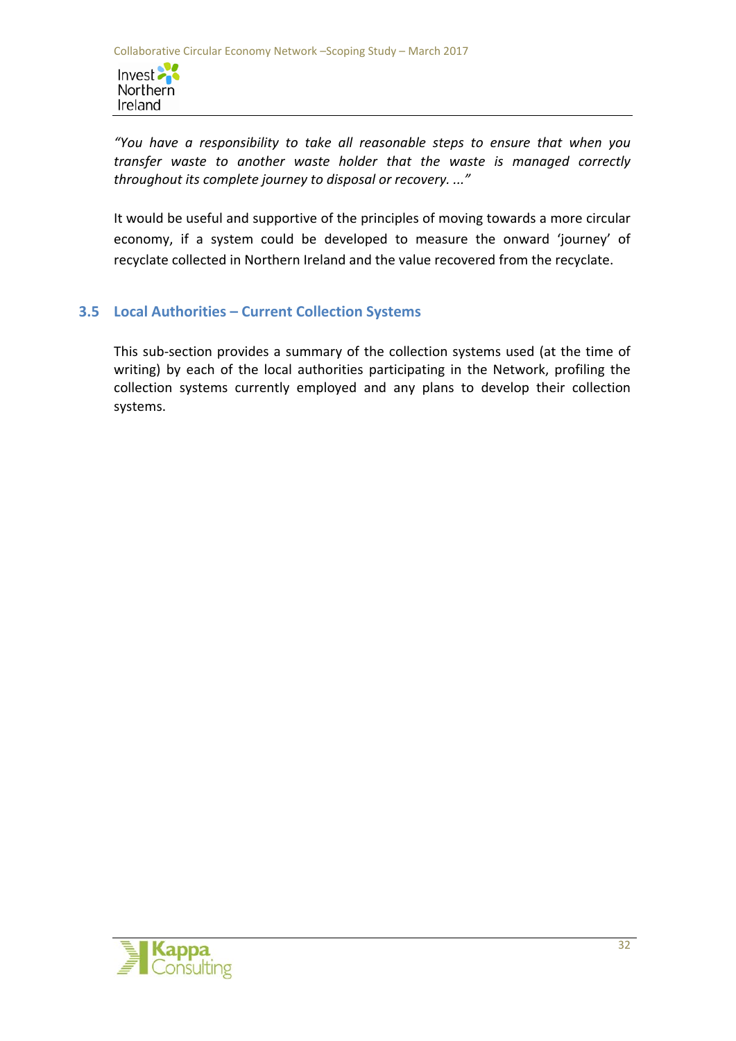*"You have a responsibility to take all reasonable steps to ensure that when you transfer waste to another waste holder that the waste is managed correctly throughout its complete journey to disposal or recovery. ..."*

It would be useful and supportive of the principles of moving towards a more circular economy, if a system could be developed to measure the onward 'journey' of recyclate collected in Northern Ireland and the value recovered from the recyclate.

## 3.5 Local Authorities – Current Collection Systems

This sub-section provides a summary of the collection systems used (at the time of writing) by each of the local authorities participating in the Network, profiling the collection systems currently employed and any plans to develop their collection systems.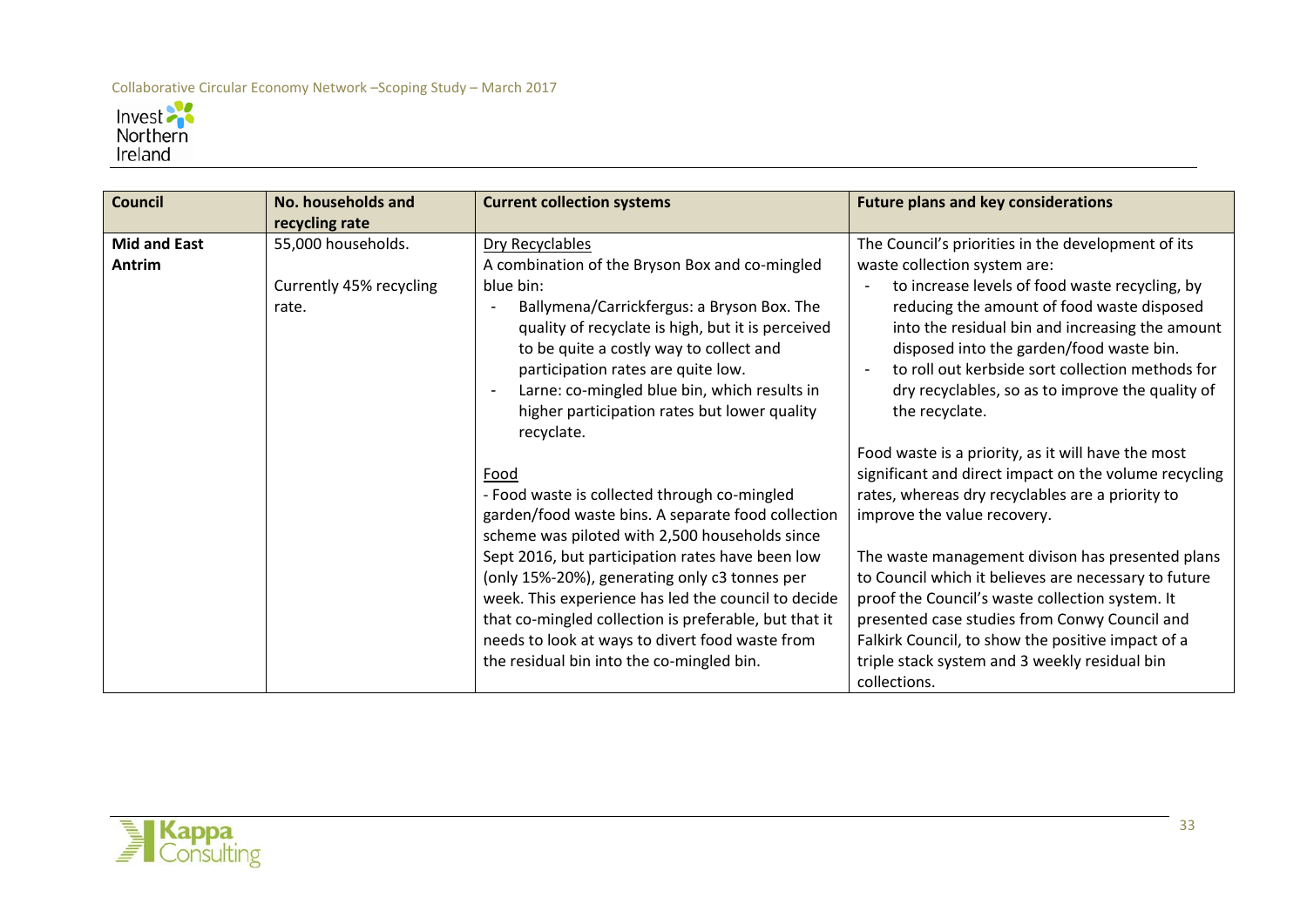| Council | No. households and recycling rate | Current collection systems | Future plans and key considerations |
|---|---|---|---|
| **Mid and East Antrim** | 55,000 households.<br><br>Currently 45% recycling rate. | Dry Recyclables<br>A combination of the Bryson Box and co-mingled blue bin:<br>- Ballymena/Carrickfergus: a Bryson Box. The quality of recyclate is high, but it is perceived to be quite a costly way to collect and participation rates are quite low.<br>- Larne: co-mingled blue bin, which results in higher participation rates but lower quality recyclate.<br><br>Food<br>- Food waste is collected through co-mingled garden/food waste bins. A separate food collection scheme was piloted with 2,500 households since Sept 2016, but participation rates have been low (only 15%-20%), generating only c3 tonnes per week. This experience has led the council to decide that co-mingled collection is preferable, but that it needs to look at ways to divert food waste from the residual bin into the co-mingled bin. | The Council's priorities in the development of its waste collection system are:<br>- to increase levels of food waste recycling, by reducing the amount of food waste disposed into the residual bin and increasing the amount disposed into the garden/food waste bin.<br>- to roll out kerbside sort collection methods for dry recyclables, so as to improve the quality of the recyclate.<br><br>Food waste is a priority, as it will have the most significant and direct impact on the volume recycling rates, whereas dry recyclables are a priority to improve the value recovery.<br><br>The waste management divison has presented plans to Council which it believes are necessary to future proof the Council's waste collection system. It presented case studies from Conwy Council and Falkirk Council, to show the positive impact of a triple stack system and 3 weekly residual bin collections. |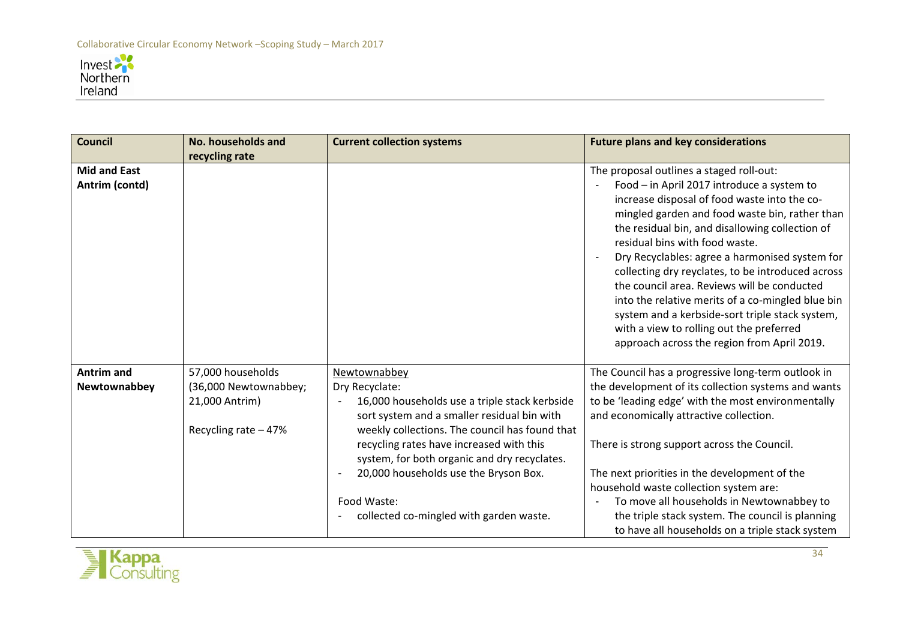| Council | No. households and recycling rate | Current collection systems | Future plans and key considerations |
|---|---|---|---|
| **Mid and East Antrim (contd)** | | | The proposal outlines a staged roll-out:<br>- Food – in April 2017 introduce a system to increase disposal of food waste into the co-mingled garden and food waste bin, rather than the residual bin, and disallowing collection of residual bins with food waste.<br>- Dry Recyclables: agree a harmonised system for collecting dry reyclates, to be introduced across the council area. Reviews will be conducted into the relative merits of a co-mingled blue bin system and a kerbside-sort triple stack system, with a view to rolling out the preferred approach across the region from April 2019. |
| **Antrim and Newtownabbey** | 57,000 households (36,000 Newtownabbey; 21,000 Antrim)<br><br>Recycling rate – 47% | Newtownabbey<br>Dry Recyclate:<br>- 16,000 households use a triple stack kerbside sort system and a smaller residual bin with weekly collections. The council has found that recycling rates have increased with this system, for both organic and dry recyclates.<br>- 20,000 households use the Bryson Box.<br><br>Food Waste:<br>- collected co-mingled with garden waste. | The Council has a progressive long-term outlook in the development of its collection systems and wants to be 'leading edge' with the most environmentally and economically attractive collection.<br><br>There is strong support across the Council.<br><br>The next priorities in the development of the household waste collection system are:<br>- To move all households in Newtownabbey to the triple stack system. The council is planning to have all households on a triple stack system |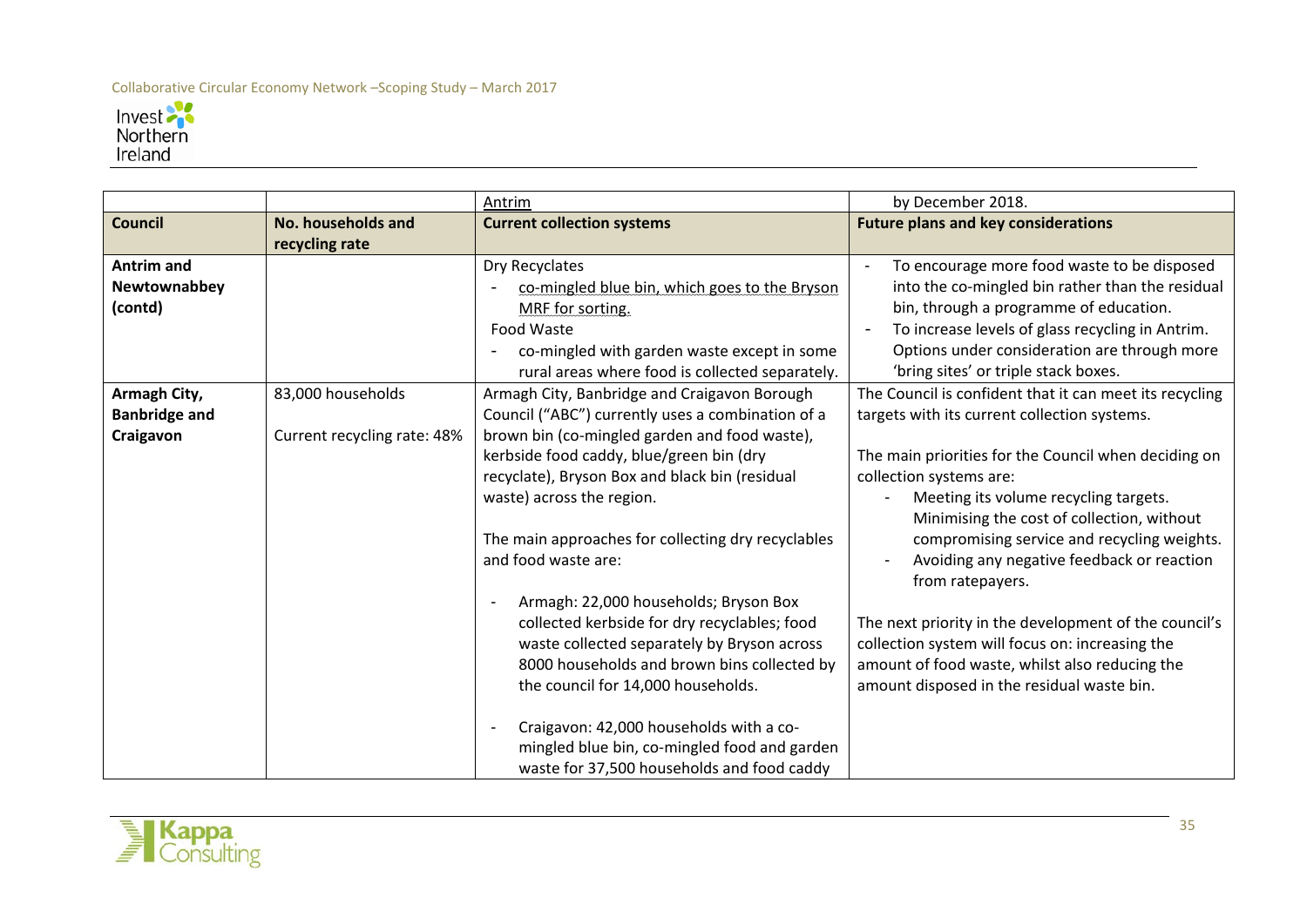| | | Antrim | by December 2018. |
|---|---|---|---|
| **Council** | **No. households and recycling rate** | **Current collection systems** | **Future plans and key considerations** |
| **Antrim and Newtownabbey (contd)** | | Dry Recyclates<br>- co-mingled blue bin, which goes to the Bryson MRF for sorting.<br>Food Waste<br>- co-mingled with garden waste except in some rural areas where food is collected separately. | - To encourage more food waste to be disposed into the co-mingled bin rather than the residual bin, through a programme of education.<br>- To increase levels of glass recycling in Antrim. Options under consideration are through more 'bring sites' or triple stack boxes. |
| **Armagh City, Banbridge and Craigavon** | 83,000 households<br><br>Current recycling rate: 48% | Armagh City, Banbridge and Craigavon Borough Council ("ABC") currently uses a combination of a brown bin (co-mingled garden and food waste), kerbside food caddy, blue/green bin (dry recyclate), Bryson Box and black bin (residual waste) across the region.<br><br>The main approaches for collecting dry recyclables and food waste are:<br><br>- Armagh: 22,000 households; Bryson Box collected kerbside for dry recyclables; food waste collected separately by Bryson across 8000 households and brown bins collected by the council for 14,000 households.<br><br>- Craigavon: 42,000 households with a co-mingled blue bin, co-mingled food and garden waste for 37,500 households and food caddy | The Council is confident that it can meet its recycling targets with its current collection systems.<br><br>The main priorities for the Council when deciding on collection systems are:<br>- Meeting its volume recycling targets. Minimising the cost of collection, without compromising service and recycling weights.<br>- Avoiding any negative feedback or reaction from ratepayers.<br><br>The next priority in the development of the council's collection system will focus on: increasing the amount of food waste, whilst also reducing the amount disposed in the residual waste bin. |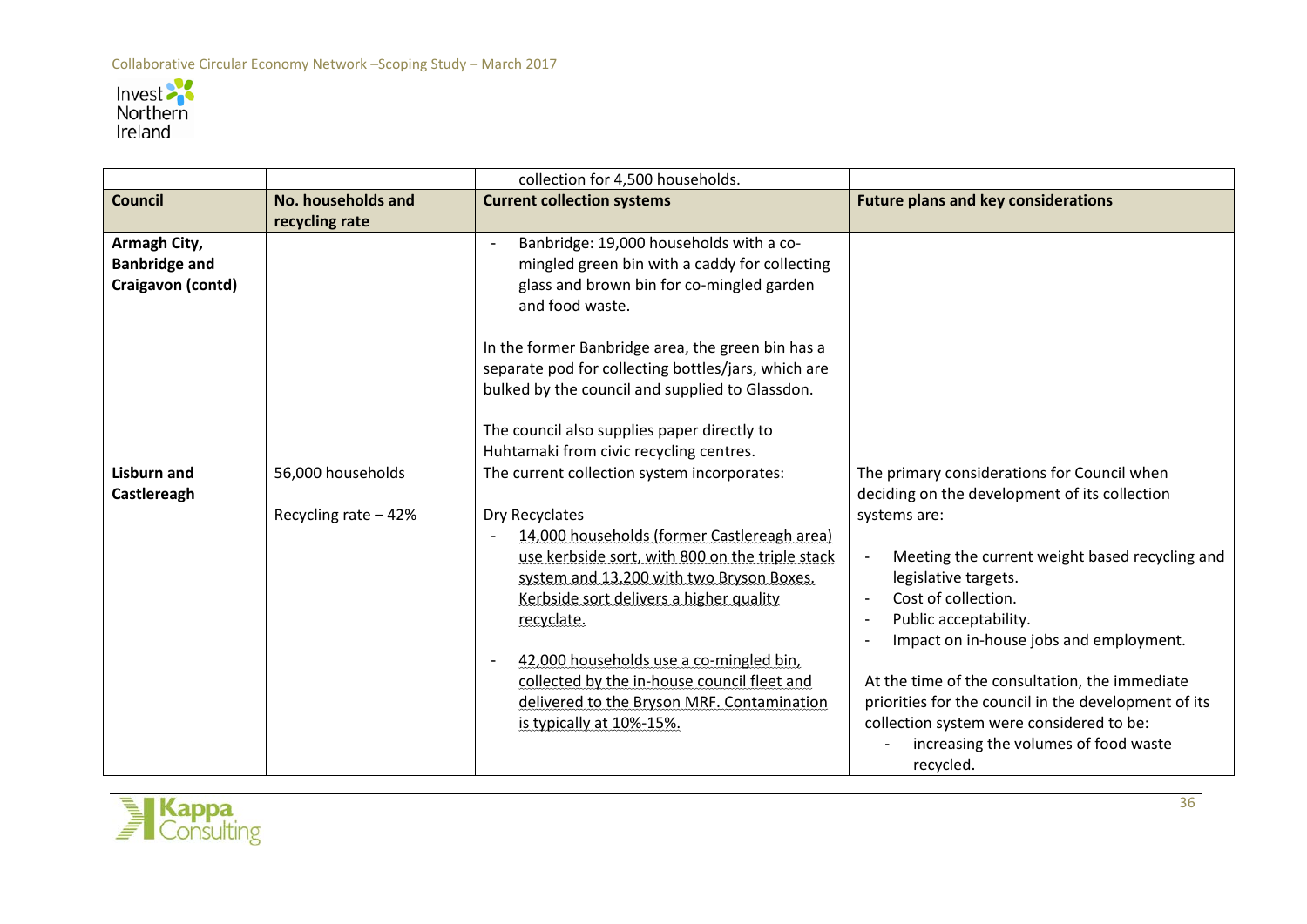| | | collection for 4,500 households. | |
|---|---|---|---|
| **Council** | **No. households and recycling rate** | **Current collection systems** | **Future plans and key considerations** |
| **Armagh City, Banbridge and Craigavon (contd)** | | - Banbridge: 19,000 households with a co-mingled green bin with a caddy for collecting glass and brown bin for co-mingled garden and food waste.<br><br>In the former Banbridge area, the green bin has a separate pod for collecting bottles/jars, which are bulked by the council and supplied to Glassdon.<br><br>The council also supplies paper directly to Huhtamaki from civic recycling centres. | |
| **Lisburn and Castlereagh** | 56,000 households<br><br>Recycling rate – 42% | The current collection system incorporates:<br><br>Dry Recyclates<br>- 14,000 households (former Castlereagh area) use kerbside sort, with 800 on the triple stack system and 13,200 with two Bryson Boxes. Kerbside sort delivers a higher quality recyclate.<br><br>- 42,000 households use a co-mingled bin, collected by the in-house council fleet and delivered to the Bryson MRF. Contamination is typically at 10%-15%. | The primary considerations for Council when deciding on the development of its collection systems are:<br><br>- Meeting the current weight based recycling and legislative targets.<br>- Cost of collection.<br>- Public acceptability.<br>- Impact on in-house jobs and employment.<br><br>At the time of the consultation, the immediate priorities for the council in the development of its collection system were considered to be:<br>- increasing the volumes of food waste recycled. |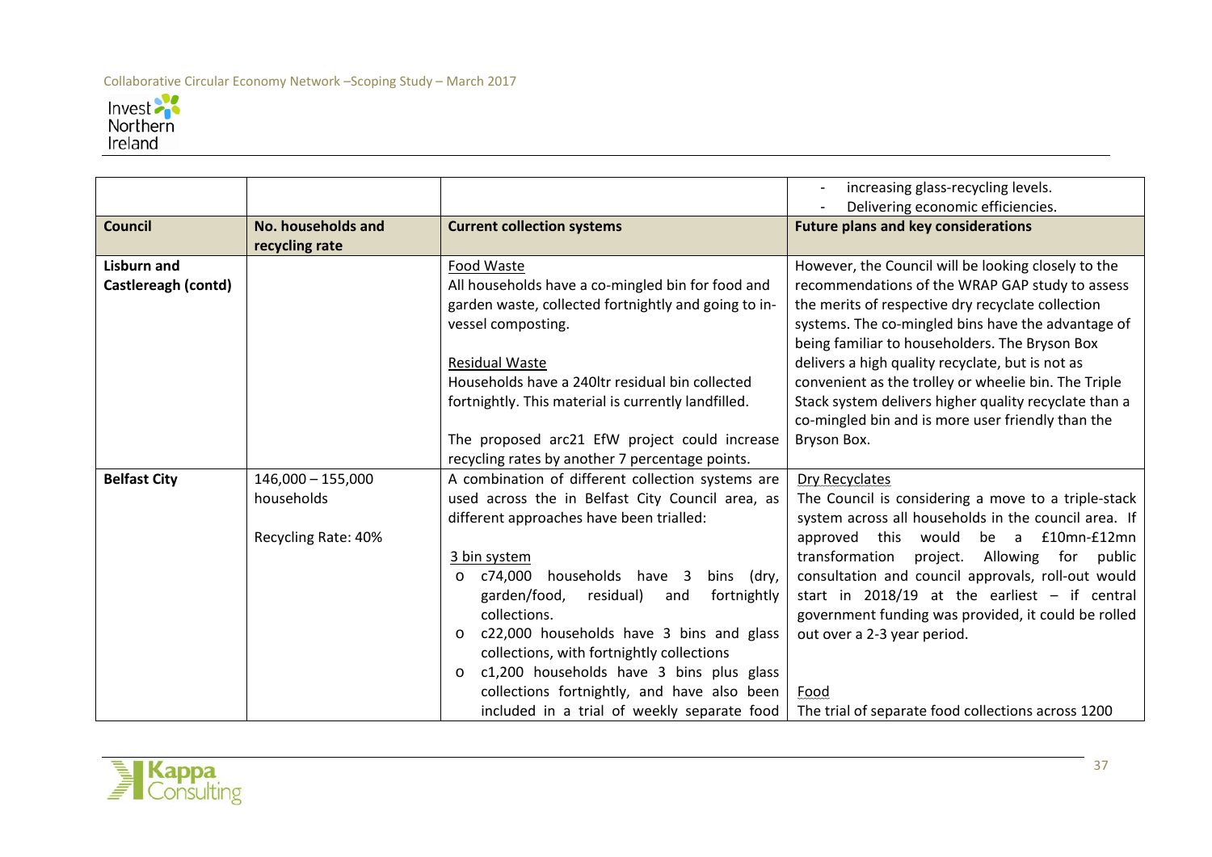| | | | - increasing glass-recycling levels.<br>- Delivering economic efficiencies. |
|---|---|---|---|
| **Council** | **No. households and recycling rate** | **Current collection systems** | **Future plans and key considerations** |
| **Lisburn and Castlereagh (contd)** | | Food Waste<br>All households have a co-mingled bin for food and garden waste, collected fortnightly and going to in-vessel composting.<br><br>Residual Waste<br>Households have a 240ltr residual bin collected fortnightly. This material is currently landfilled.<br><br>The proposed arc21 EfW project could increase recycling rates by another 7 percentage points. | However, the Council will be looking closely to the recommendations of the WRAP GAP study to assess the merits of respective dry recyclate collection systems. The co-mingled bins have the advantage of being familiar to householders. The Bryson Box delivers a high quality recyclate, but is not as convenient as the trolley or wheelie bin. The Triple Stack system delivers higher quality recyclate than a co-mingled bin and is more user friendly than the Bryson Box. |
| **Belfast City** | 146,000 – 155,000 households<br><br>Recycling Rate: 40% | A combination of different collection systems are used across the in Belfast City Council area, as different approaches have been trialled:<br><br>3 bin system<br>o c74,000 households have 3 bins (dry, garden/food, residual) and fortnightly collections.<br>o c22,000 households have 3 bins and glass collections, with fortnightly collections<br>o c1,200 households have 3 bins plus glass collections fortnightly, and have also been included in a trial of weekly separate food | Dry Recyclates<br>The Council is considering a move to a triple-stack system across all households in the council area. If approved this would be a £10mn-£12mn transformation project. Allowing for public consultation and council approvals, roll-out would start in 2018/19 at the earliest – if central government funding was provided, it could be rolled out over a 2-3 year period.<br><br>Food<br>The trial of separate food collections across 1200 |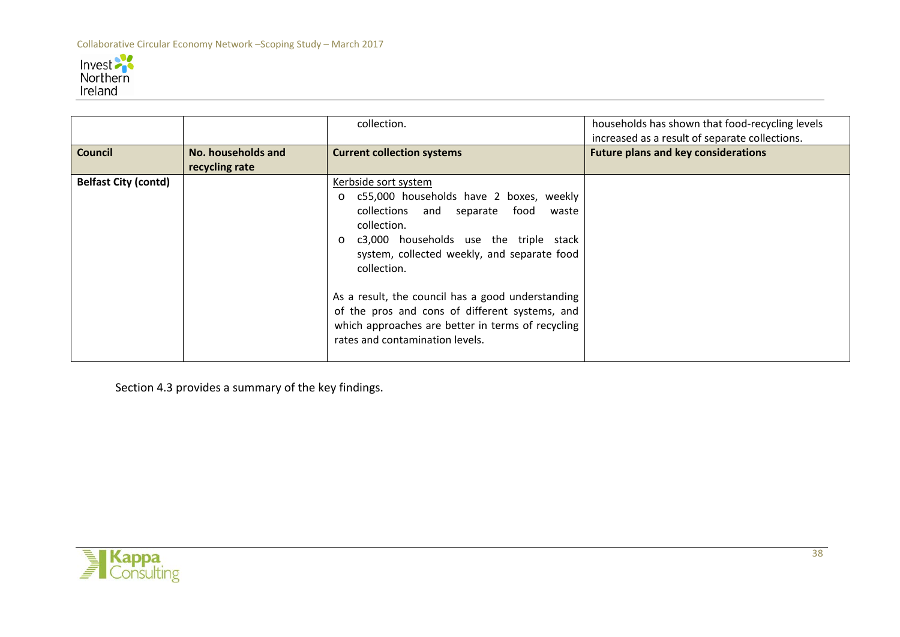| | | collection. | households has shown that food-recycling levels increased as a result of separate collections. |
|---|---|---|---|
| **Council** | **No. households and recycling rate** | **Current collection systems** | **Future plans and key considerations** |
| **Belfast City (contd)** | | Kerbside sort system<br>o c55,000 households have 2 boxes, weekly collections and separate food waste collection.<br>o c3,000 households use the triple stack system, collected weekly, and separate food collection.<br><br>As a result, the council has a good understanding of the pros and cons of different systems, and which approaches are better in terms of recycling rates and contamination levels. | |

Section 4.3 provides a summary of the key findings.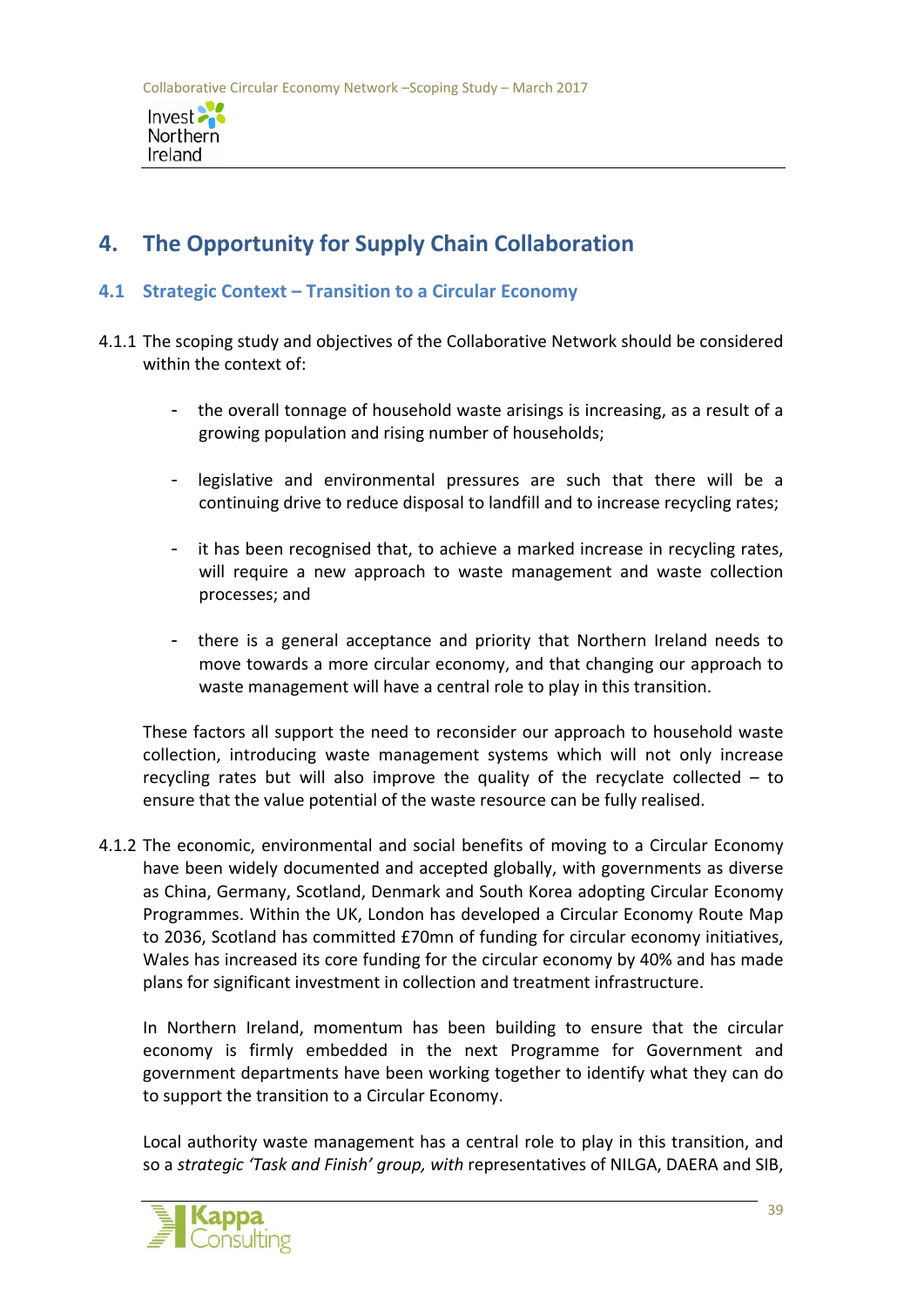# 4. The Opportunity for Supply Chain Collaboration

## 4.1 Strategic Context – Transition to a Circular Economy

4.1.1 The scoping study and objectives of the Collaborative Network should be considered within the context of:

- the overall tonnage of household waste arisings is increasing, as a result of a growing population and rising number of households;
- legislative and environmental pressures are such that there will be a continuing drive to reduce disposal to landfill and to increase recycling rates;
- it has been recognised that, to achieve a marked increase in recycling rates, will require a new approach to waste management and waste collection processes; and
- there is a general acceptance and priority that Northern Ireland needs to move towards a more circular economy, and that changing our approach to waste management will have a central role to play in this transition.

These factors all support the need to reconsider our approach to household waste collection, introducing waste management systems which will not only increase recycling rates but will also improve the quality of the recyclate collected – to ensure that the value potential of the waste resource can be fully realised.

4.1.2 The economic, environmental and social benefits of moving to a Circular Economy have been widely documented and accepted globally, with governments as diverse as China, Germany, Scotland, Denmark and South Korea adopting Circular Economy Programmes. Within the UK, London has developed a Circular Economy Route Map to 2036, Scotland has committed £70mn of funding for circular economy initiatives, Wales has increased its core funding for the circular economy by 40% and has made plans for significant investment in collection and treatment infrastructure.

In Northern Ireland, momentum has been building to ensure that the circular economy is firmly embedded in the next Programme for Government and government departments have been working together to identify what they can do to support the transition to a Circular Economy.

Local authority waste management has a central role to play in this transition, and so a *strategic 'Task and Finish' group, with* representatives of NILGA, DAERA and SIB,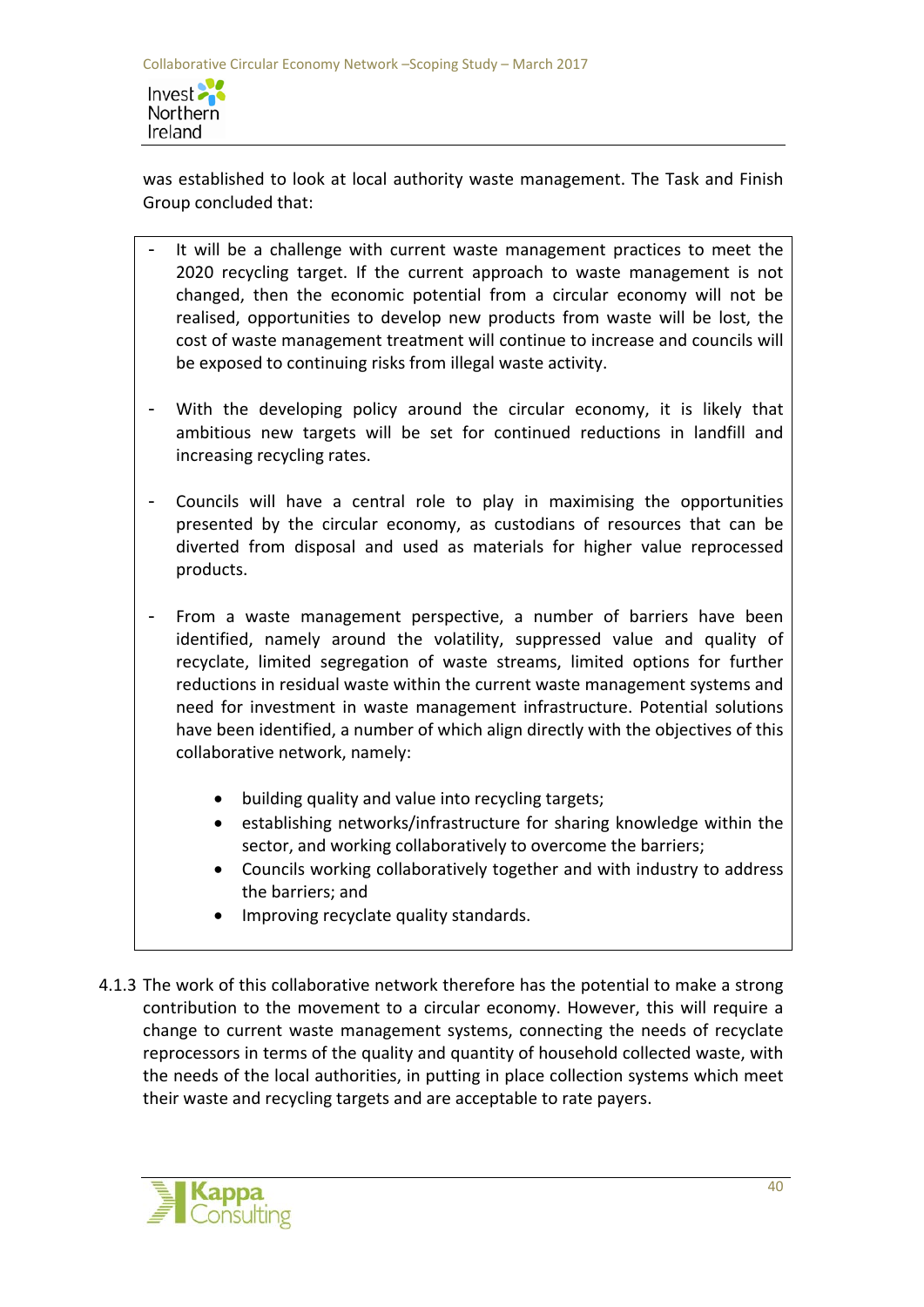was established to look at local authority waste management. The Task and Finish Group concluded that:

- It will be a challenge with current waste management practices to meet the 2020 recycling target. If the current approach to waste management is not changed, then the economic potential from a circular economy will not be realised, opportunities to develop new products from waste will be lost, the cost of waste management treatment will continue to increase and councils will be exposed to continuing risks from illegal waste activity.

- With the developing policy around the circular economy, it is likely that ambitious new targets will be set for continued reductions in landfill and increasing recycling rates.

- Councils will have a central role to play in maximising the opportunities presented by the circular economy, as custodians of resources that can be diverted from disposal and used as materials for higher value reprocessed products.

- From a waste management perspective, a number of barriers have been identified, namely around the volatility, suppressed value and quality of recyclate, limited segregation of waste streams, limited options for further reductions in residual waste within the current waste management systems and need for investment in waste management infrastructure. Potential solutions have been identified, a number of which align directly with the objectives of this collaborative network, namely:

    - building quality and value into recycling targets;
    - establishing networks/infrastructure for sharing knowledge within the sector, and working collaboratively to overcome the barriers;
    - Councils working collaboratively together and with industry to address the barriers; and
    - Improving recyclate quality standards.

4.1.3 The work of this collaborative network therefore has the potential to make a strong contribution to the movement to a circular economy. However, this will require a change to current waste management systems, connecting the needs of recyclate reprocessors in terms of the quality and quantity of household collected waste, with the needs of the local authorities, in putting in place collection systems which meet their waste and recycling targets and are acceptable to rate payers.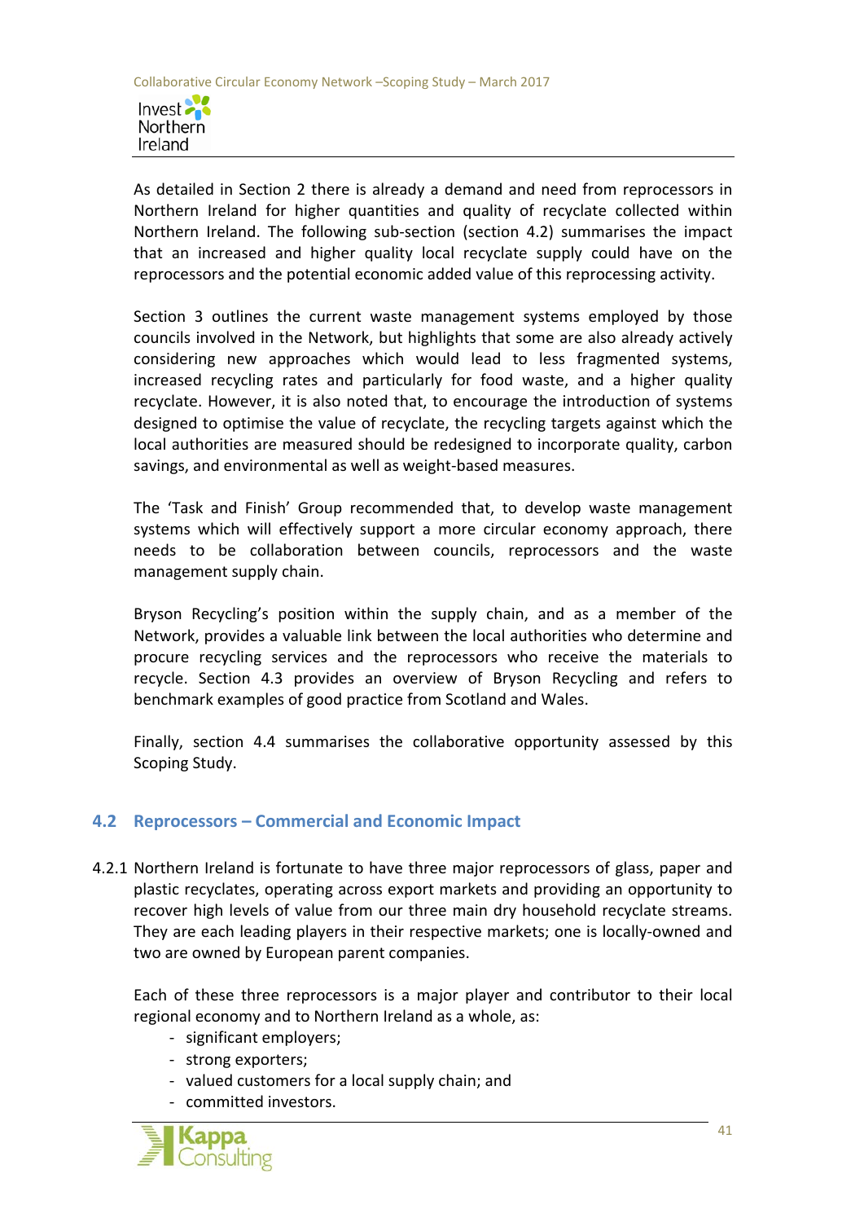As detailed in Section 2 there is already a demand and need from reprocessors in Northern Ireland for higher quantities and quality of recyclate collected within Northern Ireland. The following sub-section (section 4.2) summarises the impact that an increased and higher quality local recyclate supply could have on the reprocessors and the potential economic added value of this reprocessing activity.

Section 3 outlines the current waste management systems employed by those councils involved in the Network, but highlights that some are also already actively considering new approaches which would lead to less fragmented systems, increased recycling rates and particularly for food waste, and a higher quality recyclate. However, it is also noted that, to encourage the introduction of systems designed to optimise the value of recyclate, the recycling targets against which the local authorities are measured should be redesigned to incorporate quality, carbon savings, and environmental as well as weight-based measures.

The 'Task and Finish' Group recommended that, to develop waste management systems which will effectively support a more circular economy approach, there needs to be collaboration between councils, reprocessors and the waste management supply chain.

Bryson Recycling's position within the supply chain, and as a member of the Network, provides a valuable link between the local authorities who determine and procure recycling services and the reprocessors who receive the materials to recycle. Section 4.3 provides an overview of Bryson Recycling and refers to benchmark examples of good practice from Scotland and Wales.

Finally, section 4.4 summarises the collaborative opportunity assessed by this Scoping Study.

## 4.2 Reprocessors – Commercial and Economic Impact

4.2.1 Northern Ireland is fortunate to have three major reprocessors of glass, paper and plastic recyclates, operating across export markets and providing an opportunity to recover high levels of value from our three main dry household recyclate streams. They are each leading players in their respective markets; one is locally-owned and two are owned by European parent companies.

Each of these three reprocessors is a major player and contributor to their local regional economy and to Northern Ireland as a whole, as:

- significant employers;
- strong exporters;
- valued customers for a local supply chain; and
- committed investors.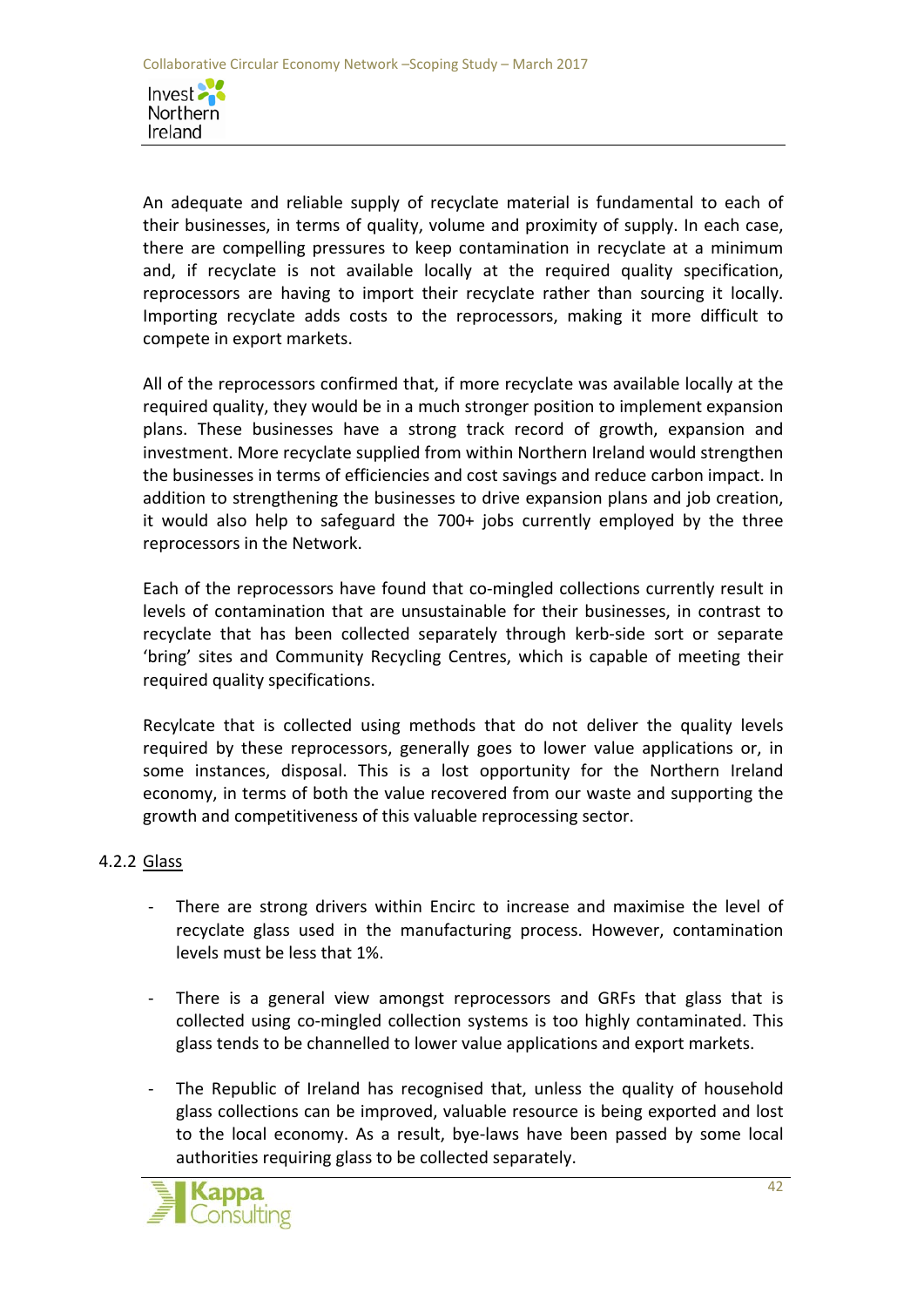An adequate and reliable supply of recyclate material is fundamental to each of their businesses, in terms of quality, volume and proximity of supply. In each case, there are compelling pressures to keep contamination in recyclate at a minimum and, if recyclate is not available locally at the required quality specification, reprocessors are having to import their recyclate rather than sourcing it locally. Importing recyclate adds costs to the reprocessors, making it more difficult to compete in export markets.

All of the reprocessors confirmed that, if more recyclate was available locally at the required quality, they would be in a much stronger position to implement expansion plans. These businesses have a strong track record of growth, expansion and investment. More recyclate supplied from within Northern Ireland would strengthen the businesses in terms of efficiencies and cost savings and reduce carbon impact. In addition to strengthening the businesses to drive expansion plans and job creation, it would also help to safeguard the 700+ jobs currently employed by the three reprocessors in the Network.

Each of the reprocessors have found that co-mingled collections currently result in levels of contamination that are unsustainable for their businesses, in contrast to recyclate that has been collected separately through kerb-side sort or separate 'bring' sites and Community Recycling Centres, which is capable of meeting their required quality specifications.

Recylcate that is collected using methods that do not deliver the quality levels required by these reprocessors, generally goes to lower value applications or, in some instances, disposal. This is a lost opportunity for the Northern Ireland economy, in terms of both the value recovered from our waste and supporting the growth and competitiveness of this valuable reprocessing sector.

4.2.2 Glass

- There are strong drivers within Encirc to increase and maximise the level of recyclate glass used in the manufacturing process. However, contamination levels must be less that 1%.

- There is a general view amongst reprocessors and GRFs that glass that is collected using co-mingled collection systems is too highly contaminated. This glass tends to be channelled to lower value applications and export markets.

- The Republic of Ireland has recognised that, unless the quality of household glass collections can be improved, valuable resource is being exported and lost to the local economy. As a result, bye-laws have been passed by some local authorities requiring glass to be collected separately.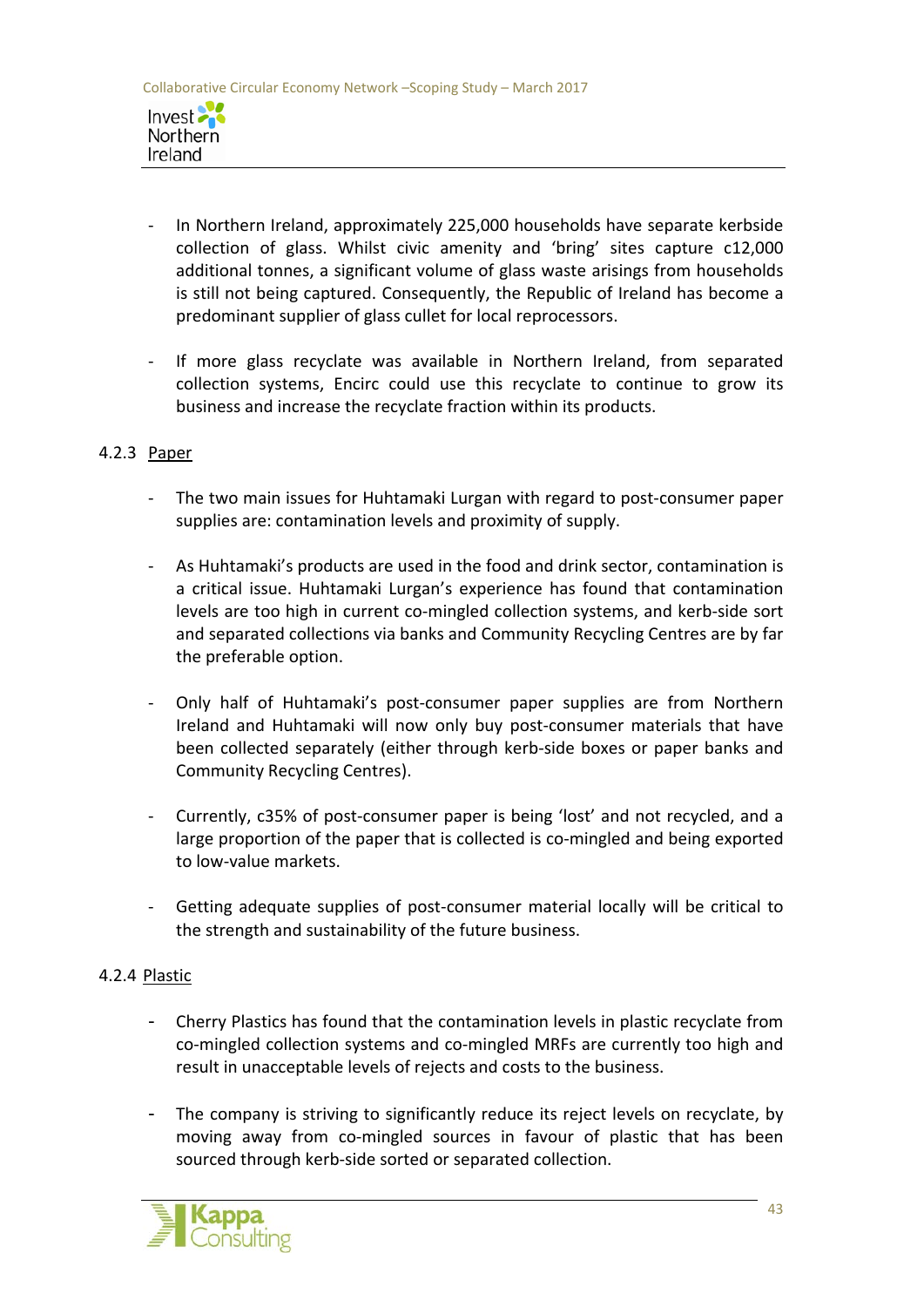- In Northern Ireland, approximately 225,000 households have separate kerbside collection of glass. Whilst civic amenity and 'bring' sites capture c12,000 additional tonnes, a significant volume of glass waste arisings from households is still not being captured. Consequently, the Republic of Ireland has become a predominant supplier of glass cullet for local reprocessors.

- If more glass recyclate was available in Northern Ireland, from separated collection systems, Encirc could use this recyclate to continue to grow its business and increase the recyclate fraction within its products.

### 4.2.3 Paper

- The two main issues for Huhtamaki Lurgan with regard to post-consumer paper supplies are: contamination levels and proximity of supply.

- As Huhtamaki's products are used in the food and drink sector, contamination is a critical issue. Huhtamaki Lurgan's experience has found that contamination levels are too high in current co-mingled collection systems, and kerb-side sort and separated collections via banks and Community Recycling Centres are by far the preferable option.

- Only half of Huhtamaki's post-consumer paper supplies are from Northern Ireland and Huhtamaki will now only buy post-consumer materials that have been collected separately (either through kerb-side boxes or paper banks and Community Recycling Centres).

- Currently, c35% of post-consumer paper is being 'lost' and not recycled, and a large proportion of the paper that is collected is co-mingled and being exported to low-value markets.

- Getting adequate supplies of post-consumer material locally will be critical to the strength and sustainability of the future business.

### 4.2.4 Plastic

- Cherry Plastics has found that the contamination levels in plastic recyclate from co-mingled collection systems and co-mingled MRFs are currently too high and result in unacceptable levels of rejects and costs to the business.

- The company is striving to significantly reduce its reject levels on recyclate, by moving away from co-mingled sources in favour of plastic that has been sourced through kerb-side sorted or separated collection.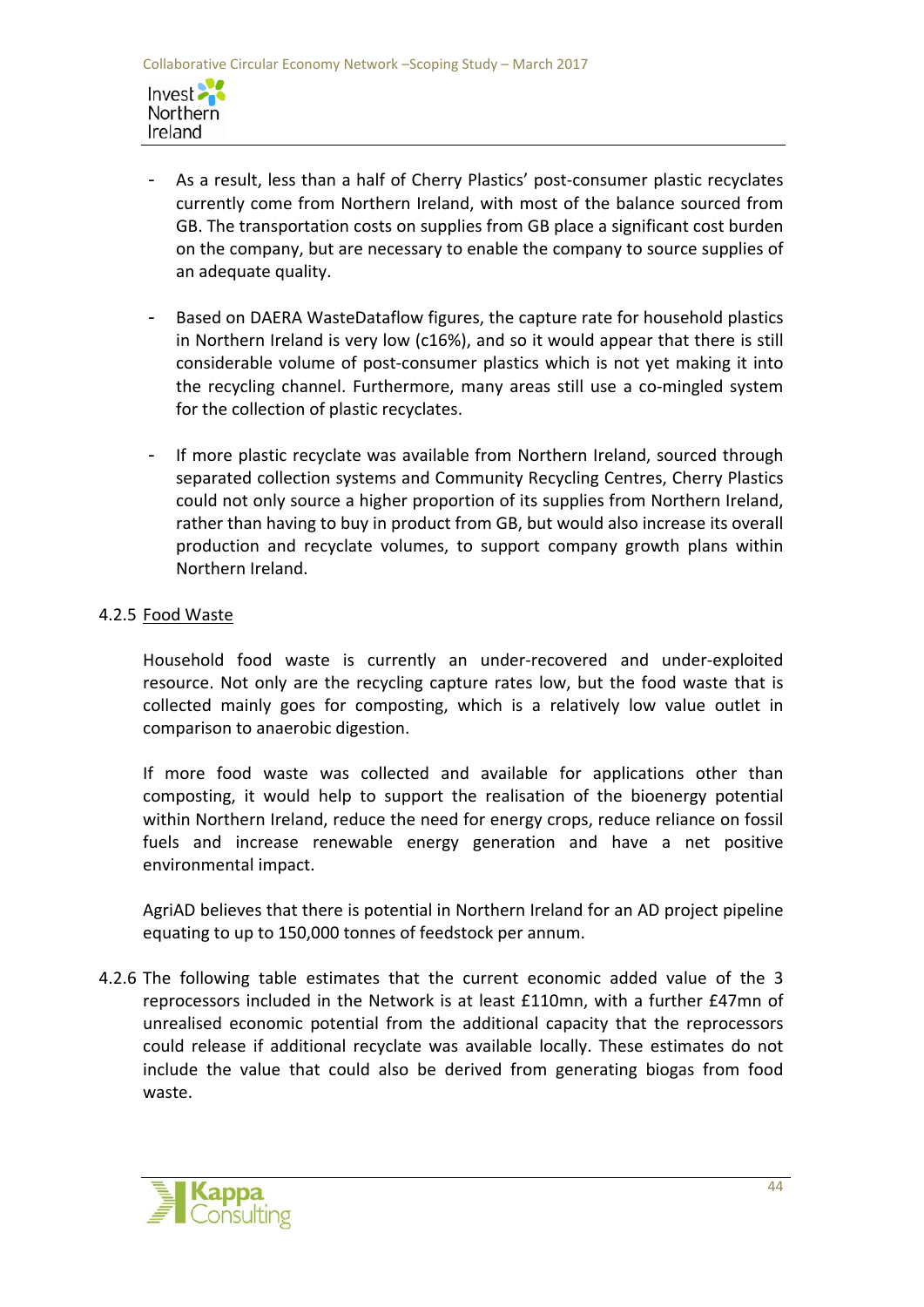- As a result, less than a half of Cherry Plastics' post-consumer plastic recyclates currently come from Northern Ireland, with most of the balance sourced from GB. The transportation costs on supplies from GB place a significant cost burden on the company, but are necessary to enable the company to source supplies of an adequate quality.

- Based on DAERA WasteDataflow figures, the capture rate for household plastics in Northern Ireland is very low (c16%), and so it would appear that there is still considerable volume of post-consumer plastics which is not yet making it into the recycling channel. Furthermore, many areas still use a co-mingled system for the collection of plastic recyclates.

- If more plastic recyclate was available from Northern Ireland, sourced through separated collection systems and Community Recycling Centres, Cherry Plastics could not only source a higher proportion of its supplies from Northern Ireland, rather than having to buy in product from GB, but would also increase its overall production and recyclate volumes, to support company growth plans within Northern Ireland.

4.2.5 Food Waste

Household food waste is currently an under-recovered and under-exploited resource. Not only are the recycling capture rates low, but the food waste that is collected mainly goes for composting, which is a relatively low value outlet in comparison to anaerobic digestion.

If more food waste was collected and available for applications other than composting, it would help to support the realisation of the bioenergy potential within Northern Ireland, reduce the need for energy crops, reduce reliance on fossil fuels and increase renewable energy generation and have a net positive environmental impact.

AgriAD believes that there is potential in Northern Ireland for an AD project pipeline equating to up to 150,000 tonnes of feedstock per annum.

4.2.6 The following table estimates that the current economic added value of the 3 reprocessors included in the Network is at least £110mn, with a further £47mn of unrealised economic potential from the additional capacity that the reprocessors could release if additional recyclate was available locally. These estimates do not include the value that could also be derived from generating biogas from food waste.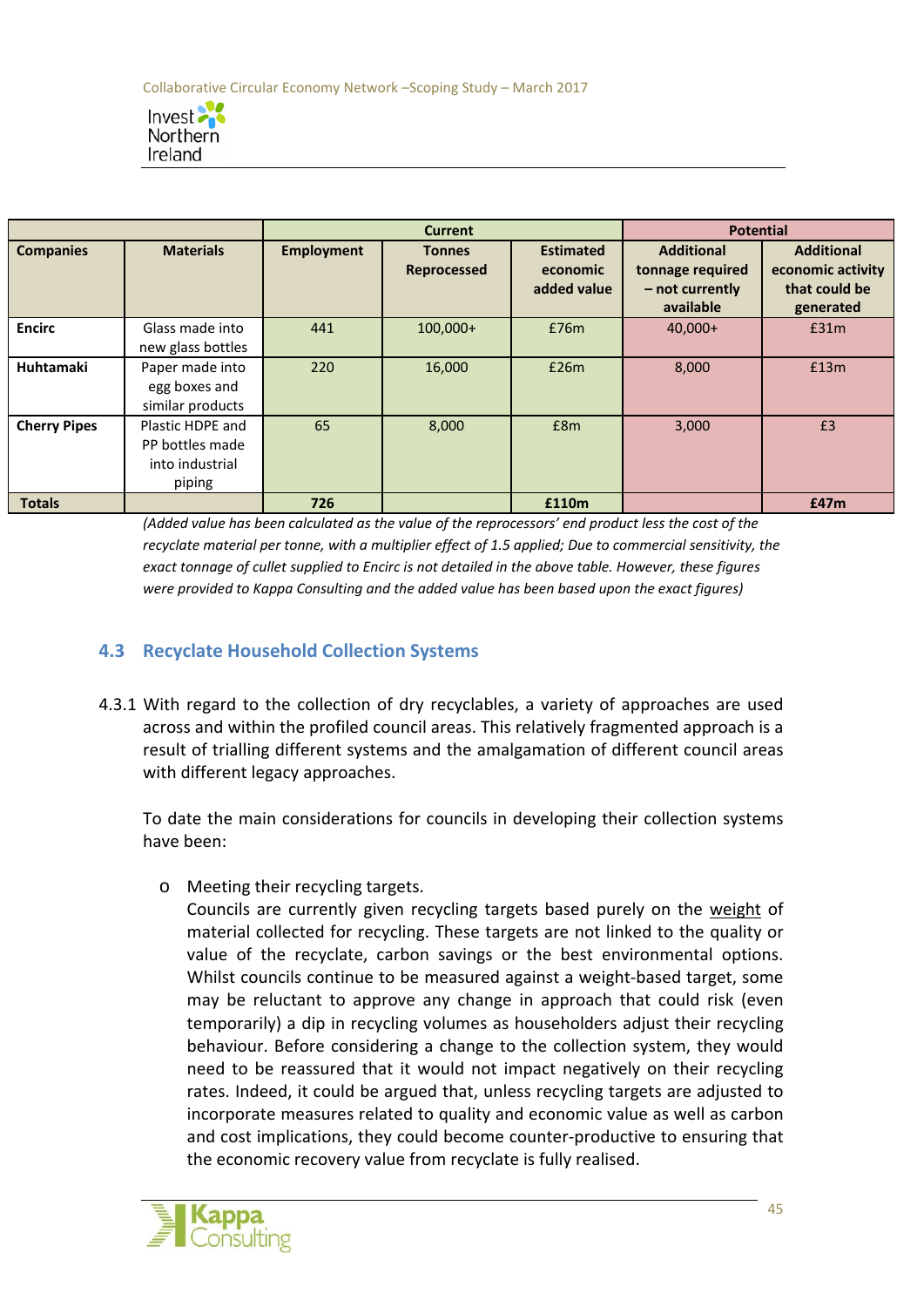| | | Current | | | Potential | |
|---|---|---|---|---|---|---|
| **Companies** | **Materials** | **Employment** | **Tonnes Reprocessed** | **Estimated economic added value** | **Additional tonnage required – not currently available** | **Additional economic activity that could be generated** |
| **Encirc** | Glass made into new glass bottles | 441 | 100,000+ | £76m | 40,000+ | £31m |
| **Huhtamaki** | Paper made into egg boxes and similar products | 220 | 16,000 | £26m | 8,000 | £13m |
| **Cherry Pipes** | Plastic HDPE and PP bottles made into industrial piping | 65 | 8,000 | £8m | 3,000 | £3 |
| **Totals** | | **726** | | **£110m** | | **£47m** |

*(Added value has been calculated as the value of the reprocessors' end product less the cost of the recyclate material per tonne, with a multiplier effect of 1.5 applied; Due to commercial sensitivity, the exact tonnage of cullet supplied to Encirc is not detailed in the above table. However, these figures were provided to Kappa Consulting and the added value has been based upon the exact figures)*

## 4.3 Recyclate Household Collection Systems

4.3.1 With regard to the collection of dry recyclables, a variety of approaches are used across and within the profiled council areas. This relatively fragmented approach is a result of trialling different systems and the amalgamation of different council areas with different legacy approaches.

To date the main considerations for councils in developing their collection systems have been:

- Meeting their recycling targets.
  Councils are currently given recycling targets based purely on the weight of material collected for recycling. These targets are not linked to the quality or value of the recyclate, carbon savings or the best environmental options. Whilst councils continue to be measured against a weight-based target, some may be reluctant to approve any change in approach that could risk (even temporarily) a dip in recycling volumes as householders adjust their recycling behaviour. Before considering a change to the collection system, they would need to be reassured that it would not impact negatively on their recycling rates. Indeed, it could be argued that, unless recycling targets are adjusted to incorporate measures related to quality and economic value as well as carbon and cost implications, they could become counter-productive to ensuring that the economic recovery value from recyclate is fully realised.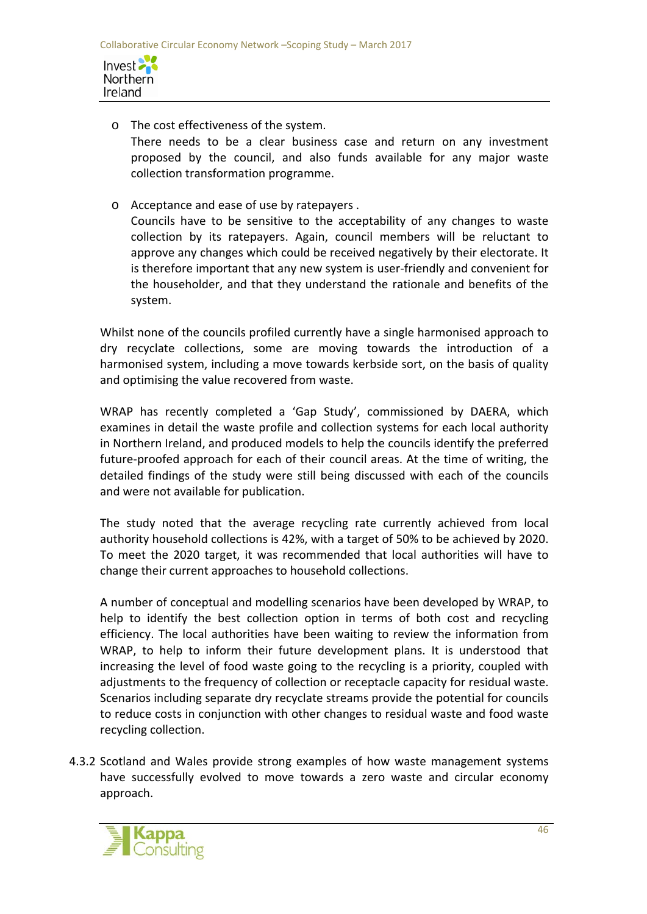- The cost effectiveness of the system.
  There needs to be a clear business case and return on any investment proposed by the council, and also funds available for any major waste collection transformation programme.

- Acceptance and ease of use by ratepayers .
  Councils have to be sensitive to the acceptability of any changes to waste collection by its ratepayers. Again, council members will be reluctant to approve any changes which could be received negatively by their electorate. It is therefore important that any new system is user-friendly and convenient for the householder, and that they understand the rationale and benefits of the system.

Whilst none of the councils profiled currently have a single harmonised approach to dry recyclate collections, some are moving towards the introduction of a harmonised system, including a move towards kerbside sort, on the basis of quality and optimising the value recovered from waste.

WRAP has recently completed a 'Gap Study', commissioned by DAERA, which examines in detail the waste profile and collection systems for each local authority in Northern Ireland, and produced models to help the councils identify the preferred future-proofed approach for each of their council areas. At the time of writing, the detailed findings of the study were still being discussed with each of the councils and were not available for publication.

The study noted that the average recycling rate currently achieved from local authority household collections is 42%, with a target of 50% to be achieved by 2020. To meet the 2020 target, it was recommended that local authorities will have to change their current approaches to household collections.

A number of conceptual and modelling scenarios have been developed by WRAP, to help to identify the best collection option in terms of both cost and recycling efficiency. The local authorities have been waiting to review the information from WRAP, to help to inform their future development plans. It is understood that increasing the level of food waste going to the recycling is a priority, coupled with adjustments to the frequency of collection or receptacle capacity for residual waste. Scenarios including separate dry recyclate streams provide the potential for councils to reduce costs in conjunction with other changes to residual waste and food waste recycling collection.

4.3.2 Scotland and Wales provide strong examples of how waste management systems have successfully evolved to move towards a zero waste and circular economy approach.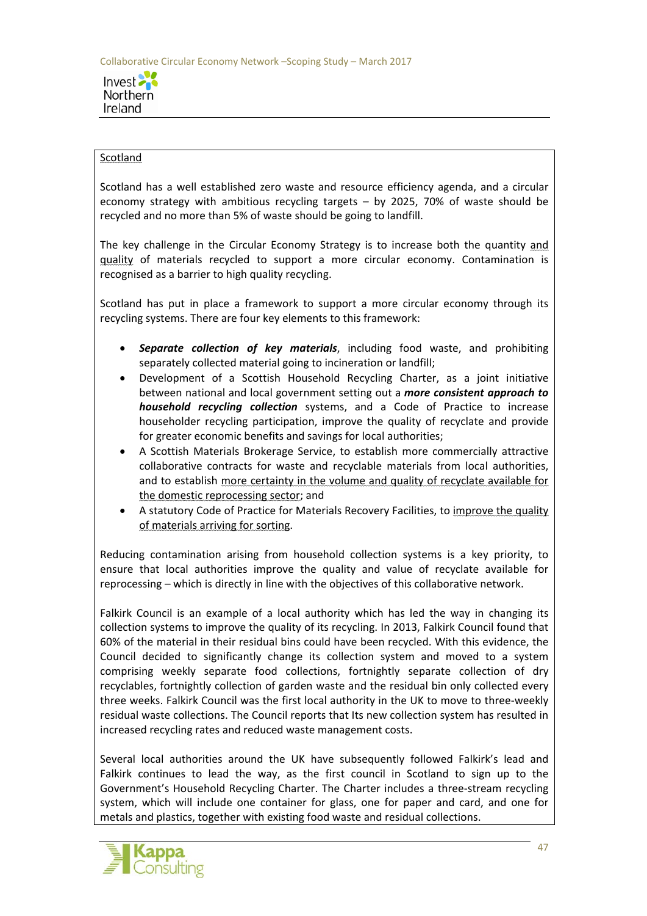Scotland

Scotland has a well established zero waste and resource efficiency agenda, and a circular economy strategy with ambitious recycling targets – by 2025, 70% of waste should be recycled and no more than 5% of waste should be going to landfill.

The key challenge in the Circular Economy Strategy is to increase both the quantity and quality of materials recycled to support a more circular economy. Contamination is recognised as a barrier to high quality recycling.

Scotland has put in place a framework to support a more circular economy through its recycling systems. There are four key elements to this framework:

- ***Separate collection of key materials***, including food waste, and prohibiting separately collected material going to incineration or landfill;
- Development of a Scottish Household Recycling Charter, as a joint initiative between national and local government setting out a ***more consistent approach to household recycling collection*** systems, and a Code of Practice to increase householder recycling participation, improve the quality of recyclate and provide for greater economic benefits and savings for local authorities;
- A Scottish Materials Brokerage Service, to establish more commercially attractive collaborative contracts for waste and recyclable materials from local authorities, and to establish more certainty in the volume and quality of recyclate available for the domestic reprocessing sector; and
- A statutory Code of Practice for Materials Recovery Facilities, to improve the quality of materials arriving for sorting.

Reducing contamination arising from household collection systems is a key priority, to ensure that local authorities improve the quality and value of recyclate available for reprocessing – which is directly in line with the objectives of this collaborative network.

Falkirk Council is an example of a local authority which has led the way in changing its collection systems to improve the quality of its recycling. In 2013, Falkirk Council found that 60% of the material in their residual bins could have been recycled. With this evidence, the Council decided to significantly change its collection system and moved to a system comprising weekly separate food collections, fortnightly separate collection of dry recyclables, fortnightly collection of garden waste and the residual bin only collected every three weeks. Falkirk Council was the first local authority in the UK to move to three-weekly residual waste collections. The Council reports that Its new collection system has resulted in increased recycling rates and reduced waste management costs.

Several local authorities around the UK have subsequently followed Falkirk's lead and Falkirk continues to lead the way, as the first council in Scotland to sign up to the Government's Household Recycling Charter. The Charter includes a three-stream recycling system, which will include one container for glass, one for paper and card, and one for metals and plastics, together with existing food waste and residual collections.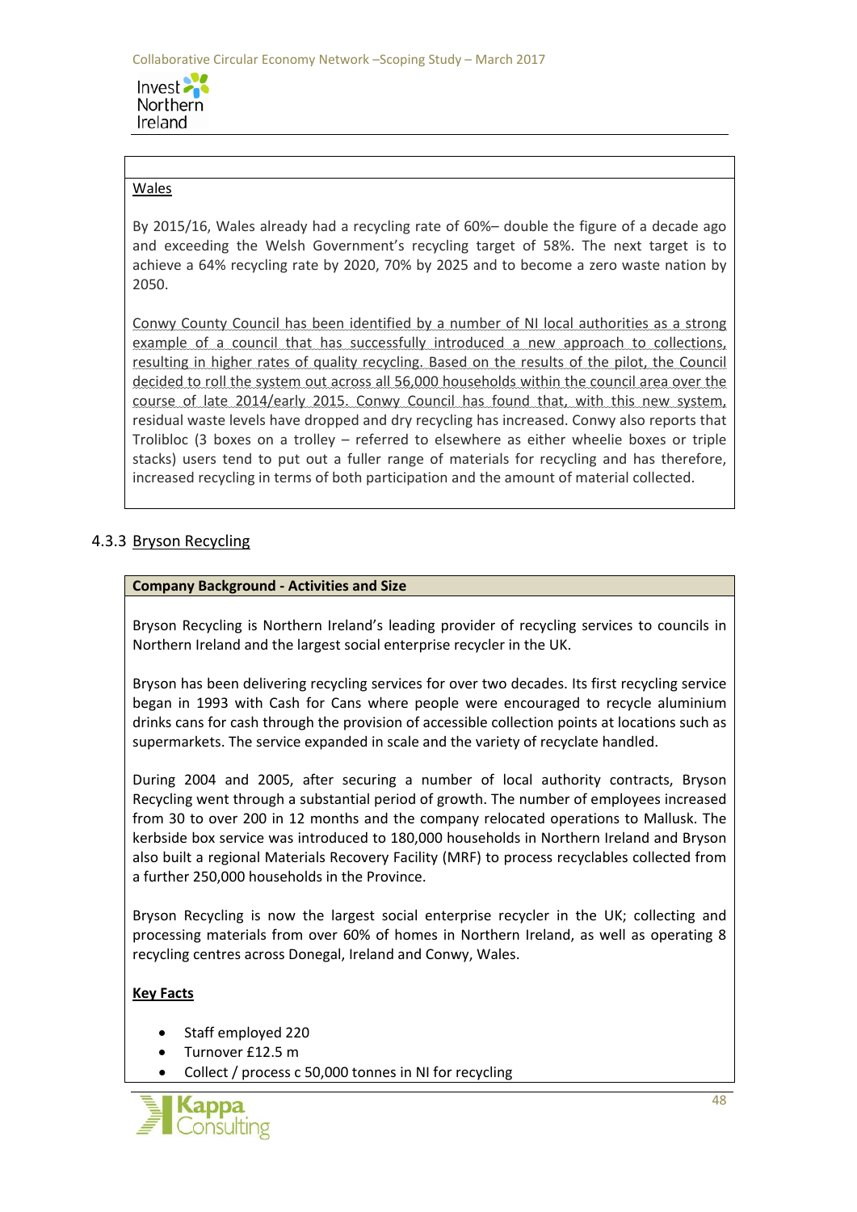**Wales**

By 2015/16, Wales already had a recycling rate of 60%– double the figure of a decade ago and exceeding the Welsh Government's recycling target of 58%. The next target is to achieve a 64% recycling rate by 2020, 70% by 2025 and to become a zero waste nation by 2050.

Conwy County Council has been identified by a number of NI local authorities as a strong example of a council that has successfully introduced a new approach to collections, resulting in higher rates of quality recycling. Based on the results of the pilot, the Council decided to roll the system out across all 56,000 households within the council area over the course of late 2014/early 2015. Conwy Council has found that, with this new system, residual waste levels have dropped and dry recycling has increased. Conwy also reports that Trolibloc (3 boxes on a trolley – referred to elsewhere as either wheelie boxes or triple stacks) users tend to put out a fuller range of materials for recycling and has therefore, increased recycling in terms of both participation and the amount of material collected.

### 4.3.3 Bryson Recycling

**Company Background - Activities and Size**

Bryson Recycling is Northern Ireland's leading provider of recycling services to councils in Northern Ireland and the largest social enterprise recycler in the UK.

Bryson has been delivering recycling services for over two decades. Its first recycling service began in 1993 with Cash for Cans where people were encouraged to recycle aluminium drinks cans for cash through the provision of accessible collection points at locations such as supermarkets. The service expanded in scale and the variety of recyclate handled.

During 2004 and 2005, after securing a number of local authority contracts, Bryson Recycling went through a substantial period of growth. The number of employees increased from 30 to over 200 in 12 months and the company relocated operations to Mallusk. The kerbside box service was introduced to 180,000 households in Northern Ireland and Bryson also built a regional Materials Recovery Facility (MRF) to process recyclables collected from a further 250,000 households in the Province.

Bryson Recycling is now the largest social enterprise recycler in the UK; collecting and processing materials from over 60% of homes in Northern Ireland, as well as operating 8 recycling centres across Donegal, Ireland and Conwy, Wales.

**Key Facts**

- Staff employed 220
- Turnover £12.5 m
- Collect / process c 50,000 tonnes in NI for recycling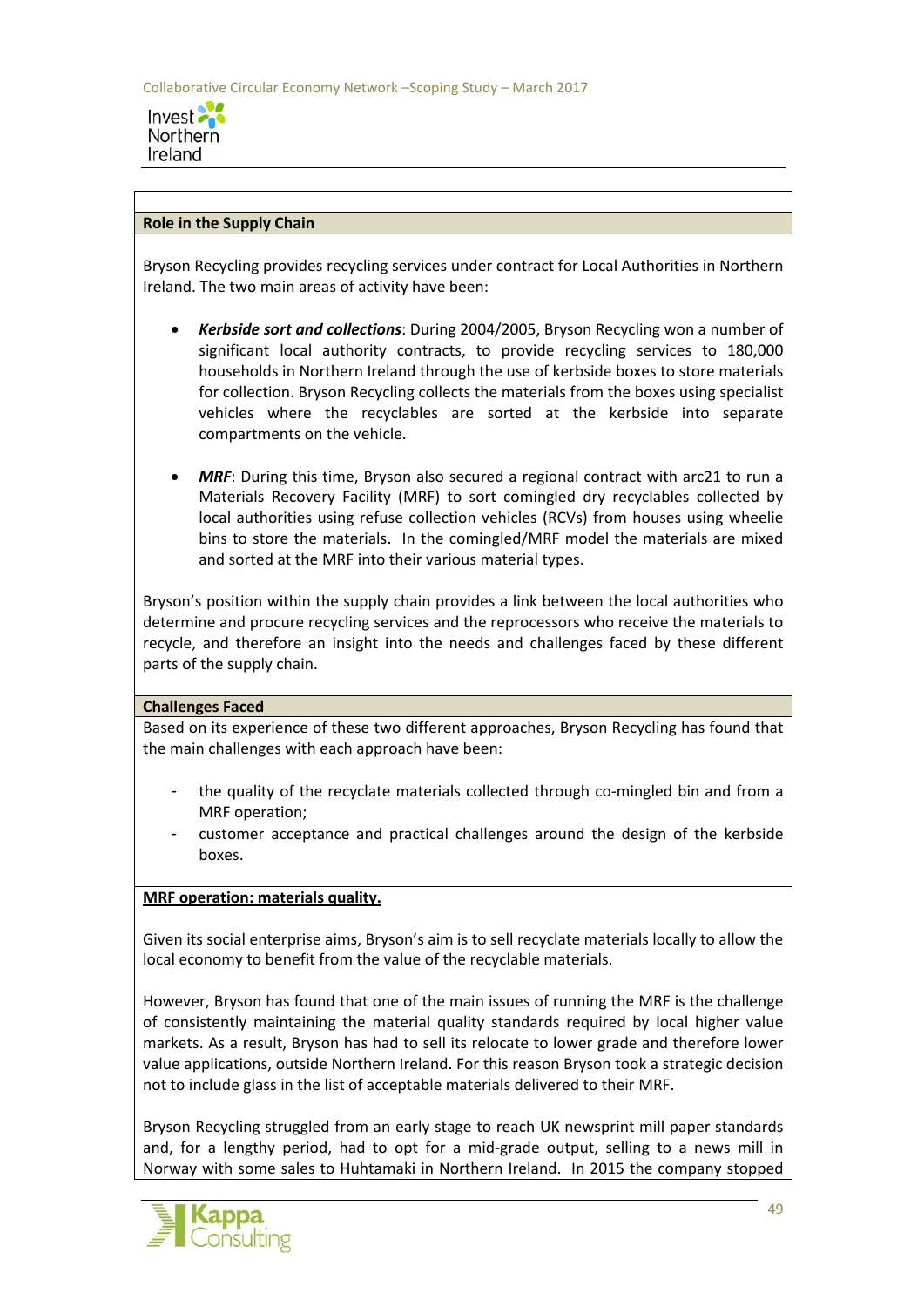**Role in the Supply Chain**

Bryson Recycling provides recycling services under contract for Local Authorities in Northern Ireland. The two main areas of activity have been:

- ***Kerbside sort and collections***: During 2004/2005, Bryson Recycling won a number of significant local authority contracts, to provide recycling services to 180,000 households in Northern Ireland through the use of kerbside boxes to store materials for collection. Bryson Recycling collects the materials from the boxes using specialist vehicles where the recyclables are sorted at the kerbside into separate compartments on the vehicle.

- ***MRF***: During this time, Bryson also secured a regional contract with arc21 to run a Materials Recovery Facility (MRF) to sort comingled dry recyclables collected by local authorities using refuse collection vehicles (RCVs) from houses using wheelie bins to store the materials. In the comingled/MRF model the materials are mixed and sorted at the MRF into their various material types.

Bryson's position within the supply chain provides a link between the local authorities who determine and procure recycling services and the reprocessors who receive the materials to recycle, and therefore an insight into the needs and challenges faced by these different parts of the supply chain.

**Challenges Faced**

Based on its experience of these two different approaches, Bryson Recycling has found that the main challenges with each approach have been:

- the quality of the recyclate materials collected through co-mingled bin and from a MRF operation;
- customer acceptance and practical challenges around the design of the kerbside boxes.

**MRF operation: materials quality.**

Given its social enterprise aims, Bryson's aim is to sell recyclate materials locally to allow the local economy to benefit from the value of the recyclable materials.

However, Bryson has found that one of the main issues of running the MRF is the challenge of consistently maintaining the material quality standards required by local higher value markets. As a result, Bryson has had to sell its relocate to lower grade and therefore lower value applications, outside Northern Ireland. For this reason Bryson took a strategic decision not to include glass in the list of acceptable materials delivered to their MRF.

Bryson Recycling struggled from an early stage to reach UK newsprint mill paper standards and, for a lengthy period, had to opt for a mid-grade output, selling to a news mill in Norway with some sales to Huhtamaki in Northern Ireland. In 2015 the company stopped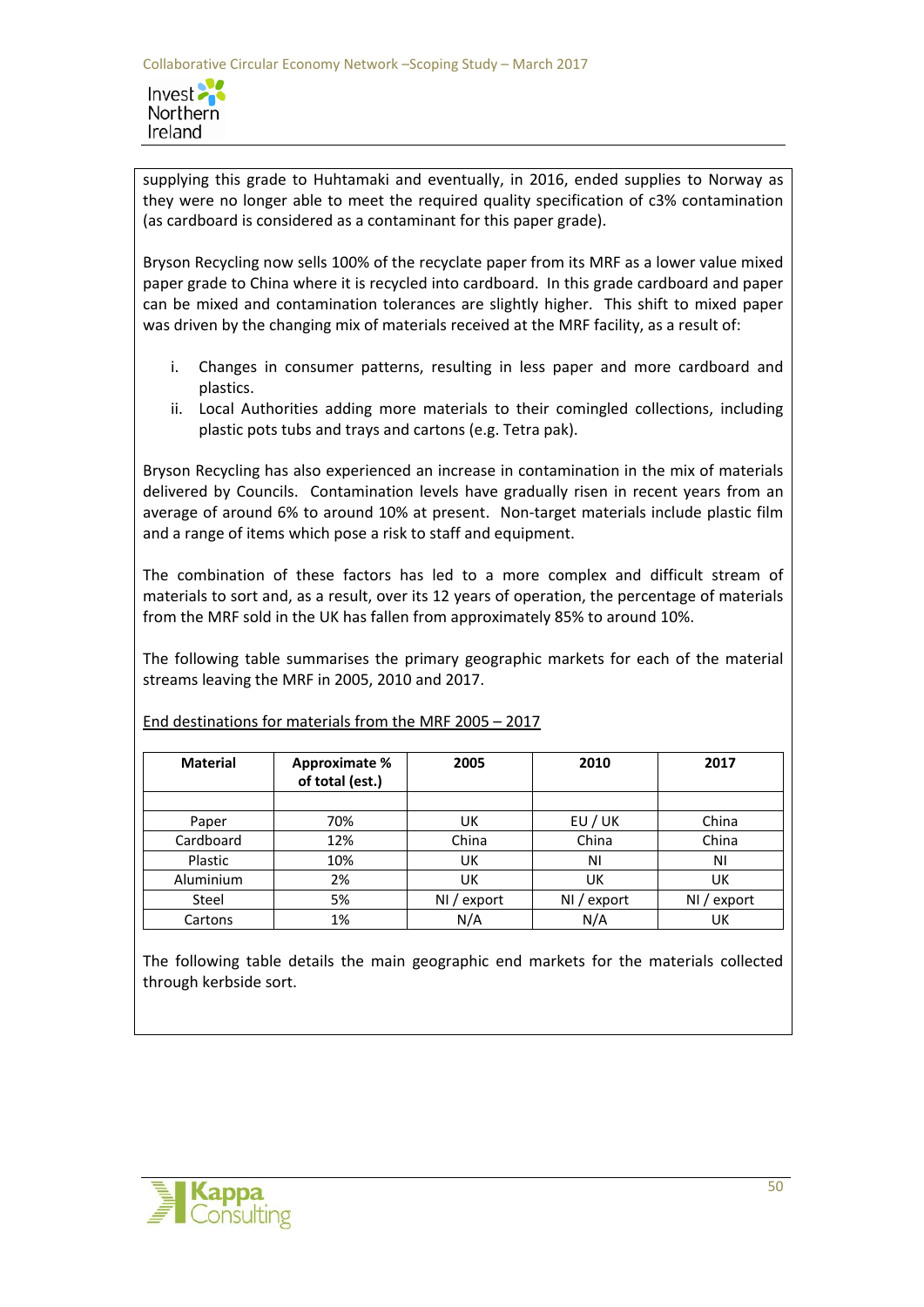supplying this grade to Huhtamaki and eventually, in 2016, ended supplies to Norway as they were no longer able to meet the required quality specification of c3% contamination (as cardboard is considered as a contaminant for this paper grade).

Bryson Recycling now sells 100% of the recyclate paper from its MRF as a lower value mixed paper grade to China where it is recycled into cardboard. In this grade cardboard and paper can be mixed and contamination tolerances are slightly higher. This shift to mixed paper was driven by the changing mix of materials received at the MRF facility, as a result of:

i. Changes in consumer patterns, resulting in less paper and more cardboard and plastics.
ii. Local Authorities adding more materials to their comingled collections, including plastic pots tubs and trays and cartons (e.g. Tetra pak).

Bryson Recycling has also experienced an increase in contamination in the mix of materials delivered by Councils. Contamination levels have gradually risen in recent years from an average of around 6% to around 10% at present. Non-target materials include plastic film and a range of items which pose a risk to staff and equipment.

The combination of these factors has led to a more complex and difficult stream of materials to sort and, as a result, over its 12 years of operation, the percentage of materials from the MRF sold in the UK has fallen from approximately 85% to around 10%.

The following table summarises the primary geographic markets for each of the material streams leaving the MRF in 2005, 2010 and 2017.

End destinations for materials from the MRF 2005 – 2017

| Material | Approximate % of total (est.) | 2005 | 2010 | 2017 |
|---|---|---|---|---|
| | | | | |
| Paper | 70% | UK | EU / UK | China |
| Cardboard | 12% | China | China | China |
| Plastic | 10% | UK | NI | NI |
| Aluminium | 2% | UK | UK | UK |
| Steel | 5% | NI / export | NI / export | NI / export |
| Cartons | 1% | N/A | N/A | UK |

The following table details the main geographic end markets for the materials collected through kerbside sort.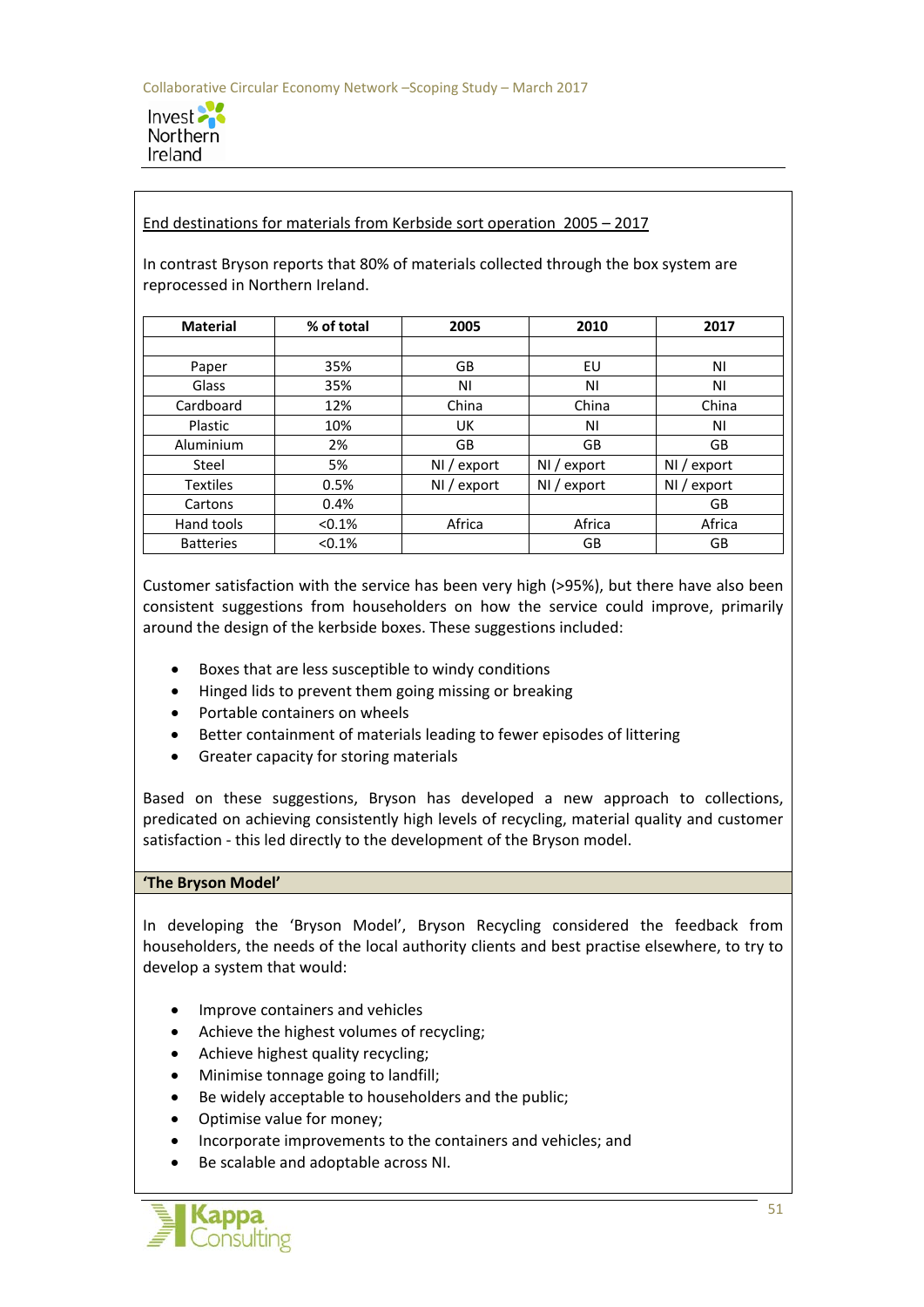<u>End destinations for materials from Kerbside sort operation 2005 – 2017</u>

In contrast Bryson reports that 80% of materials collected through the box system are reprocessed in Northern Ireland.

| Material | % of total | 2005 | 2010 | 2017 |
|---|---|---|---|---|
| | | | | |
| Paper | 35% | GB | EU | NI |
| Glass | 35% | NI | NI | NI |
| Cardboard | 12% | China | China | China |
| Plastic | 10% | UK | NI | NI |
| Aluminium | 2% | GB | GB | GB |
| Steel | 5% | NI / export | NI / export | NI / export |
| Textiles | 0.5% | NI / export | NI / export | NI / export |
| Cartons | 0.4% | | | GB |
| Hand tools | <0.1% | Africa | Africa | Africa |
| Batteries | <0.1% | | GB | GB |

Customer satisfaction with the service has been very high (>95%), but there have also been consistent suggestions from householders on how the service could improve, primarily around the design of the kerbside boxes. These suggestions included:

- Boxes that are less susceptible to windy conditions
- Hinged lids to prevent them going missing or breaking
- Portable containers on wheels
- Better containment of materials leading to fewer episodes of littering
- Greater capacity for storing materials

Based on these suggestions, Bryson has developed a new approach to collections, predicated on achieving consistently high levels of recycling, material quality and customer satisfaction - this led directly to the development of the Bryson model.

**'The Bryson Model'**

In developing the 'Bryson Model', Bryson Recycling considered the feedback from householders, the needs of the local authority clients and best practise elsewhere, to try to develop a system that would:

- Improve containers and vehicles
- Achieve the highest volumes of recycling;
- Achieve highest quality recycling;
- Minimise tonnage going to landfill;
- Be widely acceptable to householders and the public;
- Optimise value for money;
- Incorporate improvements to the containers and vehicles; and
- Be scalable and adoptable across NI.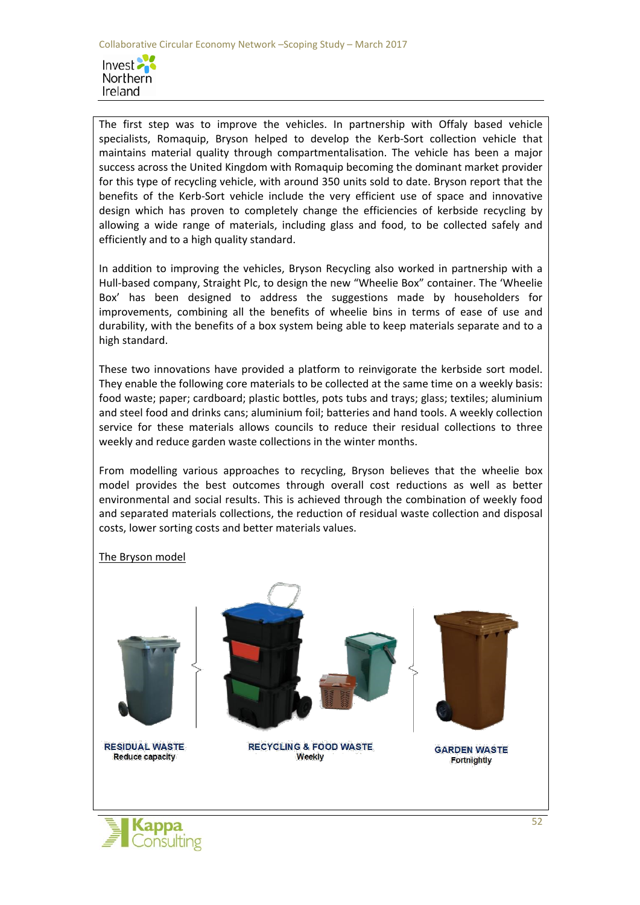The first step was to improve the vehicles. In partnership with Offaly based vehicle specialists, Romaquip, Bryson helped to develop the Kerb-Sort collection vehicle that maintains material quality through compartmentalisation. The vehicle has been a major success across the United Kingdom with Romaquip becoming the dominant market provider for this type of recycling vehicle, with around 350 units sold to date. Bryson report that the benefits of the Kerb-Sort vehicle include the very efficient use of space and innovative design which has proven to completely change the efficiencies of kerbside recycling by allowing a wide range of materials, including glass and food, to be collected safely and efficiently and to a high quality standard.

In addition to improving the vehicles, Bryson Recycling also worked in partnership with a Hull-based company, Straight Plc, to design the new "Wheelie Box" container. The 'Wheelie Box' has been designed to address the suggestions made by householders for improvements, combining all the benefits of wheelie bins in terms of ease of use and durability, with the benefits of a box system being able to keep materials separate and to a high standard.

These two innovations have provided a platform to reinvigorate the kerbside sort model. They enable the following core materials to be collected at the same time on a weekly basis: food waste; paper; cardboard; plastic bottles, pots tubs and trays; glass; textiles; aluminium and steel food and drinks cans; aluminium foil; batteries and hand tools. A weekly collection service for these materials allows councils to reduce their residual collections to three weekly and reduce garden waste collections in the winter months.

From modelling various approaches to recycling, Bryson believes that the wheelie box model provides the best outcomes through overall cost reductions as well as better environmental and social results. This is achieved through the combination of weekly food and separated materials collections, the reduction of residual waste collection and disposal costs, lower sorting costs and better materials values.

The Bryson model

RESIDUAL WASTE
Reduce capacity

RECYCLING & FOOD WASTE
Weekly

GARDEN WASTE
Fortnightly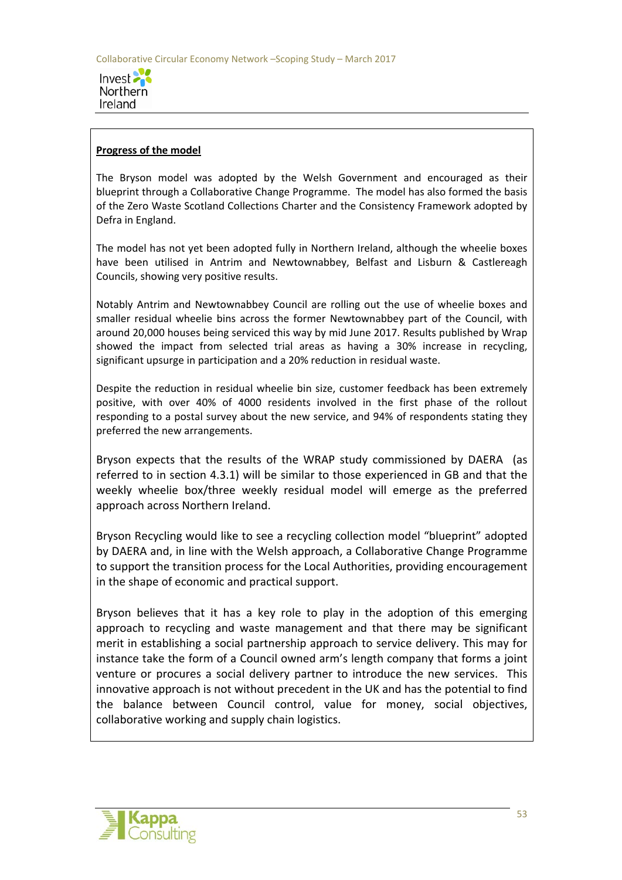**Progress of the model**

The Bryson model was adopted by the Welsh Government and encouraged as their blueprint through a Collaborative Change Programme. The model has also formed the basis of the Zero Waste Scotland Collections Charter and the Consistency Framework adopted by Defra in England.

The model has not yet been adopted fully in Northern Ireland, although the wheelie boxes have been utilised in Antrim and Newtownabbey, Belfast and Lisburn & Castlereagh Councils, showing very positive results.

Notably Antrim and Newtownabbey Council are rolling out the use of wheelie boxes and smaller residual wheelie bins across the former Newtownabbey part of the Council, with around 20,000 houses being serviced this way by mid June 2017. Results published by Wrap showed the impact from selected trial areas as having a 30% increase in recycling, significant upsurge in participation and a 20% reduction in residual waste.

Despite the reduction in residual wheelie bin size, customer feedback has been extremely positive, with over 40% of 4000 residents involved in the first phase of the rollout responding to a postal survey about the new service, and 94% of respondents stating they preferred the new arrangements.

Bryson expects that the results of the WRAP study commissioned by DAERA (as referred to in section 4.3.1) will be similar to those experienced in GB and that the weekly wheelie box/three weekly residual model will emerge as the preferred approach across Northern Ireland.

Bryson Recycling would like to see a recycling collection model "blueprint" adopted by DAERA and, in line with the Welsh approach, a Collaborative Change Programme to support the transition process for the Local Authorities, providing encouragement in the shape of economic and practical support.

Bryson believes that it has a key role to play in the adoption of this emerging approach to recycling and waste management and that there may be significant merit in establishing a social partnership approach to service delivery. This may for instance take the form of a Council owned arm's length company that forms a joint venture or procures a social delivery partner to introduce the new services. This innovative approach is not without precedent in the UK and has the potential to find the balance between Council control, value for money, social objectives, collaborative working and supply chain logistics.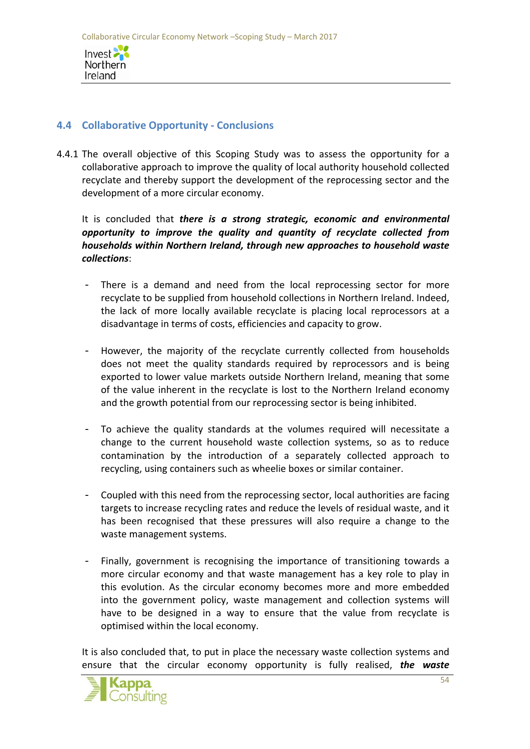## 4.4 Collaborative Opportunity - Conclusions

4.4.1 The overall objective of this Scoping Study was to assess the opportunity for a collaborative approach to improve the quality of local authority household collected recyclate and thereby support the development of the reprocessing sector and the development of a more circular economy.

It is concluded that ***there is a strong strategic, economic and environmental opportunity to improve the quality and quantity of recyclate collected from households within Northern Ireland, through new approaches to household waste collections***:

- There is a demand and need from the local reprocessing sector for more recyclate to be supplied from household collections in Northern Ireland. Indeed, the lack of more locally available recyclate is placing local reprocessors at a disadvantage in terms of costs, efficiencies and capacity to grow.

- However, the majority of the recyclate currently collected from households does not meet the quality standards required by reprocessors and is being exported to lower value markets outside Northern Ireland, meaning that some of the value inherent in the recyclate is lost to the Northern Ireland economy and the growth potential from our reprocessing sector is being inhibited.

- To achieve the quality standards at the volumes required will necessitate a change to the current household waste collection systems, so as to reduce contamination by the introduction of a separately collected approach to recycling, using containers such as wheelie boxes or similar container.

- Coupled with this need from the reprocessing sector, local authorities are facing targets to increase recycling rates and reduce the levels of residual waste, and it has been recognised that these pressures will also require a change to the waste management systems.

- Finally, government is recognising the importance of transitioning towards a more circular economy and that waste management has a key role to play in this evolution. As the circular economy becomes more and more embedded into the government policy, waste management and collection systems will have to be designed in a way to ensure that the value from recyclate is optimised within the local economy.

It is also concluded that, to put in place the necessary waste collection systems and ensure that the circular economy opportunity is fully realised, ***the waste***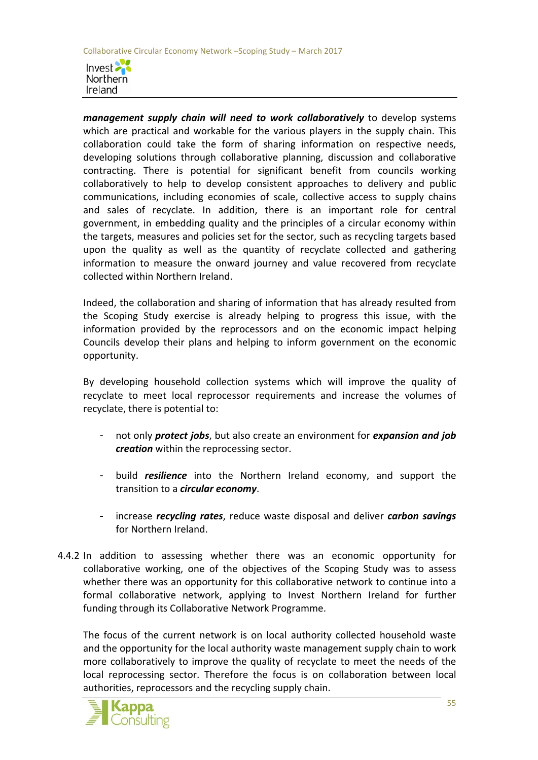***management supply chain will need to work collaboratively*** to develop systems which are practical and workable for the various players in the supply chain. This collaboration could take the form of sharing information on respective needs, developing solutions through collaborative planning, discussion and collaborative contracting. There is potential for significant benefit from councils working collaboratively to help to develop consistent approaches to delivery and public communications, including economies of scale, collective access to supply chains and sales of recyclate. In addition, there is an important role for central government, in embedding quality and the principles of a circular economy within the targets, measures and policies set for the sector, such as recycling targets based upon the quality as well as the quantity of recyclate collected and gathering information to measure the onward journey and value recovered from recyclate collected within Northern Ireland.

Indeed, the collaboration and sharing of information that has already resulted from the Scoping Study exercise is already helping to progress this issue, with the information provided by the reprocessors and on the economic impact helping Councils develop their plans and helping to inform government on the economic opportunity.

By developing household collection systems which will improve the quality of recyclate to meet local reprocessor requirements and increase the volumes of recyclate, there is potential to:

- not only ***protect jobs***, but also create an environment for ***expansion and job creation*** within the reprocessing sector.
- build ***resilience*** into the Northern Ireland economy, and support the transition to a ***circular economy***.
- increase ***recycling rates***, reduce waste disposal and deliver ***carbon savings*** for Northern Ireland.

4.4.2 In addition to assessing whether there was an economic opportunity for collaborative working, one of the objectives of the Scoping Study was to assess whether there was an opportunity for this collaborative network to continue into a formal collaborative network, applying to Invest Northern Ireland for further funding through its Collaborative Network Programme.

The focus of the current network is on local authority collected household waste and the opportunity for the local authority waste management supply chain to work more collaboratively to improve the quality of recyclate to meet the needs of the local reprocessing sector. Therefore the focus is on collaboration between local authorities, reprocessors and the recycling supply chain.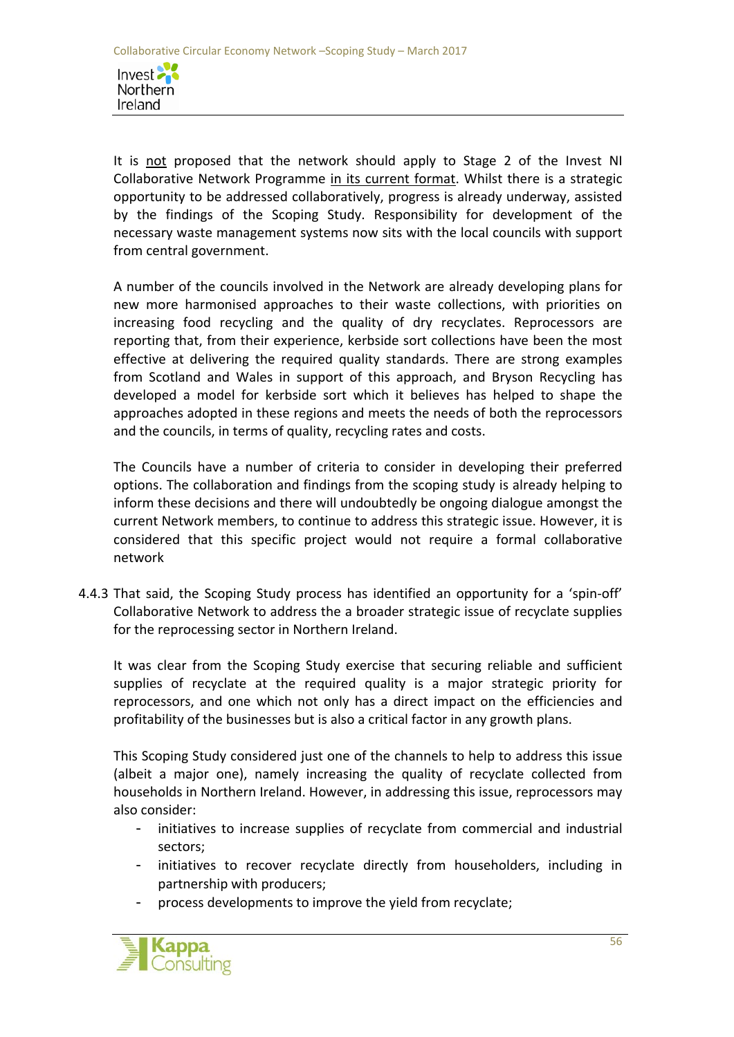It is <u>not</u> proposed that the network should apply to Stage 2 of the Invest NI Collaborative Network Programme <u>in its current format</u>. Whilst there is a strategic opportunity to be addressed collaboratively, progress is already underway, assisted by the findings of the Scoping Study. Responsibility for development of the necessary waste management systems now sits with the local councils with support from central government.

A number of the councils involved in the Network are already developing plans for new more harmonised approaches to their waste collections, with priorities on increasing food recycling and the quality of dry recyclates. Reprocessors are reporting that, from their experience, kerbside sort collections have been the most effective at delivering the required quality standards. There are strong examples from Scotland and Wales in support of this approach, and Bryson Recycling has developed a model for kerbside sort which it believes has helped to shape the approaches adopted in these regions and meets the needs of both the reprocessors and the councils, in terms of quality, recycling rates and costs.

The Councils have a number of criteria to consider in developing their preferred options. The collaboration and findings from the scoping study is already helping to inform these decisions and there will undoubtedly be ongoing dialogue amongst the current Network members, to continue to address this strategic issue. However, it is considered that this specific project would not require a formal collaborative network

4.4.3 That said, the Scoping Study process has identified an opportunity for a 'spin-off' Collaborative Network to address the a broader strategic issue of recyclate supplies for the reprocessing sector in Northern Ireland.

It was clear from the Scoping Study exercise that securing reliable and sufficient supplies of recyclate at the required quality is a major strategic priority for reprocessors, and one which not only has a direct impact on the efficiencies and profitability of the businesses but is also a critical factor in any growth plans.

This Scoping Study considered just one of the channels to help to address this issue (albeit a major one), namely increasing the quality of recyclate collected from households in Northern Ireland. However, in addressing this issue, reprocessors may also consider:

- initiatives to increase supplies of recyclate from commercial and industrial sectors;
- initiatives to recover recyclate directly from householders, including in partnership with producers;
- process developments to improve the yield from recyclate;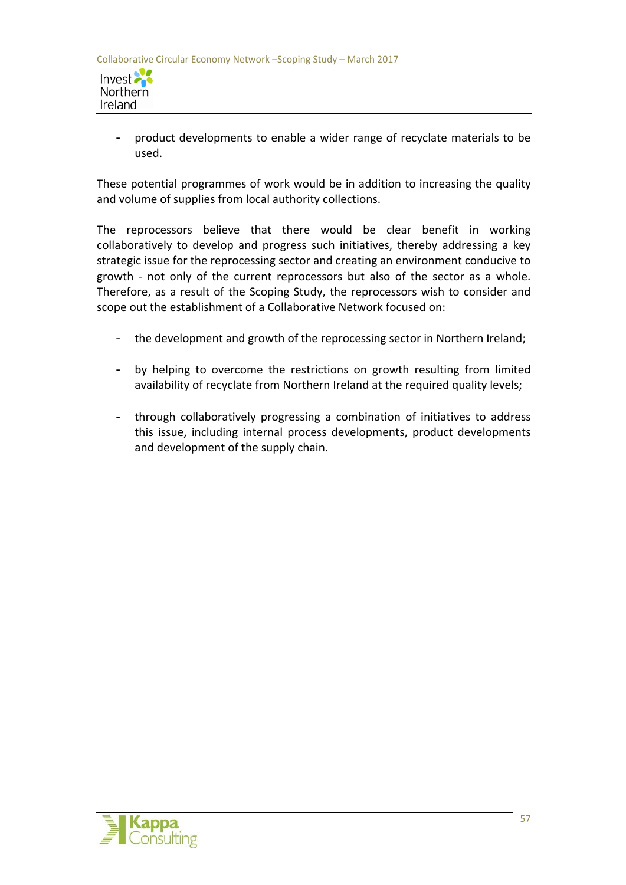- product developments to enable a wider range of recyclate materials to be used.

These potential programmes of work would be in addition to increasing the quality and volume of supplies from local authority collections.

The reprocessors believe that there would be clear benefit in working collaboratively to develop and progress such initiatives, thereby addressing a key strategic issue for the reprocessing sector and creating an environment conducive to growth - not only of the current reprocessors but also of the sector as a whole. Therefore, as a result of the Scoping Study, the reprocessors wish to consider and scope out the establishment of a Collaborative Network focused on:

- the development and growth of the reprocessing sector in Northern Ireland;

- by helping to overcome the restrictions on growth resulting from limited availability of recyclate from Northern Ireland at the required quality levels;

- through collaboratively progressing a combination of initiatives to address this issue, including internal process developments, product developments and development of the supply chain.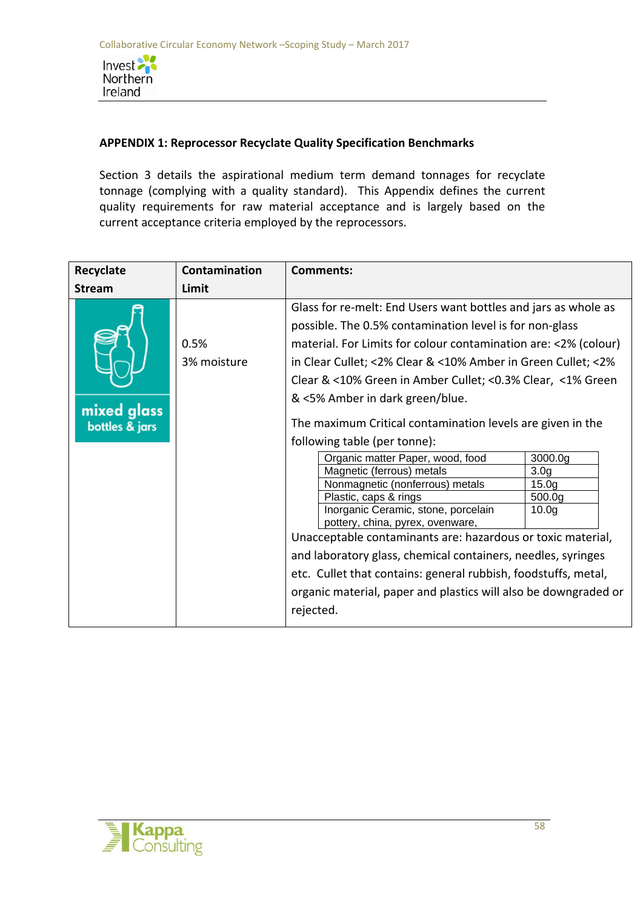## APPENDIX 1: Reprocessor Recyclate Quality Specification Benchmarks

Section 3 details the aspirational medium term demand tonnages for recyclate tonnage (complying with a quality standard). This Appendix defines the current quality requirements for raw material acceptance and is largely based on the current acceptance criteria employed by the reprocessors.

| Recyclate Stream | Contamination Limit | Comments: |
|---|---|---|
| mixed glass bottles & jars | 0.5%<br>3% moisture | Glass for re-melt: End Users want bottles and jars as whole as possible. The 0.5% contamination level is for non-glass material. For Limits for colour contamination are: <2% (colour) in Clear Cullet; <2% Clear & <10% Amber in Green Cullet; <2% Clear & <10% Green in Amber Cullet; <0.3% Clear, <1% Green & <5% Amber in dark green/blue.<br><br>The maximum Critical contamination levels are given in the following table (per tonne):<br><br>Organic matter Paper, wood, food: 3000.0g<br>Magnetic (ferrous) metals: 3.0g<br>Nonmagnetic (nonferrous) metals: 15.0g<br>Plastic, caps & rings: 500.0g<br>Inorganic Ceramic, stone, porcelain pottery, china, pyrex, ovenware,: 10.0g<br><br>Unacceptable contaminants are: hazardous or toxic material, and laboratory glass, chemical containers, needles, syringes etc. Cullet that contains: general rubbish, foodstuffs, metal, organic material, paper and plastics will also be downgraded or rejected. |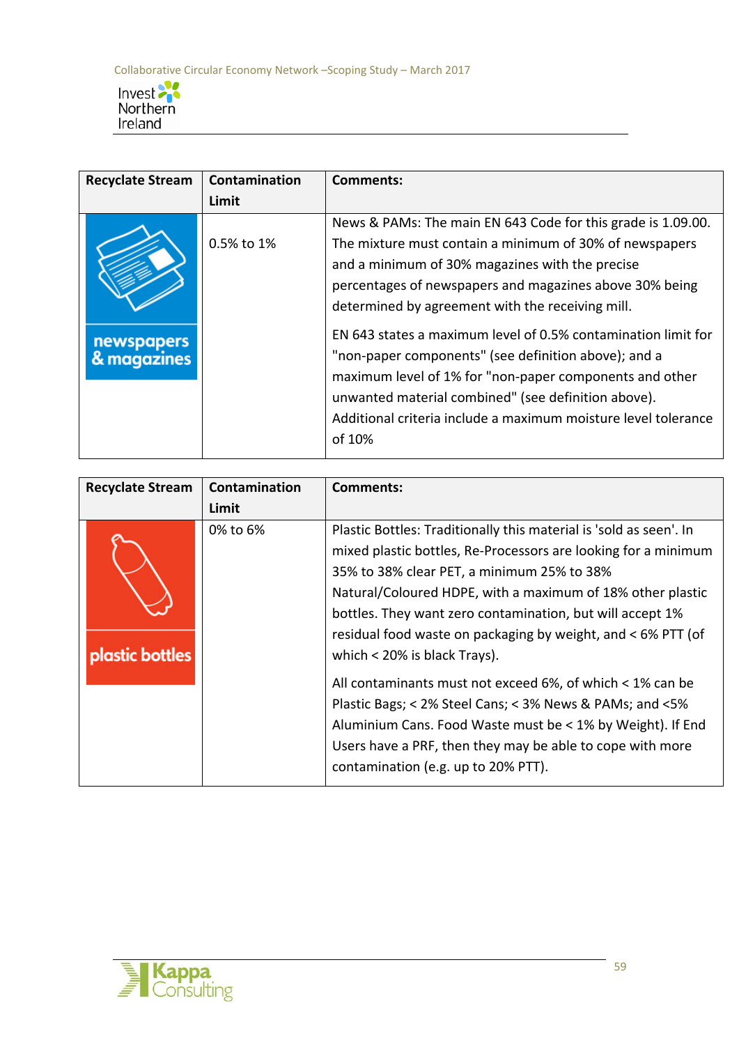| Recycle Stream | Contamination Limit | Comments: |
|---|---|---|
| newspapers & magazines | 0.5% to 1% | News & PAMs: The main EN 643 Code for this grade is 1.09.00. The mixture must contain a minimum of 30% of newspapers and a minimum of 30% magazines with the precise percentages of newspapers and magazines above 30% being determined by agreement with the receiving mill.<br><br>EN 643 states a maximum level of 0.5% contamination limit for "non-paper components" (see definition above); and a maximum level of 1% for "non-paper components and other unwanted material combined" (see definition above). Additional criteria include a maximum moisture level tolerance of 10% |

| Recycle Stream | Contamination Limit | Comments: |
|---|---|---|
| plastic bottles | 0% to 6% | Plastic Bottles: Traditionally this material is 'sold as seen'. In mixed plastic bottles, Re-Processors are looking for a minimum 35% to 38% clear PET, a minimum 25% to 38% Natural/Coloured HDPE, with a maximum of 18% other plastic bottles. They want zero contamination, but will accept 1% residual food waste on packaging by weight, and < 6% PTT (of which < 20% is black Trays).<br><br>All contaminants must not exceed 6%, of which < 1% can be Plastic Bags; < 2% Steel Cans; < 3% News & PAMs; and <5% Aluminium Cans. Food Waste must be < 1% by Weight). If End Users have a PRF, then they may be able to cope with more contamination (e.g. up to 20% PTT). |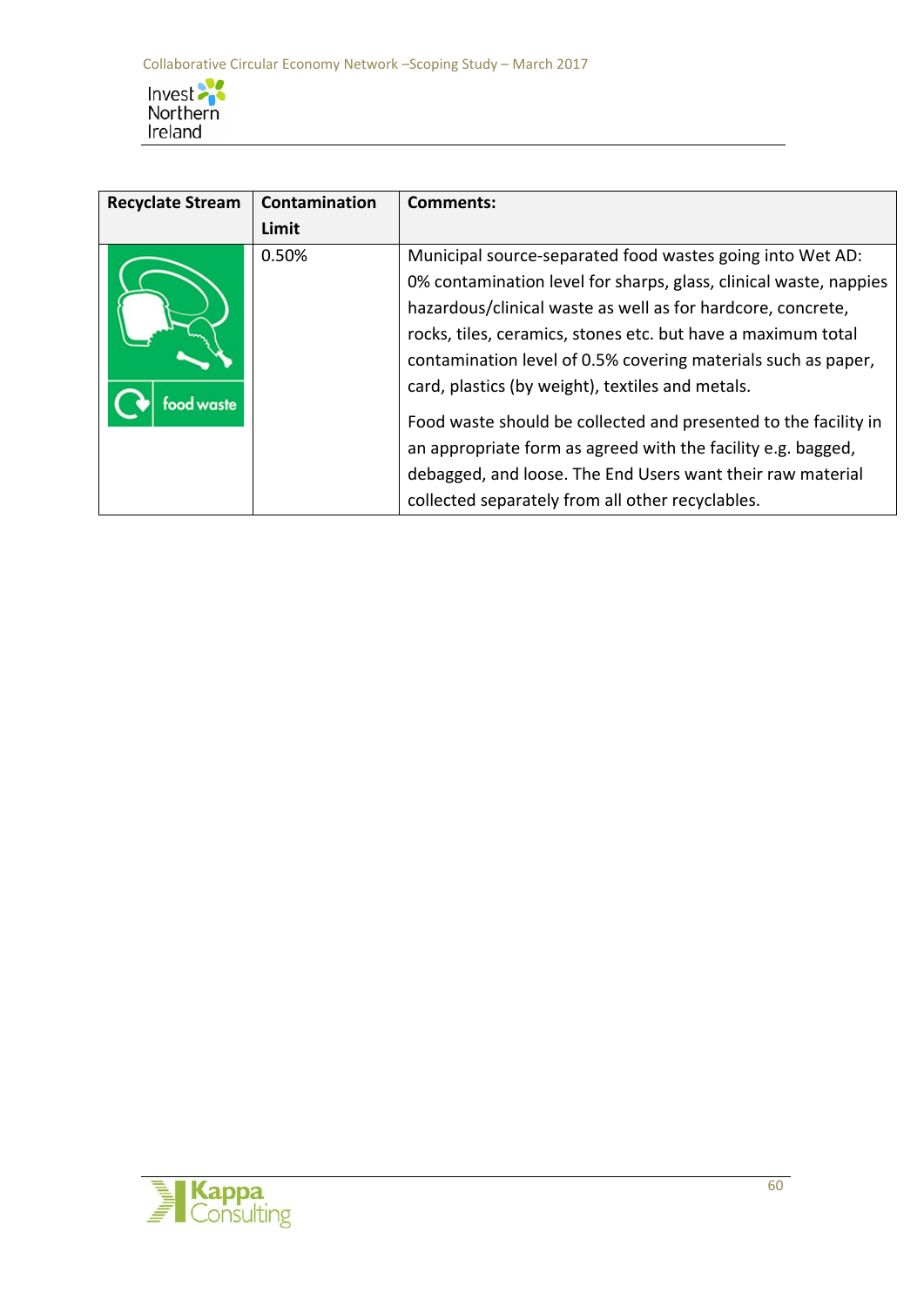| Recyclate Stream | Contamination Limit | Comments: |
| --- | --- | --- |
| food waste | 0.50% | Municipal source-separated food wastes going into Wet AD: 0% contamination level for sharps, glass, clinical waste, nappies hazardous/clinical waste as well as for hardcore, concrete, rocks, tiles, ceramics, stones etc. but have a maximum total contamination level of 0.5% covering materials such as paper, card, plastics (by weight), textiles and metals.<br><br>Food waste should be collected and presented to the facility in an appropriate form as agreed with the facility e.g. bagged, debagged, and loose. The End Users want their raw material collected separately from all other recyclables. |